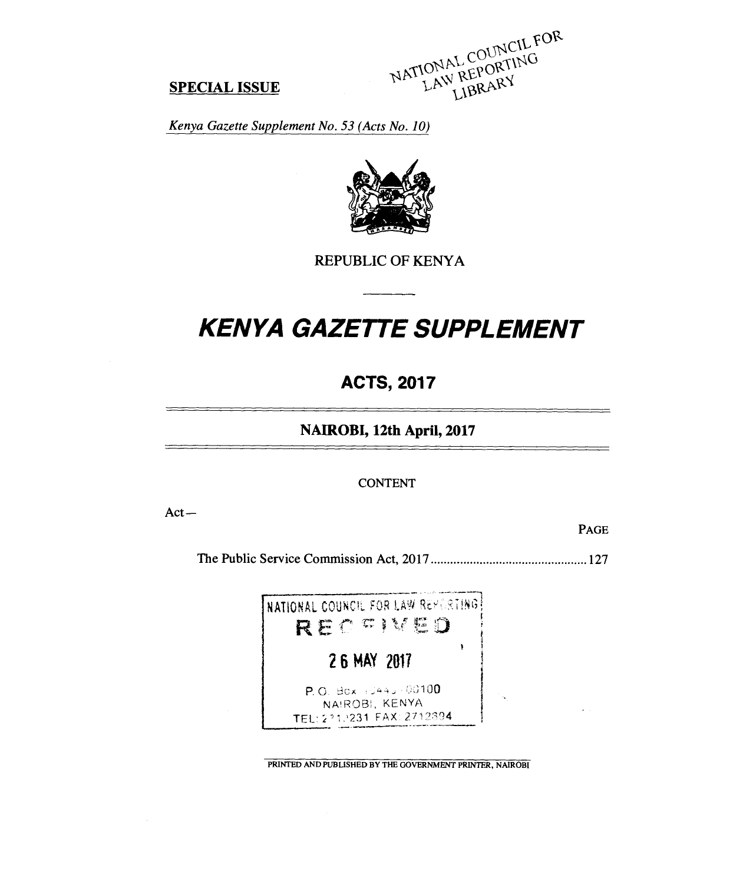**SPECIAL ISSUE**

*Kenya Gazette Supplement No. 53 (Acts No. 10)*

REPUBLIC OF KENYA

# *KENYA GAZETTE SUPPLEMENT*

## ACTS, 2017

### NAIROBI, 12th April, 2017

CONTENT

Act—

| | PAGE |
|---|---|
| The Public Service Commission Act, 2017 | 127 |

PRINTED AND PUBLISHED BY THE GOVERNMENT PRINTER, NAIROBI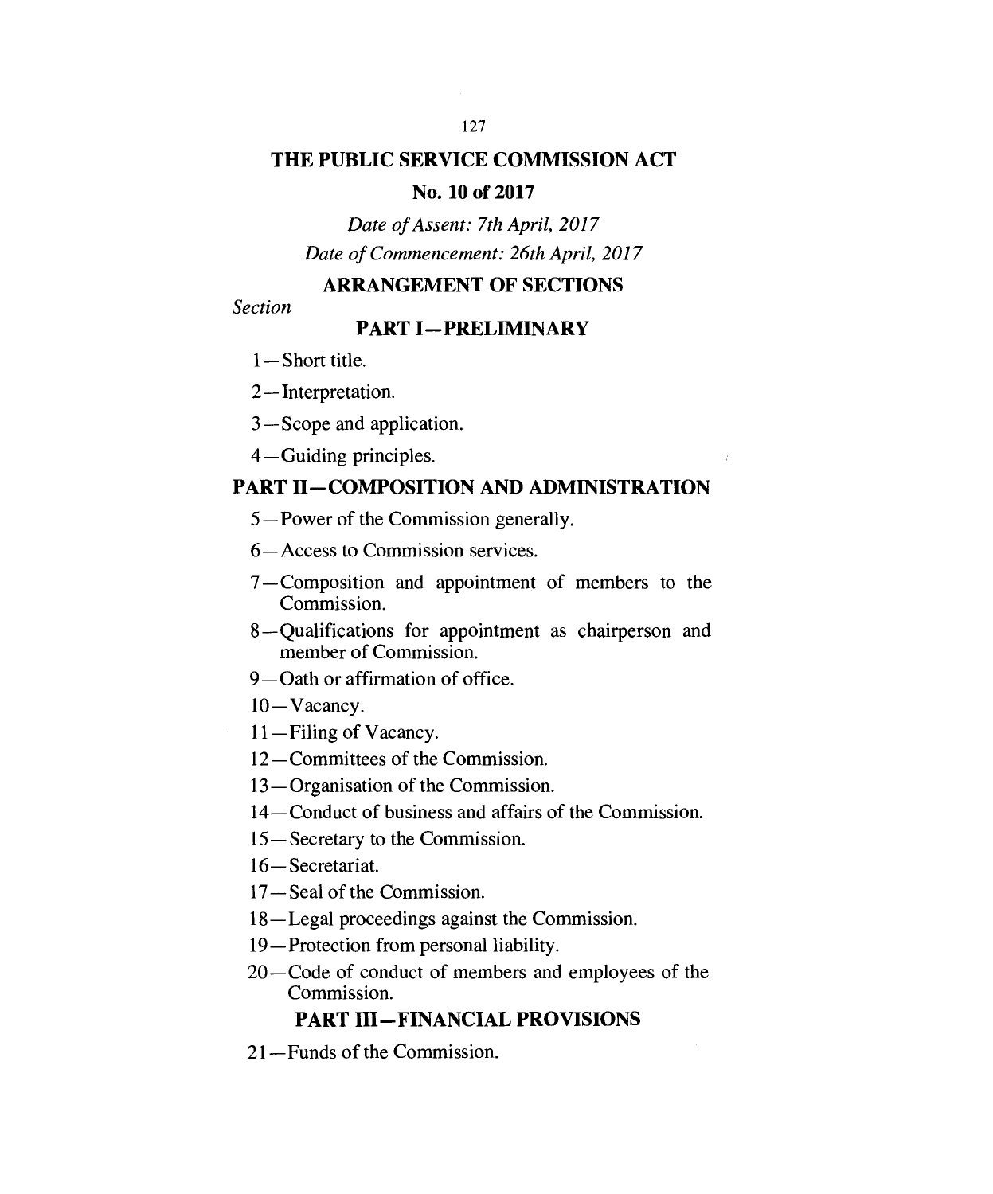# THE PUBLIC SERVICE COMMISSION ACT

## No. 10 of 2017

*Date of Assent: 7th April, 2017*

*Date of Commencement: 26th April, 2017*

## ARRANGEMENT OF SECTIONS

*Section*

### PART I—PRELIMINARY

1—Short title.

2—Interpretation.

3—Scope and application.

4—Guiding principles.

### PART II—COMPOSITION AND ADMINISTRATION

5—Power of the Commission generally.

6—Access to Commission services.

7—Composition and appointment of members to the Commission.

8—Qualifications for appointment as chairperson and member of Commission.

9—Oath or affirmation of office.

10—Vacancy.

11—Filing of Vacancy.

12—Committees of the Commission.

13—Organisation of the Commission.

14—Conduct of business and affairs of the Commission.

15—Secretary to the Commission.

16—Secretariat.

17—Seal of the Commission.

18—Legal proceedings against the Commission.

19—Protection from personal liability.

20—Code of conduct of members and employees of the Commission.

### PART III—FINANCIAL PROVISIONS

21—Funds of the Commission.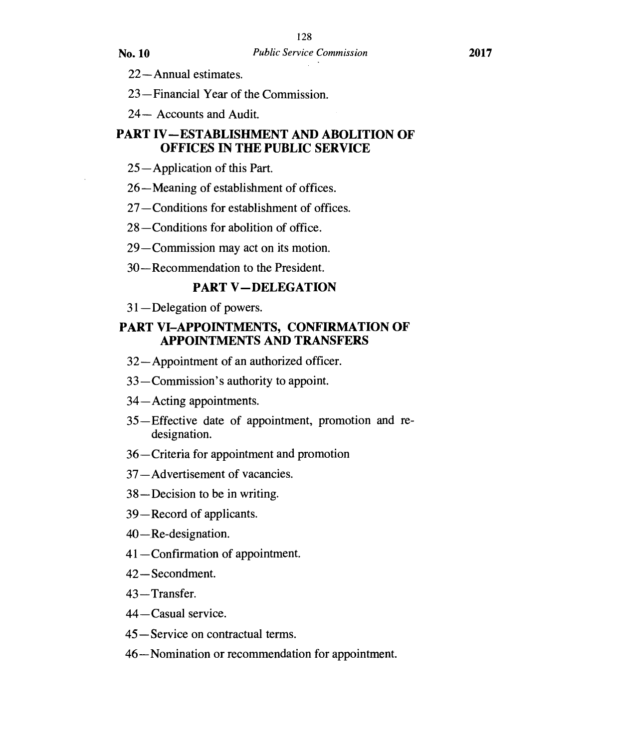22—Annual estimates.

23—Financial Year of the Commission.

24— Accounts and Audit.

## PART IV—ESTABLISHMENT AND ABOLITION OF OFFICES IN THE PUBLIC SERVICE

25—Application of this Part.

26—Meaning of establishment of offices.

27—Conditions for establishment of offices.

28—Conditions for abolition of office.

29—Commission may act on its motion.

30—Recommendation to the President.

## PART V—DELEGATION

31—Delegation of powers.

## PART VI–APPOINTMENTS, CONFIRMATION OF APPOINTMENTS AND TRANSFERS

32—Appointment of an authorized officer.

33—Commission's authority to appoint.

34—Acting appointments.

35—Effective date of appointment, promotion and re-designation.

36—Criteria for appointment and promotion

37—Advertisement of vacancies.

38—Decision to be in writing.

39—Record of applicants.

40—Re-designation.

41—Confirmation of appointment.

42—Secondment.

43—Transfer.

44—Casual service.

45—Service on contractual terms.

46—Nomination or recommendation for appointment.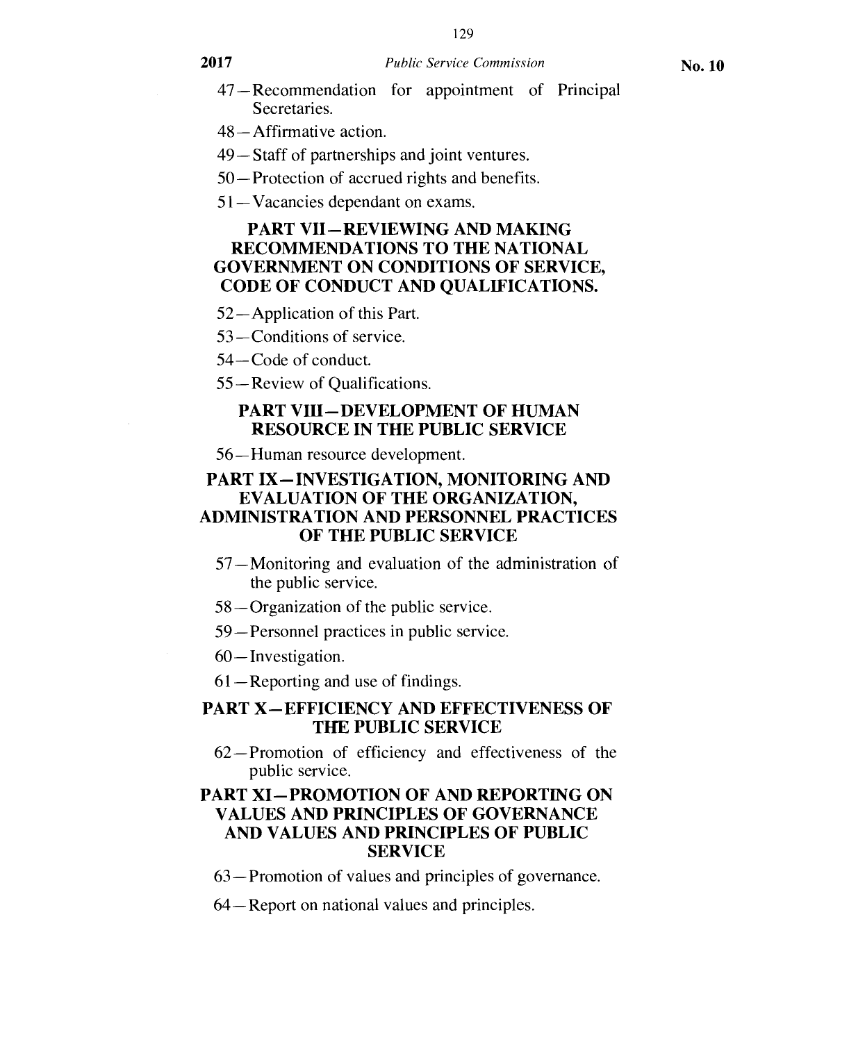47—Recommendation for appointment of Principal Secretaries.

48—Affirmative action.

49—Staff of partnerships and joint ventures.

50—Protection of accrued rights and benefits.

51—Vacancies dependant on exams.

## PART VII—REVIEWING AND MAKING RECOMMENDATIONS TO THE NATIONAL GOVERNMENT ON CONDITIONS OF SERVICE, CODE OF CONDUCT AND QUALIFICATIONS.

52—Application of this Part.

53—Conditions of service.

54—Code of conduct.

55—Review of Qualifications.

## PART VIII—DEVELOPMENT OF HUMAN RESOURCE IN THE PUBLIC SERVICE

56—Human resource development.

## PART IX—INVESTIGATION, MONITORING AND EVALUATION OF THE ORGANIZATION, ADMINISTRATION AND PERSONNEL PRACTICES OF THE PUBLIC SERVICE

57—Monitoring and evaluation of the administration of the public service.

58—Organization of the public service.

59—Personnel practices in public service.

60—Investigation.

61—Reporting and use of findings.

## PART X—EFFICIENCY AND EFFECTIVENESS OF THE PUBLIC SERVICE

62—Promotion of efficiency and effectiveness of the public service.

## PART XI—PROMOTION OF AND REPORTING ON VALUES AND PRINCIPLES OF GOVERNANCE AND VALUES AND PRINCIPLES OF PUBLIC SERVICE

63—Promotion of values and principles of governance.

64—Report on national values and principles.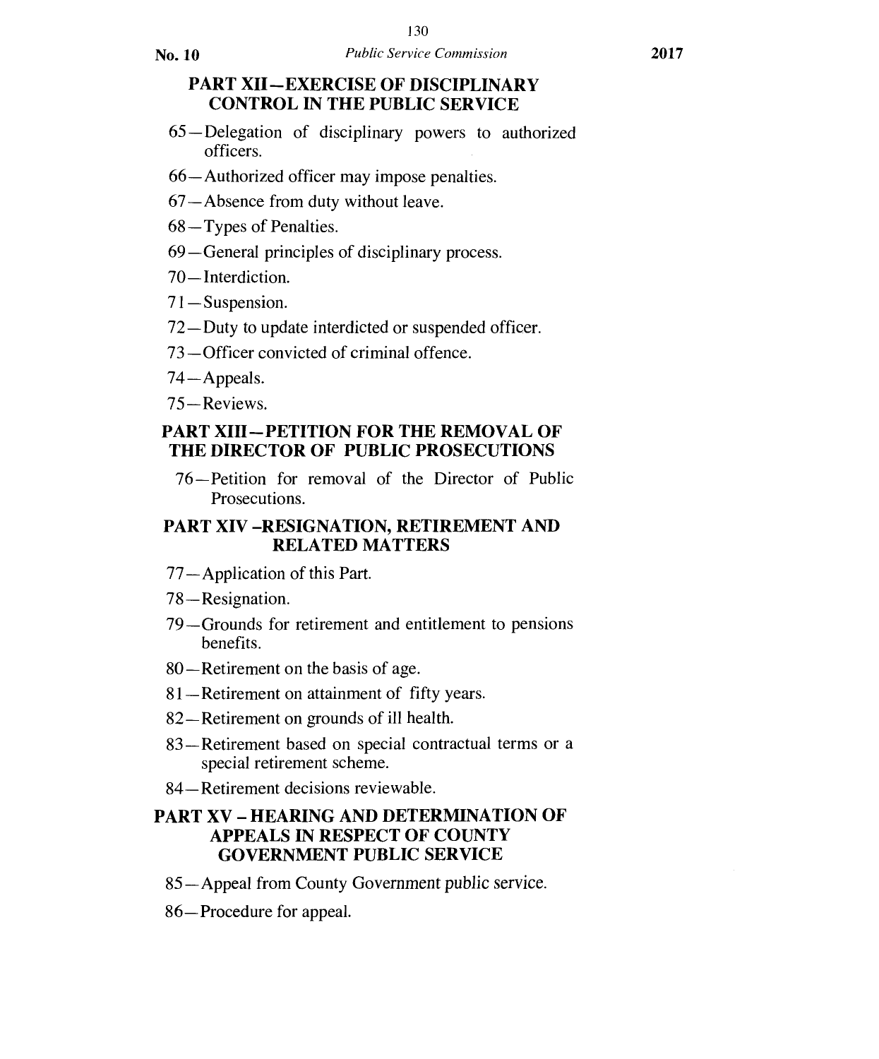## PART XII—EXERCISE OF DISCIPLINARY CONTROL IN THE PUBLIC SERVICE

65—Delegation of disciplinary powers to authorized officers.

66—Authorized officer may impose penalties.

67—Absence from duty without leave.

68—Types of Penalties.

69—General principles of disciplinary process.

70—Interdiction.

71—Suspension.

72—Duty to update interdicted or suspended officer.

73—Officer convicted of criminal offence.

74—Appeals.

75—Reviews.

## PART XIII—PETITION FOR THE REMOVAL OF THE DIRECTOR OF PUBLIC PROSECUTIONS

76—Petition for removal of the Director of Public Prosecutions.

## PART XIV –RESIGNATION, RETIREMENT AND RELATED MATTERS

77—Application of this Part.

78—Resignation.

79—Grounds for retirement and entitlement to pensions benefits.

80—Retirement on the basis of age.

81—Retirement on attainment of fifty years.

82—Retirement on grounds of ill health.

83—Retirement based on special contractual terms or a special retirement scheme.

84—Retirement decisions reviewable.

## PART XV – HEARING AND DETERMINATION OF APPEALS IN RESPECT OF COUNTY GOVERNMENT PUBLIC SERVICE

85—Appeal from County Government public service.

86—Procedure for appeal.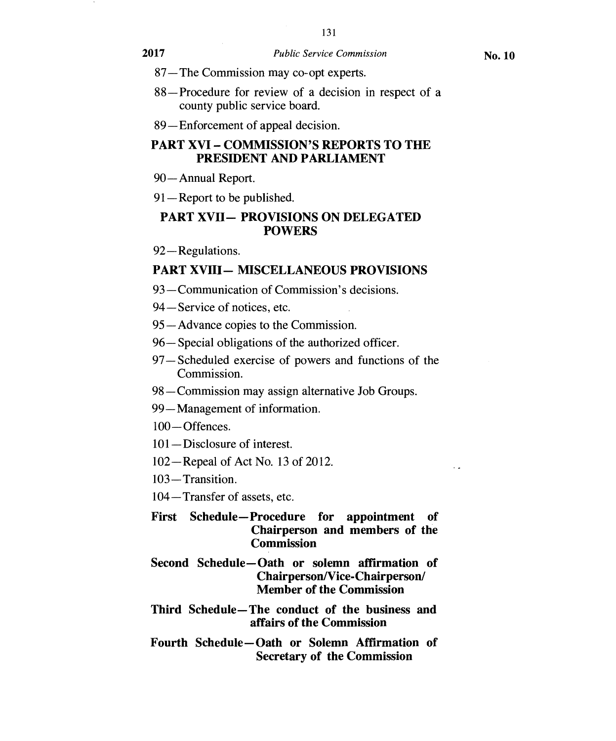87—The Commission may co-opt experts.

88—Procedure for review of a decision in respect of a county public service board.

89—Enforcement of appeal decision.

**PART XVI – COMMISSION'S REPORTS TO THE PRESIDENT AND PARLIAMENT**

90—Annual Report.

91—Report to be published.

**PART XVII— PROVISIONS ON DELEGATED POWERS**

92—Regulations.

**PART XVIII— MISCELLANEOUS PROVISIONS**

93—Communication of Commission's decisions.

94—Service of notices, etc.

95—Advance copies to the Commission.

96—Special obligations of the authorized officer.

97—Scheduled exercise of powers and functions of the Commission.

98—Commission may assign alternative Job Groups.

99—Management of information.

100—Offences.

101—Disclosure of interest.

102—Repeal of Act No. 13 of 2012.

103—Transition.

104—Transfer of assets, etc.

**First Schedule—Procedure for appointment of Chairperson and members of the Commission**

**Second Schedule—Oath or solemn affirmation of Chairperson/Vice-Chairperson/ Member of the Commission**

**Third Schedule—The conduct of the business and affairs of the Commission**

**Fourth Schedule—Oath or Solemn Affirmation of Secretary of the Commission**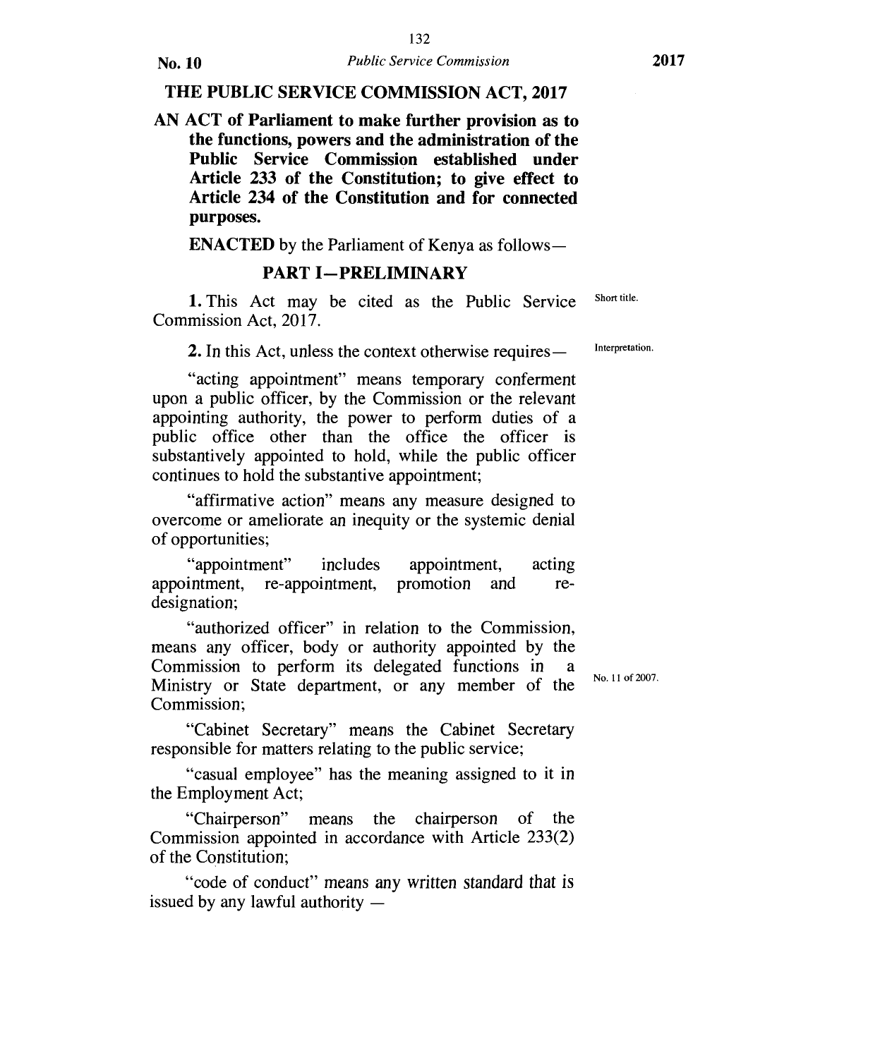# THE PUBLIC SERVICE COMMISSION ACT, 2017

**AN ACT of Parliament to make further provision as to the functions, powers and the administration of the Public Service Commission established under Article 233 of the Constitution; to give effect to Article 234 of the Constitution and for connected purposes.**

**ENACTED** by the Parliament of Kenya as follows—

## PART I—PRELIMINARY

Short title.

**1.** This Act may be cited as the Public Service Commission Act, 2017.

Interpretation.

**2.** In this Act, unless the context otherwise requires—

"acting appointment" means temporary conferment upon a public officer, by the Commission or the relevant appointing authority, the power to perform duties of a public office other than the office the officer is substantively appointed to hold, while the public officer continues to hold the substantive appointment;

"affirmative action" means any measure designed to overcome or ameliorate an inequity or the systemic denial of opportunities;

"appointment" includes appointment, acting appointment, re-appointment, promotion and re-designation;

"authorized officer" in relation to the Commission, means any officer, body or authority appointed by the Commission to perform its delegated functions in a Ministry or State department, or any member of the Commission;

"Cabinet Secretary" means the Cabinet Secretary responsible for matters relating to the public service;

No. 11 of 2007.

"casual employee" has the meaning assigned to it in the Employment Act;

"Chairperson" means the chairperson of the Commission appointed in accordance with Article 233(2) of the Constitution;

"code of conduct" means any written standard that is issued by any lawful authority —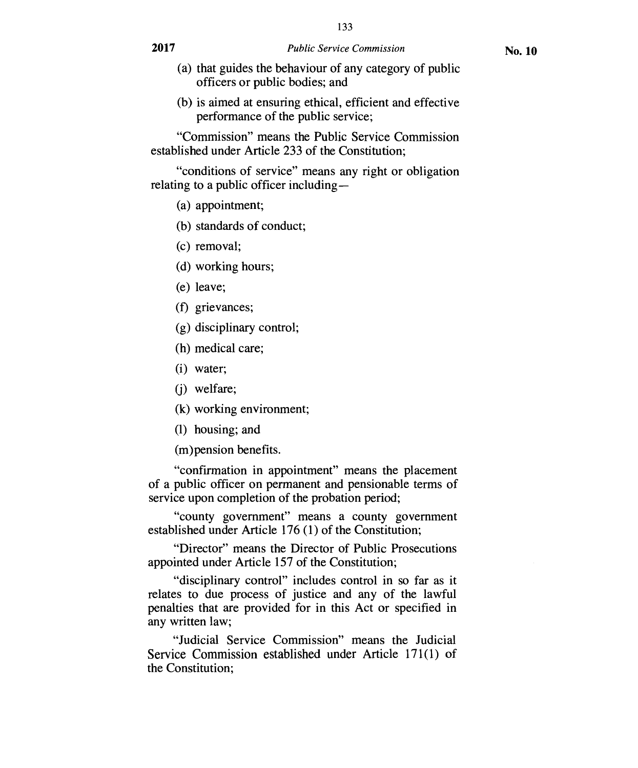(a) that guides the behaviour of any category of public officers or public bodies; and

(b) is aimed at ensuring ethical, efficient and effective performance of the public service;

"Commission" means the Public Service Commission established under Article 233 of the Constitution;

"conditions of service" means any right or obligation relating to a public officer including—

(a) appointment;

(b) standards of conduct;

(c) removal;

(d) working hours;

(e) leave;

(f) grievances;

(g) disciplinary control;

(h) medical care;

(i) water;

(j) welfare;

(k) working environment;

(l) housing; and

(m) pension benefits.

"confirmation in appointment" means the placement of a public officer on permanent and pensionable terms of service upon completion of the probation period;

"county government" means a county government established under Article 176 (1) of the Constitution;

"Director" means the Director of Public Prosecutions appointed under Article 157 of the Constitution;

"disciplinary control" includes control in so far as it relates to due process of justice and any of the lawful penalties that are provided for in this Act or specified in any written law;

"Judicial Service Commission" means the Judicial Service Commission established under Article 171(1) of the Constitution;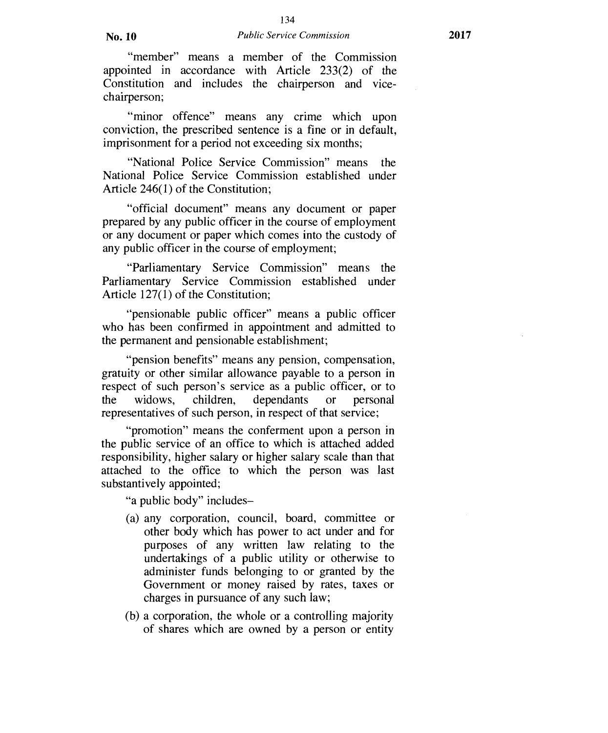"member" means a member of the Commission appointed in accordance with Article 233(2) of the Constitution and includes the chairperson and vice-chairperson;

"minor offence" means any crime which upon conviction, the prescribed sentence is a fine or in default, imprisonment for a period not exceeding six months;

"National Police Service Commission" means the National Police Service Commission established under Article 246(1) of the Constitution;

"official document" means any document or paper prepared by any public officer in the course of employment or any document or paper which comes into the custody of any public officer in the course of employment;

"Parliamentary Service Commission" means the Parliamentary Service Commission established under Article 127(1) of the Constitution;

"pensionable public officer" means a public officer who has been confirmed in appointment and admitted to the permanent and pensionable establishment;

"pension benefits" means any pension, compensation, gratuity or other similar allowance payable to a person in respect of such person's service as a public officer, or to the widows, children, dependants or personal representatives of such person, in respect of that service;

"promotion" means the conferment upon a person in the public service of an office to which is attached added responsibility, higher salary or higher salary scale than that attached to the office to which the person was last substantively appointed;

"a public body" includes–

(a) any corporation, council, board, committee or other body which has power to act under and for purposes of any written law relating to the undertakings of a public utility or otherwise to administer funds belonging to or granted by the Government or money raised by rates, taxes or charges in pursuance of any such law;

(b) a corporation, the whole or a controlling majority of shares which are owned by a person or entity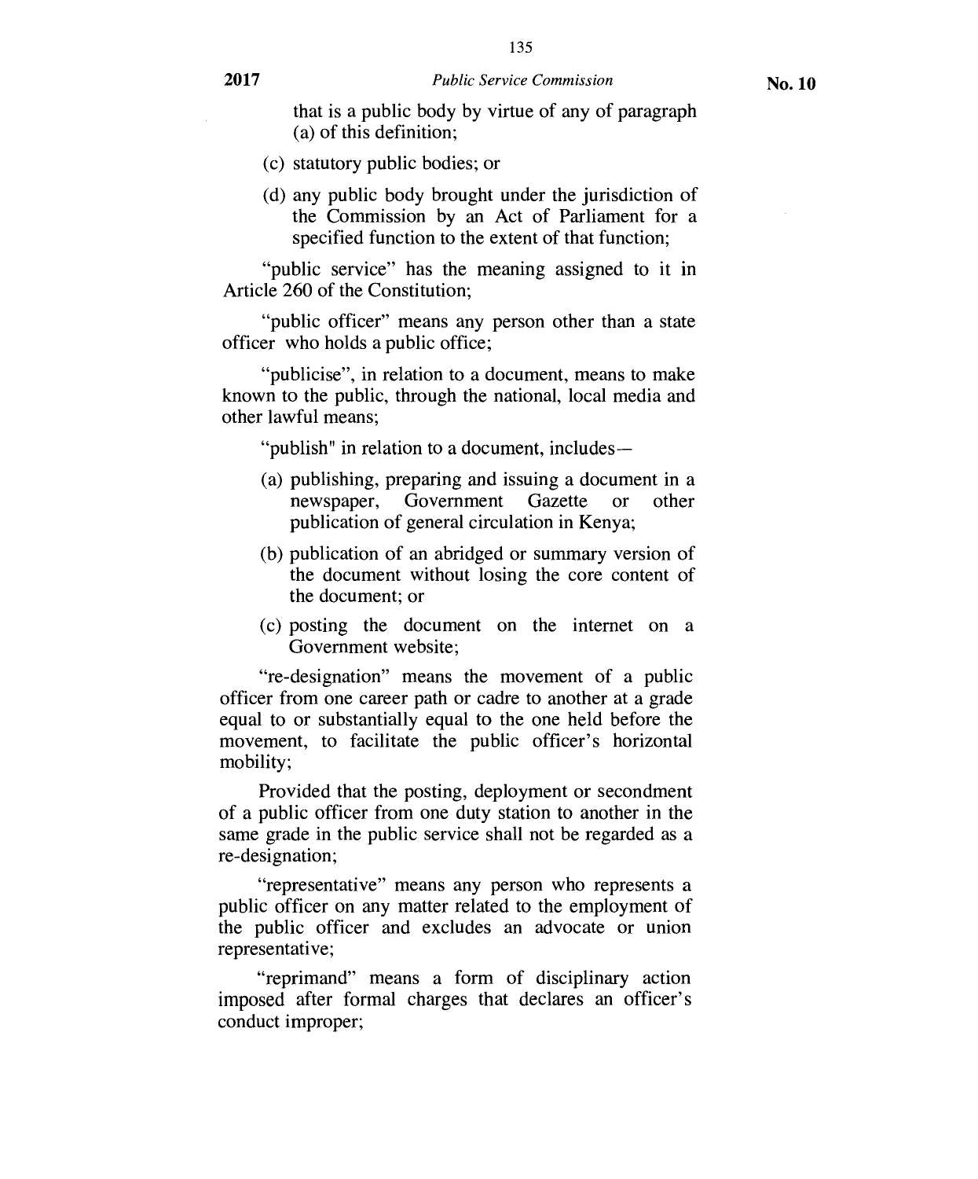that is a public body by virtue of any of paragraph (a) of this definition;

(c) statutory public bodies; or

(d) any public body brought under the jurisdiction of the Commission by an Act of Parliament for a specified function to the extent of that function;

"public service" has the meaning assigned to it in Article 260 of the Constitution;

"public officer" means any person other than a state officer who holds a public office;

"publicise", in relation to a document, means to make known to the public, through the national, local media and other lawful means;

"publish" in relation to a document, includes—

(a) publishing, preparing and issuing a document in a newspaper, Government Gazette or other publication of general circulation in Kenya;

(b) publication of an abridged or summary version of the document without losing the core content of the document; or

(c) posting the document on the internet on a Government website;

"re-designation" means the movement of a public officer from one career path or cadre to another at a grade equal to or substantially equal to the one held before the movement, to facilitate the public officer's horizontal mobility;

Provided that the posting, deployment or secondment of a public officer from one duty station to another in the same grade in the public service shall not be regarded as a re-designation;

"representative" means any person who represents a public officer on any matter related to the employment of the public officer and excludes an advocate or union representative;

"reprimand" means a form of disciplinary action imposed after formal charges that declares an officer's conduct improper;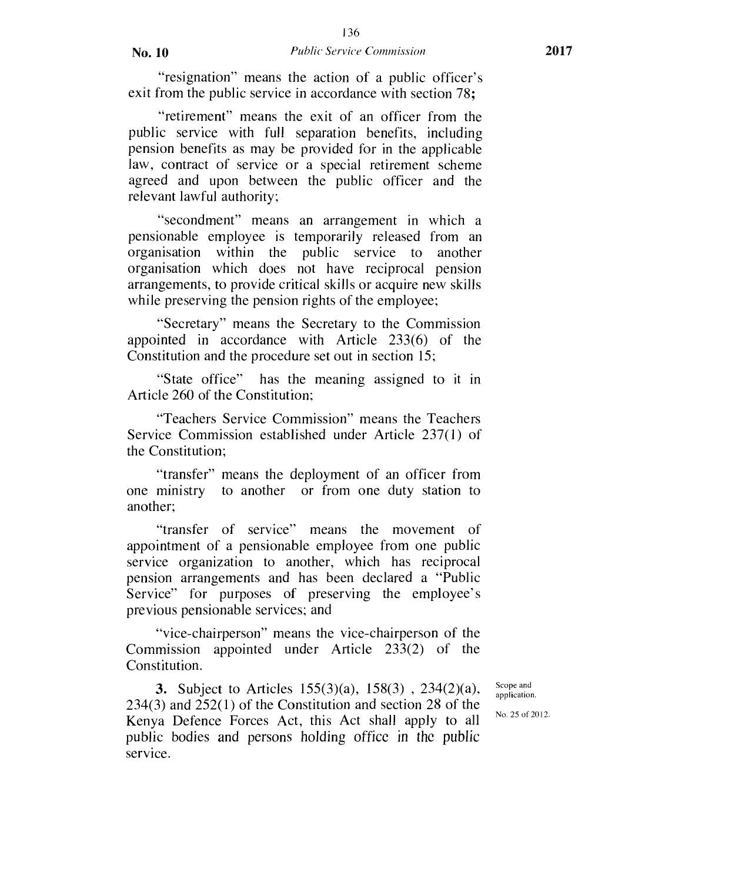"resignation" means the action of a public officer's exit from the public service in accordance with section 78**;**

"retirement" means the exit of an officer from the public service with full separation benefits, including pension benefits as may be provided for in the applicable law, contract of service or a special retirement scheme agreed and upon between the public officer and the relevant lawful authority;

"secondment" means an arrangement in which a pensionable employee is temporarily released from an organisation within the public service to another organisation which does not have reciprocal pension arrangements, to provide critical skills or acquire new skills while preserving the pension rights of the employee;

"Secretary" means the Secretary to the Commission appointed in accordance with Article 233(6) of the Constitution and the procedure set out in section 15;

"State office" has the meaning assigned to it in Article 260 of the Constitution;

"Teachers Service Commission" means the Teachers Service Commission established under Article 237(1) of the Constitution;

"transfer" means the deployment of an officer from one ministry to another or from one duty station to another;

"transfer of service" means the movement of appointment of a pensionable employee from one public service organization to another, which has reciprocal pension arrangements and has been declared a "Public Service" for purposes of preserving the employee's previous pensionable services; and

"vice-chairperson" means the vice-chairperson of the Commission appointed under Article 233(2) of the Constitution.

Scope and application.

No. 25 of 2012.

**3.** Subject to Articles 155(3)(a), 158(3) , 234(2)(a), 234(3) and 252(1) of the Constitution and section 28 of the Kenya Defence Forces Act, this Act shall apply to all public bodies and persons holding office in the public service.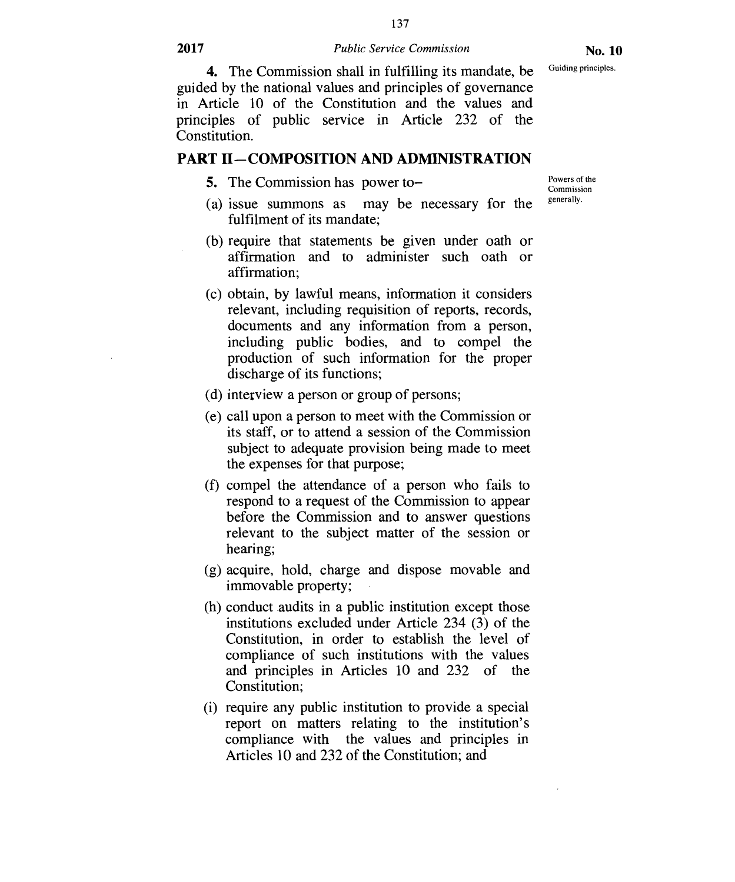**4.** The Commission shall in fulfilling its mandate, be guided by the national values and principles of governance in Article 10 of the Constitution and the values and principles of public service in Article 232 of the Constitution.

Guiding principles.

## PART II—COMPOSITION AND ADMINISTRATION

**5.** The Commission has power to–

Powers of the Commission generally.

(a) issue summons as may be necessary for the fulfilment of its mandate;

(b) require that statements be given under oath or affirmation and to administer such oath or affirmation;

(c) obtain, by lawful means, information it considers relevant, including requisition of reports, records, documents and any information from a person, including public bodies, and to compel the production of such information for the proper discharge of its functions;

(d) interview a person or group of persons;

(e) call upon a person to meet with the Commission or its staff, or to attend a session of the Commission subject to adequate provision being made to meet the expenses for that purpose;

(f) compel the attendance of a person who fails to respond to a request of the Commission to appear before the Commission and to answer questions relevant to the subject matter of the session or hearing;

(g) acquire, hold, charge and dispose movable and immovable property;

(h) conduct audits in a public institution except those institutions excluded under Article 234 (3) of the Constitution, in order to establish the level of compliance of such institutions with the values and principles in Articles 10 and 232 of the Constitution;

(i) require any public institution to provide a special report on matters relating to the institution's compliance with the values and principles in Articles 10 and 232 of the Constitution; and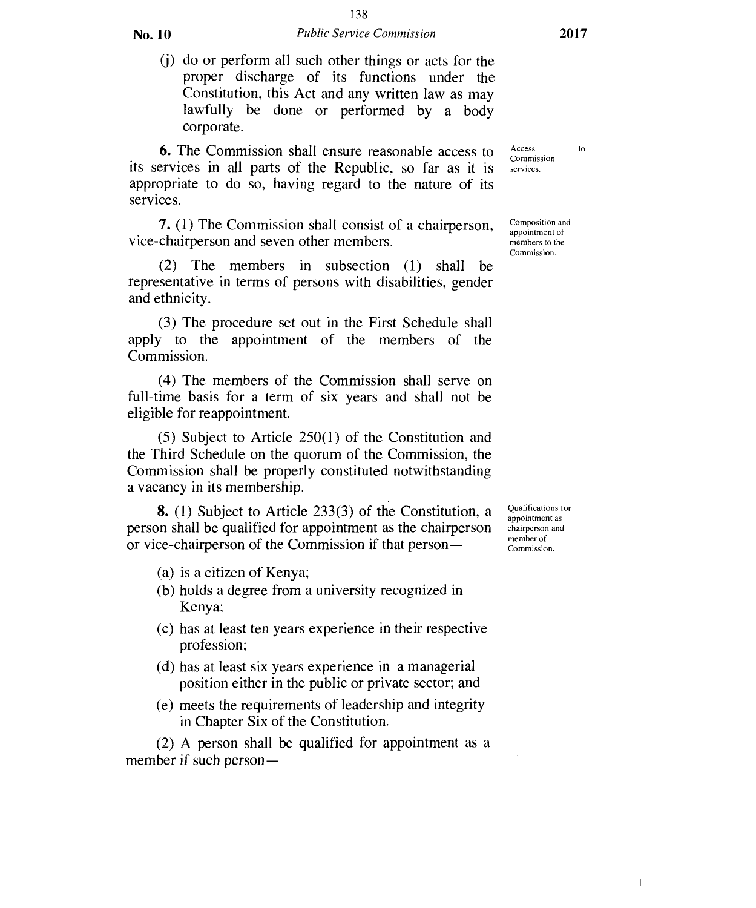(j) do or perform all such other things or acts for the proper discharge of its functions under the Constitution, this Act and any written law as may lawfully be done or performed by a body corporate.

Access to Commission services.

**6.** The Commission shall ensure reasonable access to its services in all parts of the Republic, so far as it is appropriate to do so, having regard to the nature of its services.

Composition and appointment of members to the Commission.

**7.** (1) The Commission shall consist of a chairperson, vice-chairperson and seven other members.

(2) The members in subsection (1) shall be representative in terms of persons with disabilities, gender and ethnicity.

(3) The procedure set out in the First Schedule shall apply to the appointment of the members of the Commission.

(4) The members of the Commission shall serve on full-time basis for a term of six years and shall not be eligible for reappointment.

(5) Subject to Article 250(1) of the Constitution and the Third Schedule on the quorum of the Commission, the Commission shall be properly constituted notwithstanding a vacancy in its membership.

Qualifications for appointment as chairperson and member of Commission.

**8.** (1) Subject to Article 233(3) of the Constitution, a person shall be qualified for appointment as the chairperson or vice-chairperson of the Commission if that person—

(a) is a citizen of Kenya;

(b) holds a degree from a university recognized in Kenya;

(c) has at least ten years experience in their respective profession;

(d) has at least six years experience in a managerial position either in the public or private sector; and

(e) meets the requirements of leadership and integrity in Chapter Six of the Constitution.

(2) A person shall be qualified for appointment as a member if such person—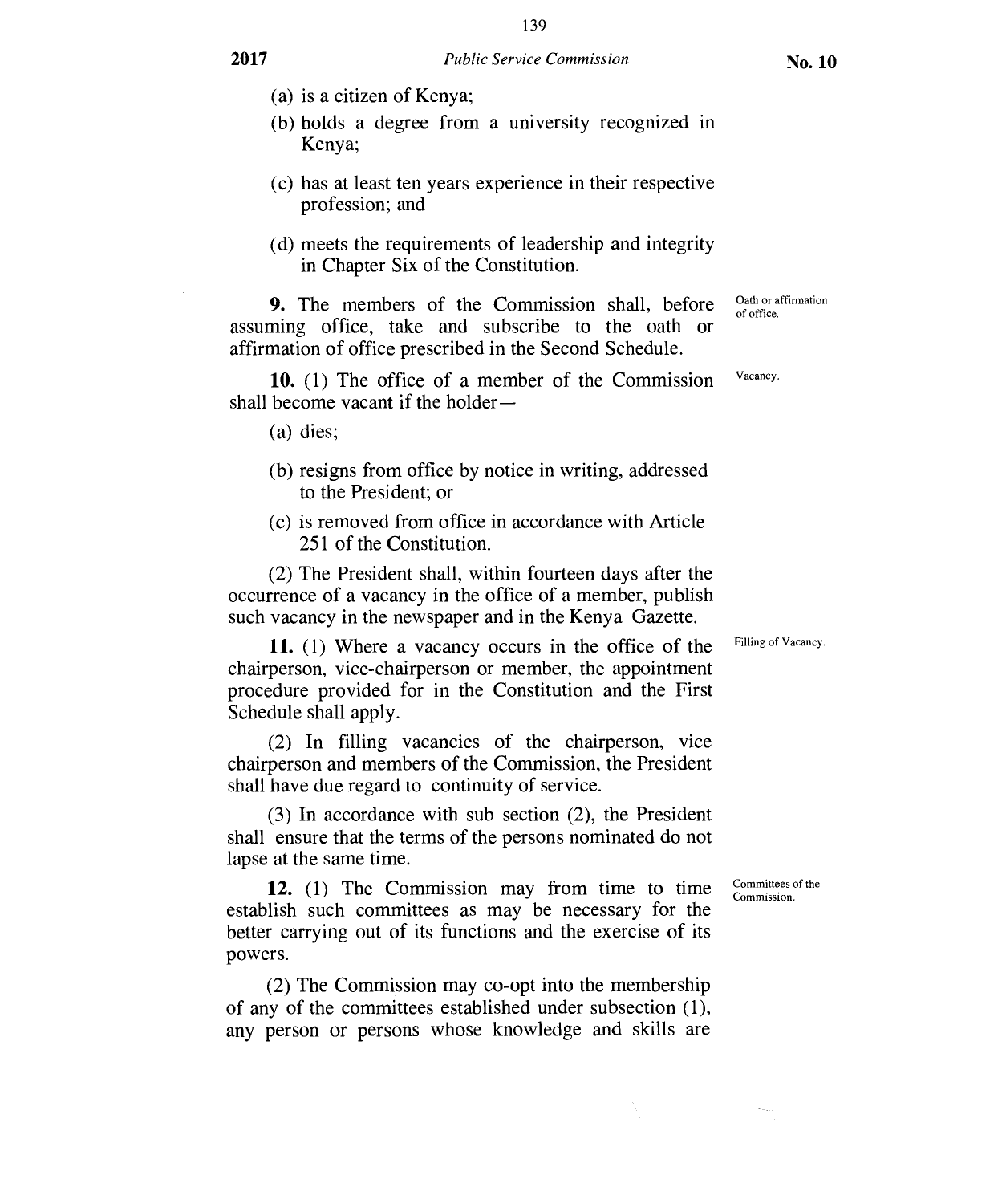(a) is a citizen of Kenya;

(b) holds a degree from a university recognized in Kenya;

(c) has at least ten years experience in their respective profession; and

(d) meets the requirements of leadership and integrity in Chapter Six of the Constitution.

Oath or affirmation of office.

**9.** The members of the Commission shall, before assuming office, take and subscribe to the oath or affirmation of office prescribed in the Second Schedule.

Vacancy.

**10.** (1) The office of a member of the Commission shall become vacant if the holder—

(a) dies;

(b) resigns from office by notice in writing, addressed to the President; or

(c) is removed from office in accordance with Article 251 of the Constitution.

(2) The President shall, within fourteen days after the occurrence of a vacancy in the office of a member, publish such vacancy in the newspaper and in the Kenya Gazette.

Filling of Vacancy.

**11.** (1) Where a vacancy occurs in the office of the chairperson, vice-chairperson or member, the appointment procedure provided for in the Constitution and the First Schedule shall apply.

(2) In filling vacancies of the chairperson, vice chairperson and members of the Commission, the President shall have due regard to continuity of service.

(3) In accordance with sub section (2), the President shall ensure that the terms of the persons nominated do not lapse at the same time.

Committees of the Commission.

**12.** (1) The Commission may from time to time establish such committees as may be necessary for the better carrying out of its functions and the exercise of its powers.

(2) The Commission may co-opt into the membership of any of the committees established under subsection (1), any person or persons whose knowledge and skills are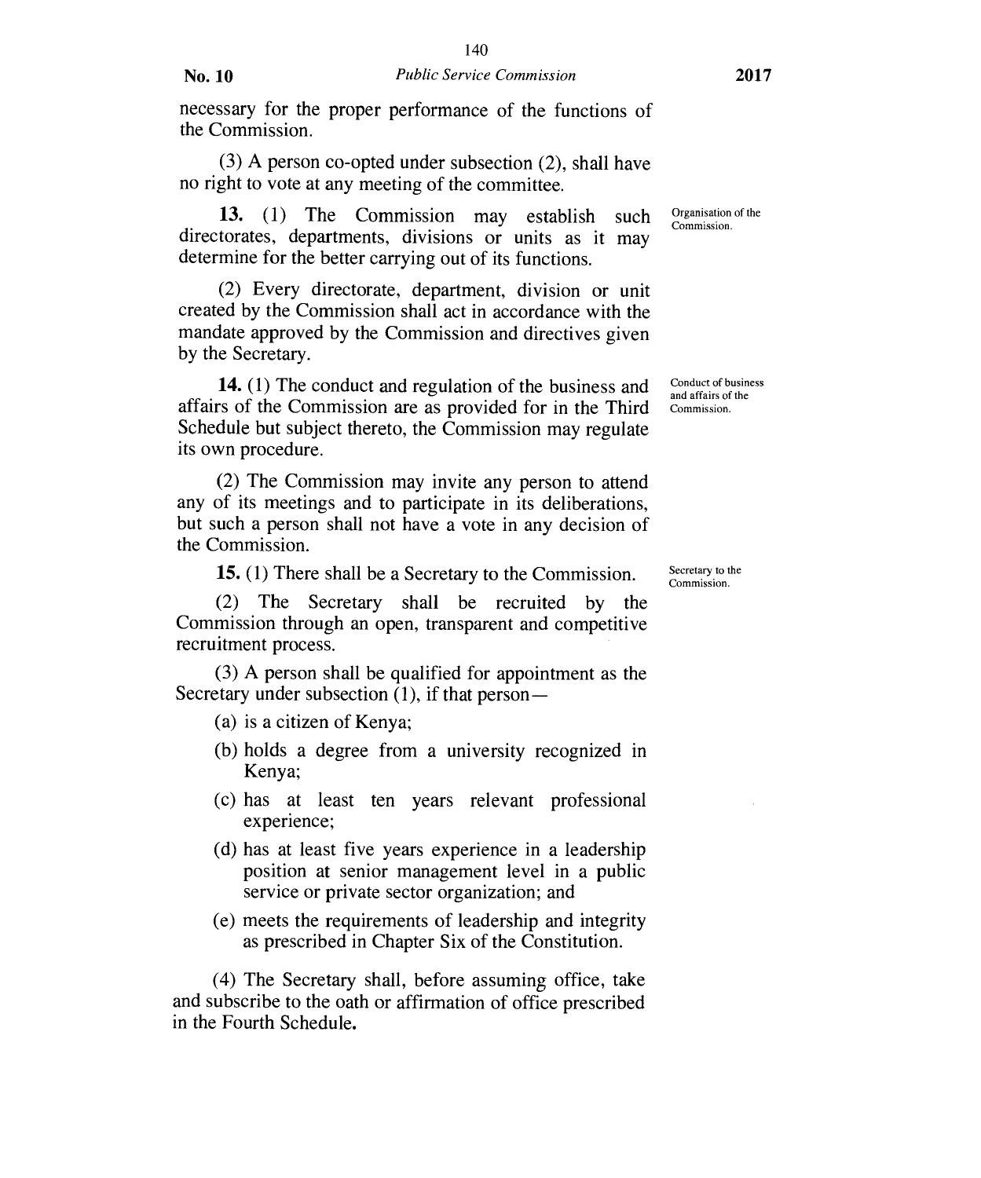necessary for the proper performance of the functions of the Commission.

(3) A person co-opted under subsection (2), shall have no right to vote at any meeting of the committee.

Organisation of the Commission.

**13.** (1) The Commission may establish such directorates, departments, divisions or units as it may determine for the better carrying out of its functions.

(2) Every directorate, department, division or unit created by the Commission shall act in accordance with the mandate approved by the Commission and directives given by the Secretary.

Conduct of business and affairs of the Commission.

**14.** (1) The conduct and regulation of the business and affairs of the Commission are as provided for in the Third Schedule but subject thereto, the Commission may regulate its own procedure.

(2) The Commission may invite any person to attend any of its meetings and to participate in its deliberations, but such a person shall not have a vote in any decision of the Commission.

Secretary to the Commission.

**15.** (1) There shall be a Secretary to the Commission.

(2) The Secretary shall be recruited by the Commission through an open, transparent and competitive recruitment process.

(3) A person shall be qualified for appointment as the Secretary under subsection (1), if that person—

(a) is a citizen of Kenya;

(b) holds a degree from a university recognized in Kenya;

(c) has at least ten years relevant professional experience;

(d) has at least five years experience in a leadership position at senior management level in a public service or private sector organization; and

(e) meets the requirements of leadership and integrity as prescribed in Chapter Six of the Constitution.

(4) The Secretary shall, before assuming office, take and subscribe to the oath or affirmation of office prescribed in the Fourth Schedule.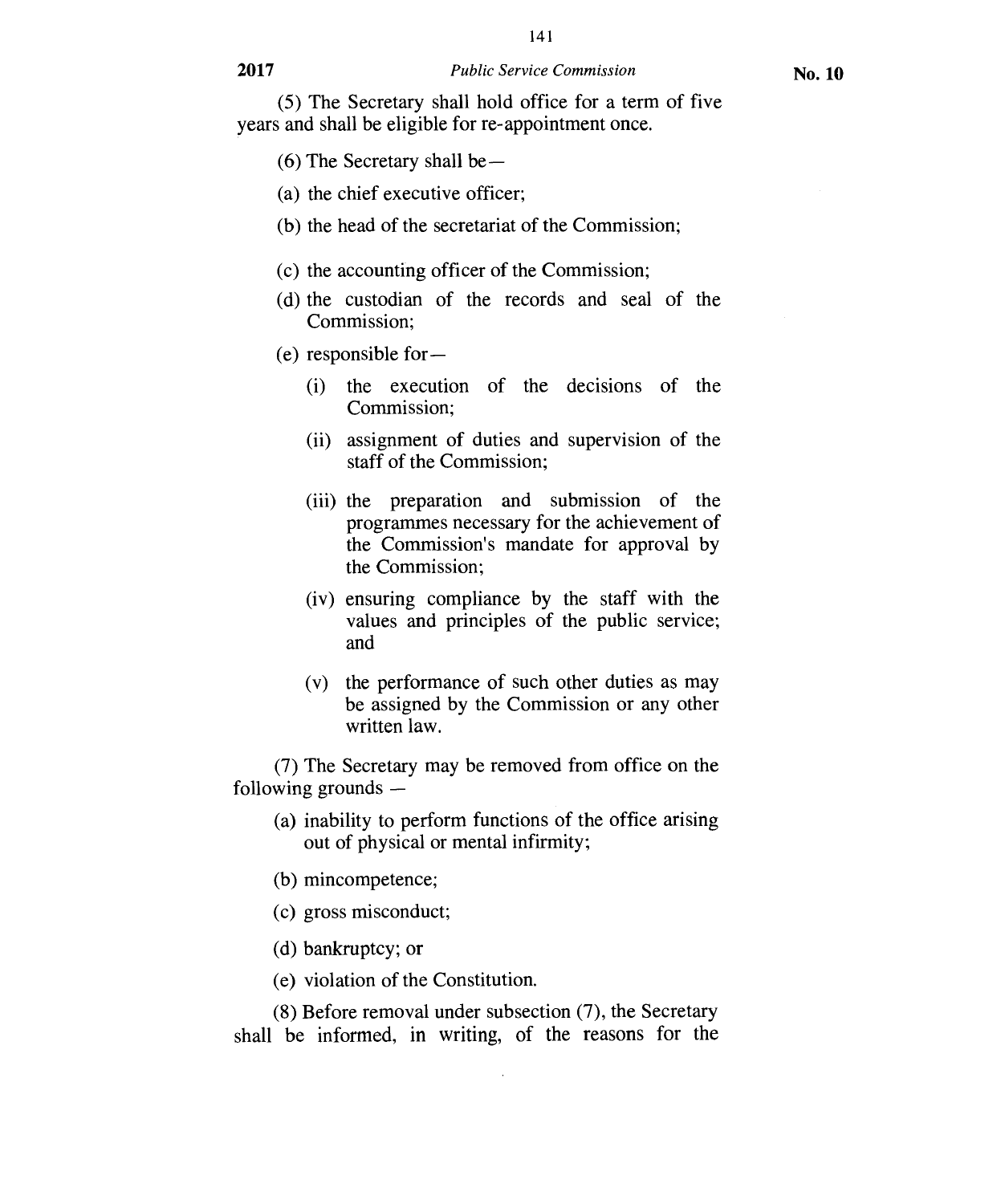(5) The Secretary shall hold office for a term of five years and shall be eligible for re-appointment once.

(6) The Secretary shall be—

(a) the chief executive officer;

(b) the head of the secretariat of the Commission;

(c) the accounting officer of the Commission;

(d) the custodian of the records and seal of the Commission;

(e) responsible for—

(i) the execution of the decisions of the Commission;

(ii) assignment of duties and supervision of the staff of the Commission;

(iii) the preparation and submission of the programmes necessary for the achievement of the Commission's mandate for approval by the Commission;

(iv) ensuring compliance by the staff with the values and principles of the public service; and

(v) the performance of such other duties as may be assigned by the Commission or any other written law.

(7) The Secretary may be removed from office on the following grounds —

(a) inability to perform functions of the office arising out of physical or mental infirmity;

(b) mincompetence;

(c) gross misconduct;

(d) bankruptcy; or

(e) violation of the Constitution.

(8) Before removal under subsection (7), the Secretary shall be informed, in writing, of the reasons for the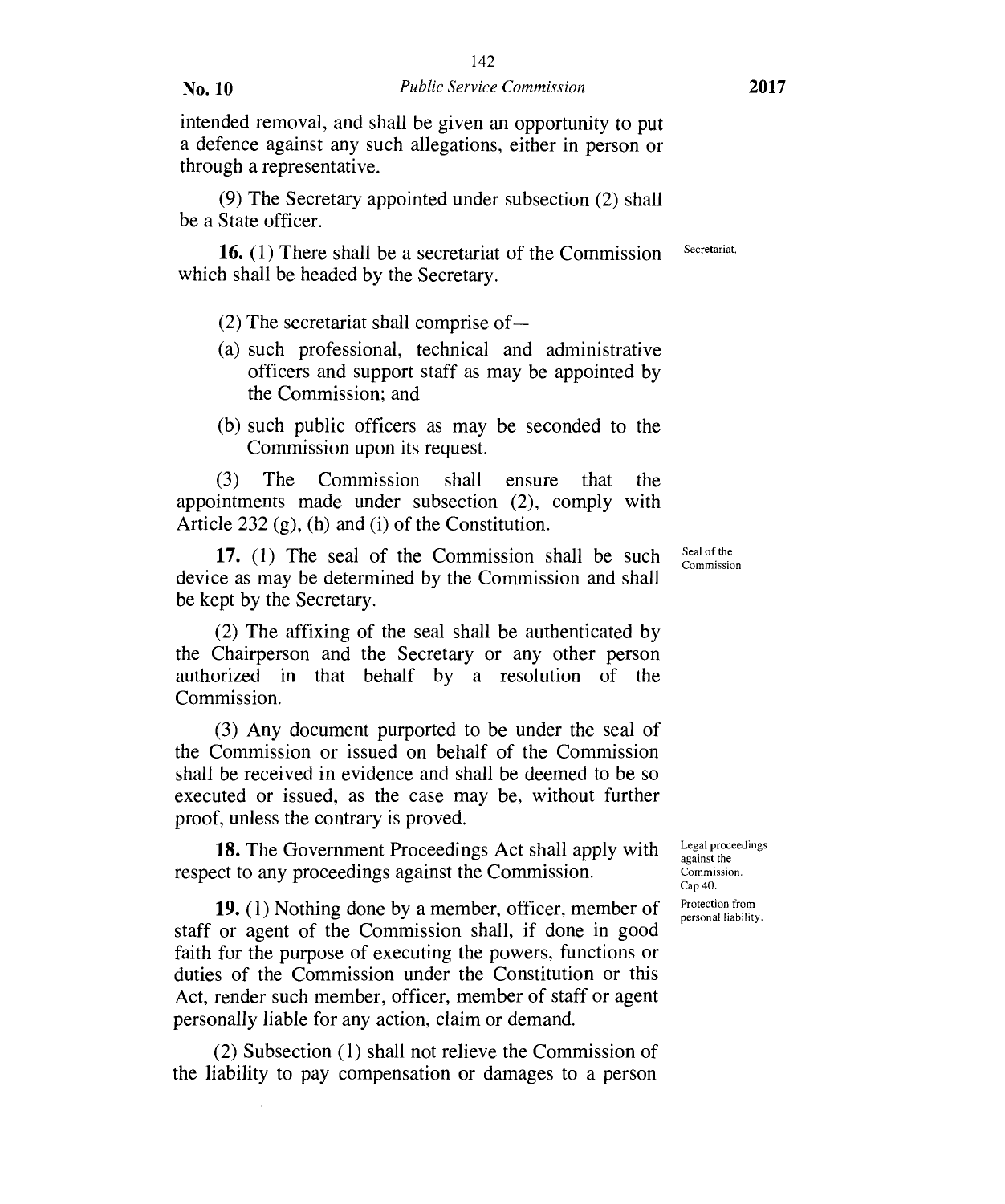intended removal, and shall be given an opportunity to put a defence against any such allegations, either in person or through a representative.

(9) The Secretary appointed under subsection (2) shall be a State officer.

Secretariat.

**16.** (1) There shall be a secretariat of the Commission which shall be headed by the Secretary.

(2) The secretariat shall comprise of—

(a) such professional, technical and administrative officers and support staff as may be appointed by the Commission; and

(b) such public officers as may be seconded to the Commission upon its request.

(3) The Commission shall ensure that the appointments made under subsection (2), comply with Article 232 (g), (h) and (i) of the Constitution.

Seal of the Commission.

**17.** (1) The seal of the Commission shall be such device as may be determined by the Commission and shall be kept by the Secretary.

(2) The affixing of the seal shall be authenticated by the Chairperson and the Secretary or any other person authorized in that behalf by a resolution of the Commission.

(3) Any document purported to be under the seal of the Commission or issued on behalf of the Commission shall be received in evidence and shall be deemed to be so executed or issued, as the case may be, without further proof, unless the contrary is proved.

Legal proceedings against the Commission. Cap 40.

**18.** The Government Proceedings Act shall apply with respect to any proceedings against the Commission.

Protection from personal liability.

**19.** (1) Nothing done by a member, officer, member of staff or agent of the Commission shall, if done in good faith for the purpose of executing the powers, functions or duties of the Commission under the Constitution or this Act, render such member, officer, member of staff or agent personally liable for any action, claim or demand.

(2) Subsection (1) shall not relieve the Commission of the liability to pay compensation or damages to a person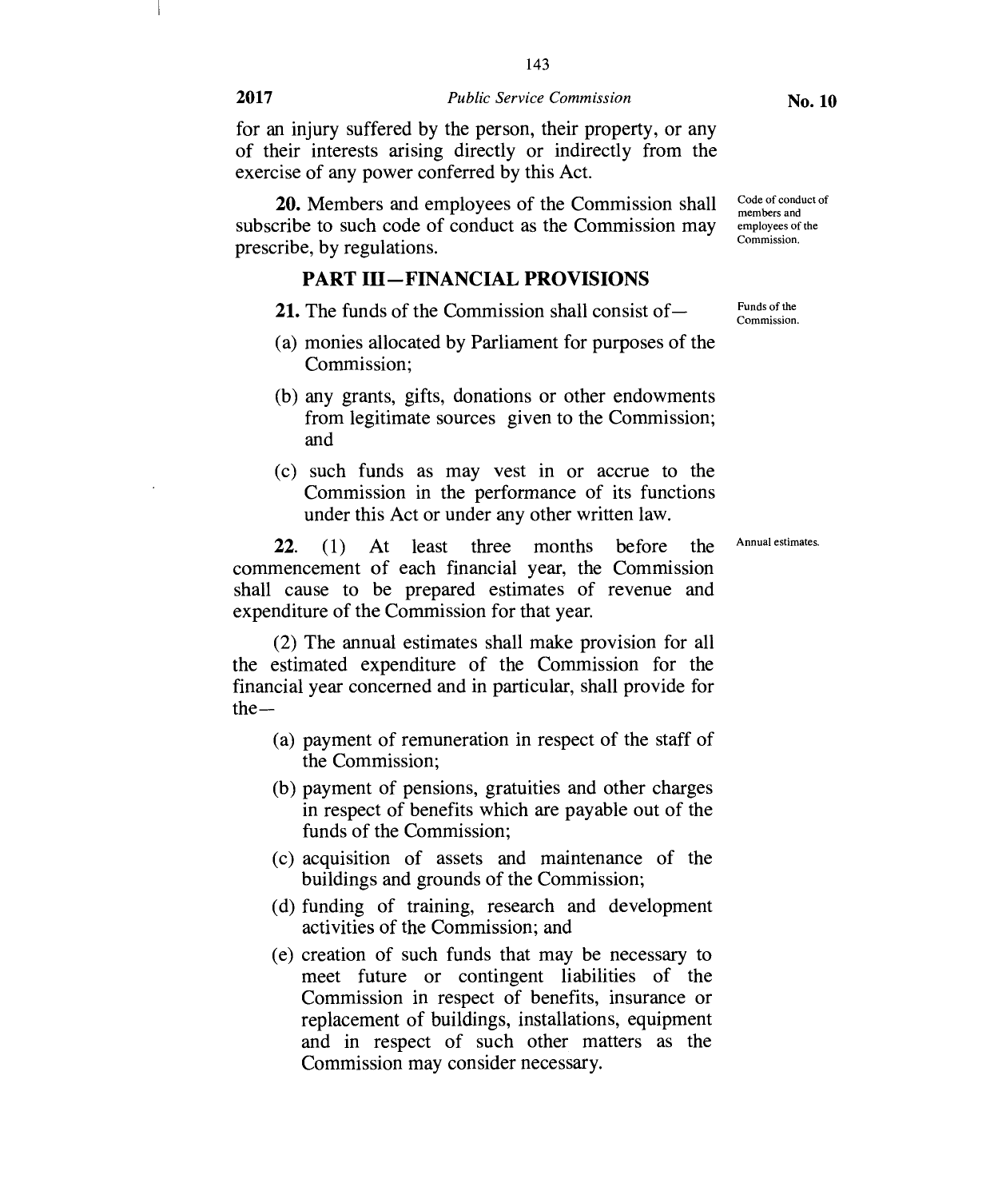for an injury suffered by the person, their property, or any of their interests arising directly or indirectly from the exercise of any power conferred by this Act.

*Code of conduct of members and employees of the Commission.*

**20.** Members and employees of the Commission shall subscribe to such code of conduct as the Commission may prescribe, by regulations.

## PART III—FINANCIAL PROVISIONS

*Funds of the Commission.*

**21.** The funds of the Commission shall consist of—

(a) monies allocated by Parliament for purposes of the Commission;

(b) any grants, gifts, donations or other endowments from legitimate sources given to the Commission; and

(c) such funds as may vest in or accrue to the Commission in the performance of its functions under this Act or under any other written law.

*Annual estimates.*

**22.** (1) At least three months before the commencement of each financial year, the Commission shall cause to be prepared estimates of revenue and expenditure of the Commission for that year.

(2) The annual estimates shall make provision for all the estimated expenditure of the Commission for the financial year concerned and in particular, shall provide for the—

(a) payment of remuneration in respect of the staff of the Commission;

(b) payment of pensions, gratuities and other charges in respect of benefits which are payable out of the funds of the Commission;

(c) acquisition of assets and maintenance of the buildings and grounds of the Commission;

(d) funding of training, research and development activities of the Commission; and

(e) creation of such funds that may be necessary to meet future or contingent liabilities of the Commission in respect of benefits, insurance or replacement of buildings, installations, equipment and in respect of such other matters as the Commission may consider necessary.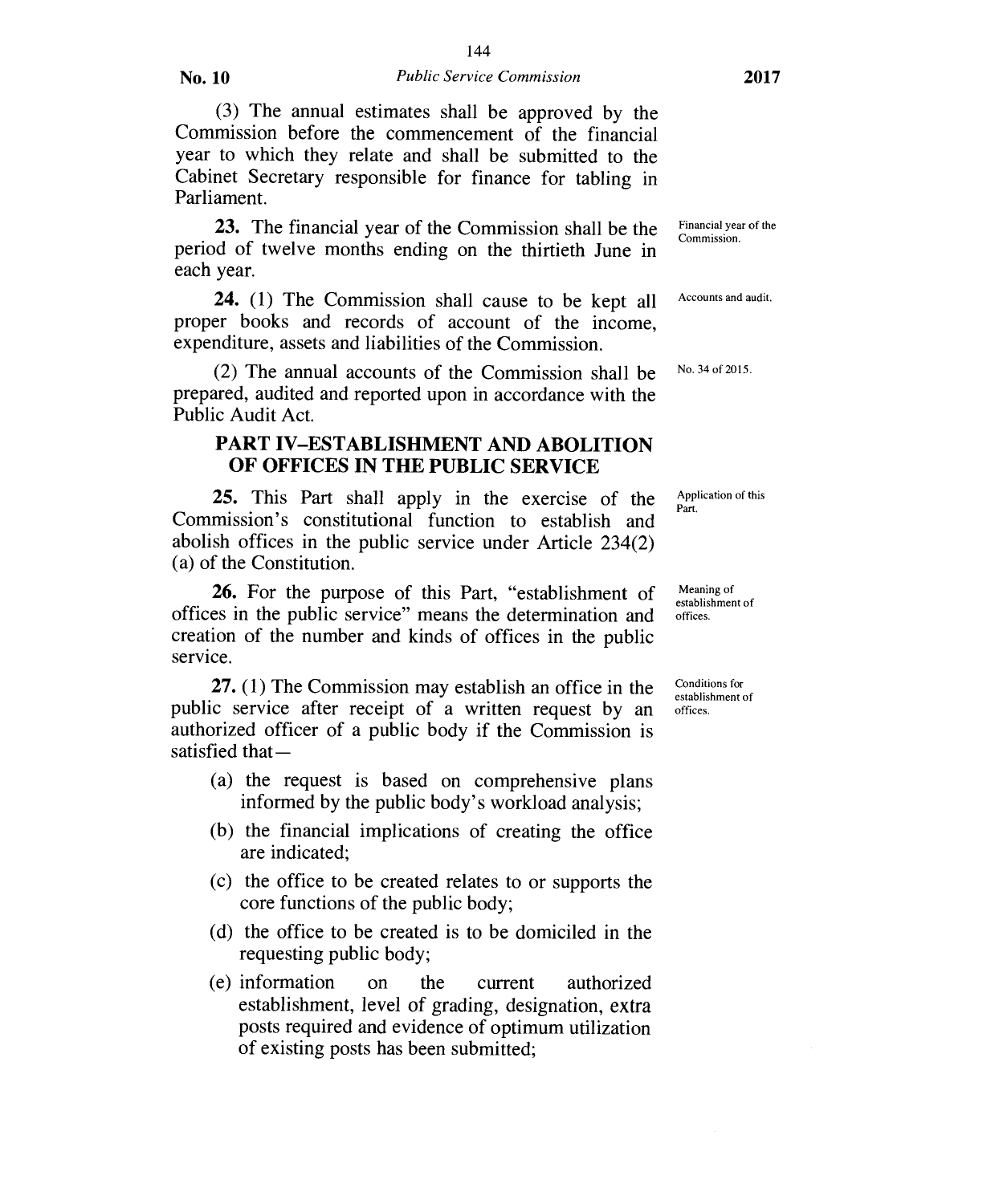(3) The annual estimates shall be approved by the Commission before the commencement of the financial year to which they relate and shall be submitted to the Cabinet Secretary responsible for finance for tabling in Parliament.

**23.** The financial year of the Commission shall be the period of twelve months ending on the thirtieth June in each year. *Financial year of the Commission.*

**24.** (1) The Commission shall cause to be kept all proper books and records of account of the income, expenditure, assets and liabilities of the Commission. *Accounts and audit.*

(2) The annual accounts of the Commission shall be prepared, audited and reported upon in accordance with the Public Audit Act. *No. 34 of 2015.*

## PART IV–ESTABLISHMENT AND ABOLITION OF OFFICES IN THE PUBLIC SERVICE

**25.** This Part shall apply in the exercise of the Commission's constitutional function to establish and abolish offices in the public service under Article 234(2)(a) of the Constitution. *Application of this Part.*

**26.** For the purpose of this Part, "establishment of offices in the public service" means the determination and creation of the number and kinds of offices in the public service. *Meaning of establishment of offices.*

**27.** (1) The Commission may establish an office in the public service after receipt of a written request by an authorized officer of a public body if the Commission is satisfied that— *Conditions for establishment of offices.*

(a) the request is based on comprehensive plans informed by the public body's workload analysis;

(b) the financial implications of creating the office are indicated;

(c) the office to be created relates to or supports the core functions of the public body;

(d) the office to be created is to be domiciled in the requesting public body;

(e) information on the current authorized establishment, level of grading, designation, extra posts required and evidence of optimum utilization of existing posts has been submitted;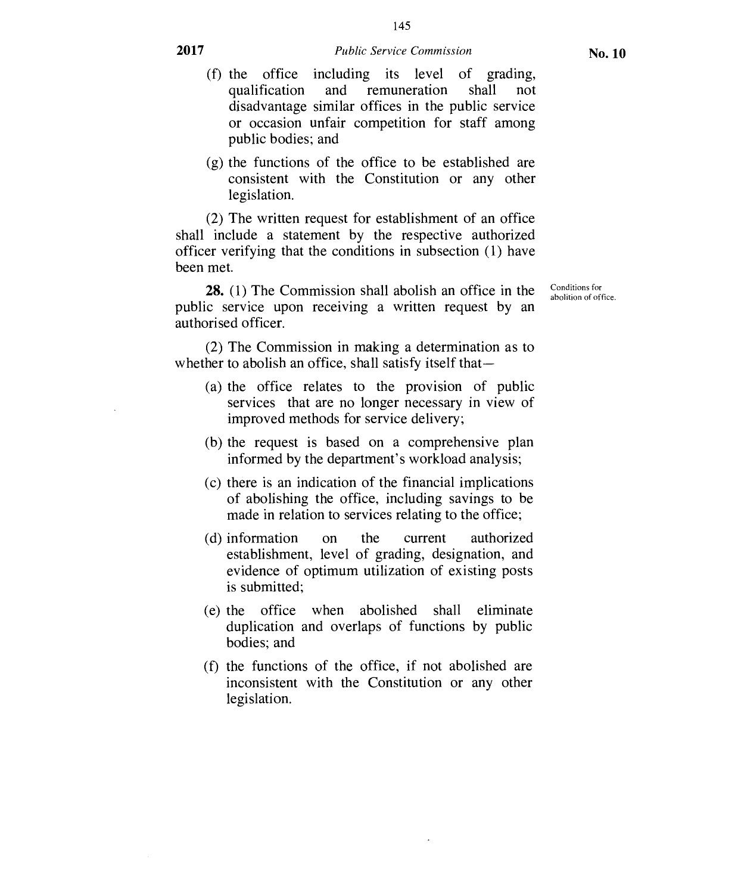(f) the office including its level of grading, qualification and remuneration shall not disadvantage similar offices in the public service or occasion unfair competition for staff among public bodies; and

(g) the functions of the office to be established are consistent with the Constitution or any other legislation.

(2) The written request for establishment of an office shall include a statement by the respective authorized officer verifying that the conditions in subsection (1) have been met.

Conditions for abolition of office.

**28.** (1) The Commission shall abolish an office in the public service upon receiving a written request by an authorised officer.

(2) The Commission in making a determination as to whether to abolish an office, shall satisfy itself that—

(a) the office relates to the provision of public services that are no longer necessary in view of improved methods for service delivery;

(b) the request is based on a comprehensive plan informed by the department's workload analysis;

(c) there is an indication of the financial implications of abolishing the office, including savings to be made in relation to services relating to the office;

(d) information on the current authorized establishment, level of grading, designation, and evidence of optimum utilization of existing posts is submitted;

(e) the office when abolished shall eliminate duplication and overlaps of functions by public bodies; and

(f) the functions of the office, if not abolished are inconsistent with the Constitution or any other legislation.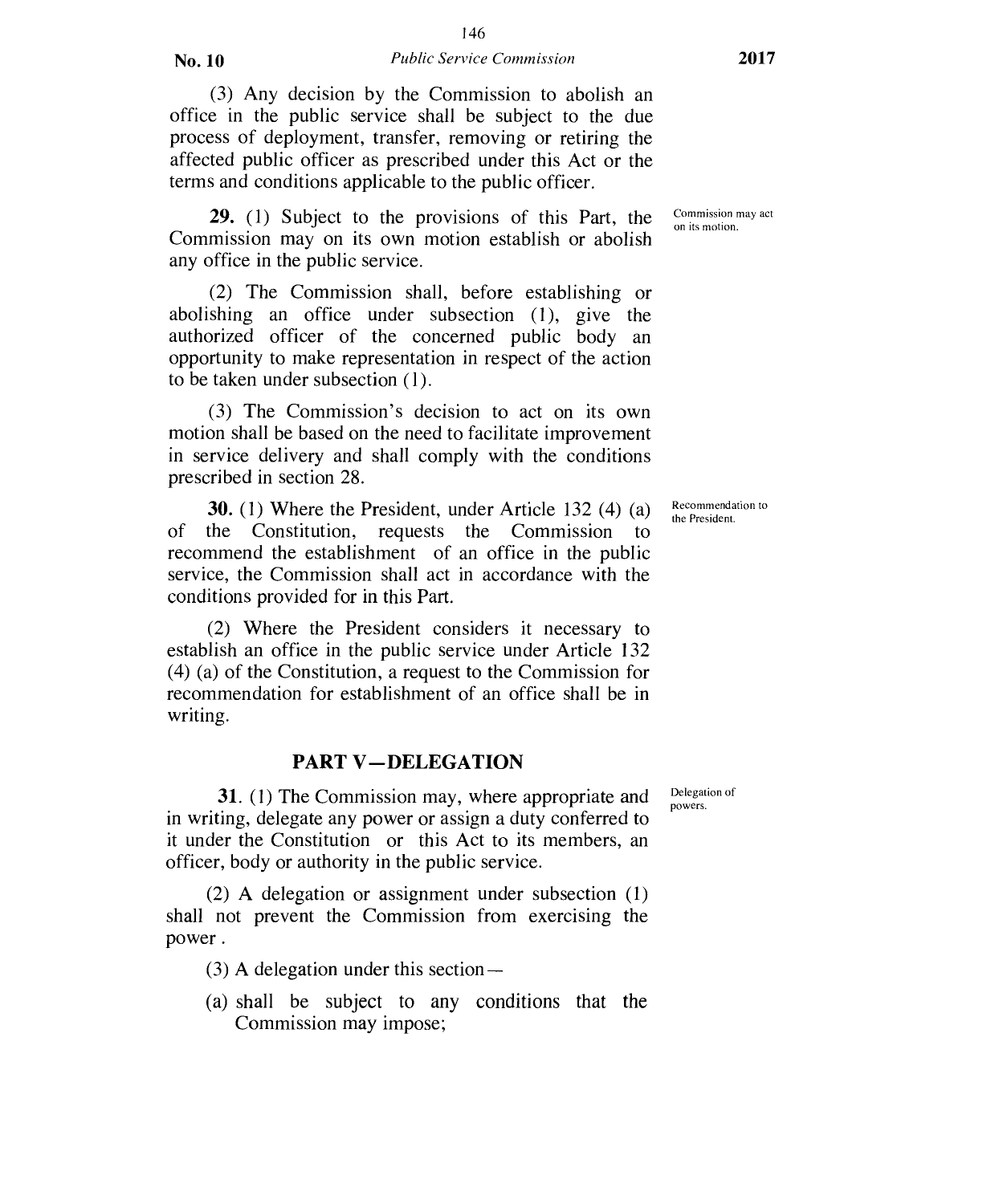(3) Any decision by the Commission to abolish an office in the public service shall be subject to the due process of deployment, transfer, removing or retiring the affected public officer as prescribed under this Act or the terms and conditions applicable to the public officer.

Commission may act on its motion.

**29.** (1) Subject to the provisions of this Part, the Commission may on its own motion establish or abolish any office in the public service.

(2) The Commission shall, before establishing or abolishing an office under subsection (1), give the authorized officer of the concerned public body an opportunity to make representation in respect of the action to be taken under subsection (1).

(3) The Commission's decision to act on its own motion shall be based on the need to facilitate improvement in service delivery and shall comply with the conditions prescribed in section 28.

Recommendation to the President.

**30.** (1) Where the President, under Article 132 (4) (a) of the Constitution, requests the Commission to recommend the establishment of an office in the public service, the Commission shall act in accordance with the conditions provided for in this Part.

(2) Where the President considers it necessary to establish an office in the public service under Article 132 (4) (a) of the Constitution, a request to the Commission for recommendation for establishment of an office shall be in writing.

## PART V—DELEGATION

Delegation of powers.

**31.** (1) The Commission may, where appropriate and in writing, delegate any power or assign a duty conferred to it under the Constitution or this Act to its members, an officer, body or authority in the public service.

(2) A delegation or assignment under subsection (1) shall not prevent the Commission from exercising the power .

(3) A delegation under this section—

(a) shall be subject to any conditions that the Commission may impose;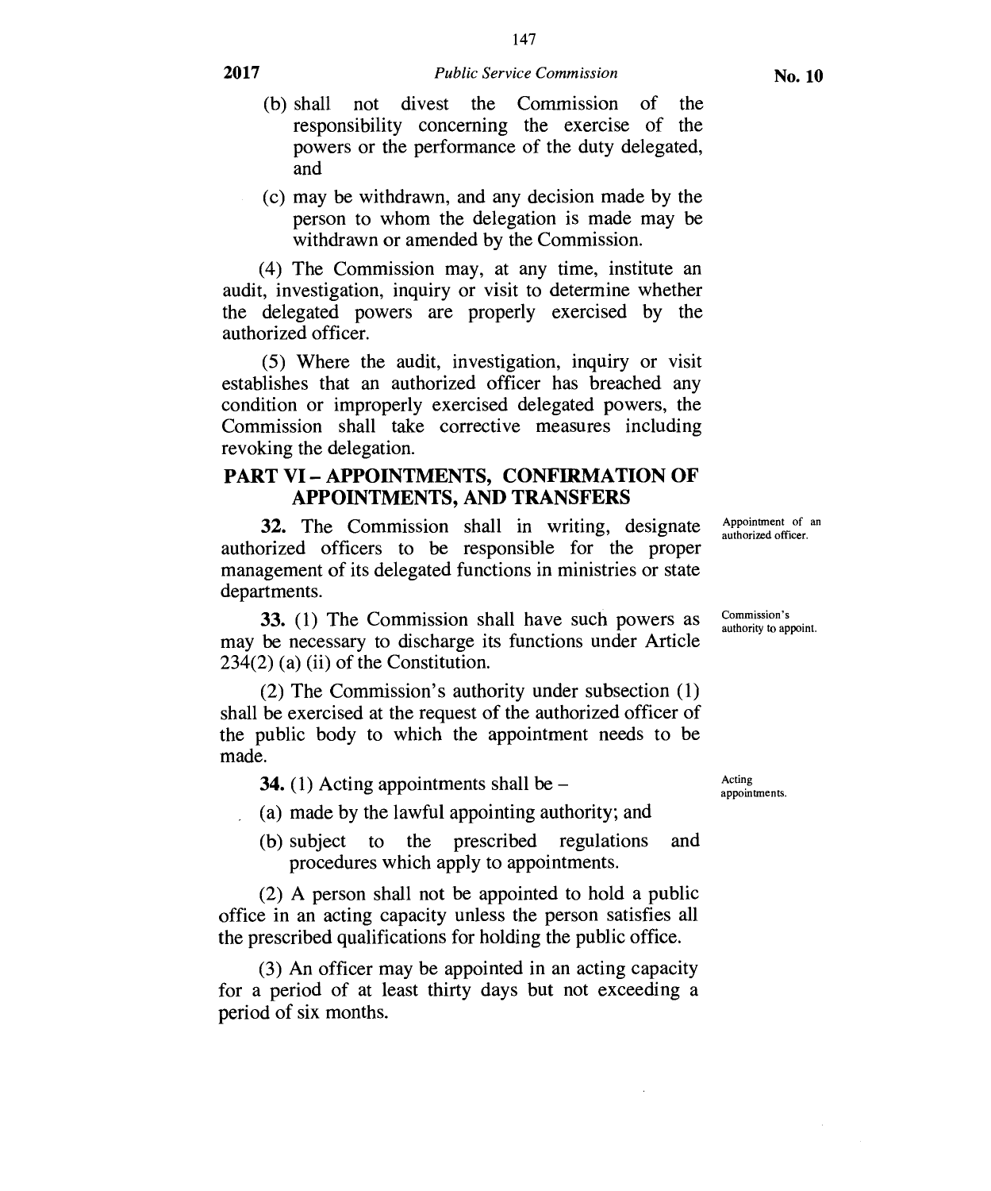(b) shall not divest the Commission of the responsibility concerning the exercise of the powers or the performance of the duty delegated, and

(c) may be withdrawn, and any decision made by the person to whom the delegation is made may be withdrawn or amended by the Commission.

(4) The Commission may, at any time, institute an audit, investigation, inquiry or visit to determine whether the delegated powers are properly exercised by the authorized officer.

(5) Where the audit, investigation, inquiry or visit establishes that an authorized officer has breached any condition or improperly exercised delegated powers, the Commission shall take corrective measures including revoking the delegation.

## PART VI – APPOINTMENTS, CONFIRMATION OF APPOINTMENTS, AND TRANSFERS

*Appointment of an authorized officer.*

**32.** The Commission shall in writing, designate authorized officers to be responsible for the proper management of its delegated functions in ministries or state departments.

*Commission's authority to appoint.*

**33.** (1) The Commission shall have such powers as may be necessary to discharge its functions under Article 234(2) (a) (ii) of the Constitution.

(2) The Commission's authority under subsection (1) shall be exercised at the request of the authorized officer of the public body to which the appointment needs to be made.

*Acting appointments.*

**34.** (1) Acting appointments shall be –

(a) made by the lawful appointing authority; and

(b) subject to the prescribed regulations and procedures which apply to appointments.

(2) A person shall not be appointed to hold a public office in an acting capacity unless the person satisfies all the prescribed qualifications for holding the public office.

(3) An officer may be appointed in an acting capacity for a period of at least thirty days but not exceeding a period of six months.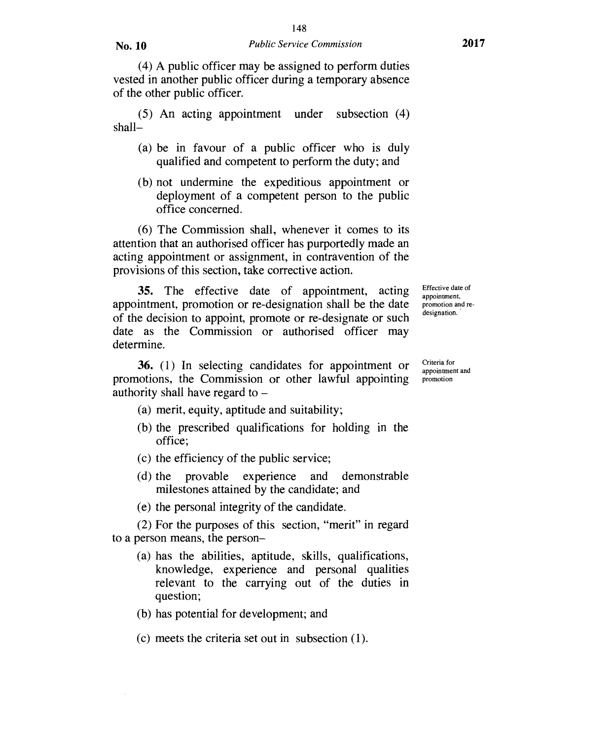(4) A public officer may be assigned to perform duties vested in another public officer during a temporary absence of the other public officer.

(5) An acting appointment under subsection (4) shall–

(a) be in favour of a public officer who is duly qualified and competent to perform the duty; and

(b) not undermine the expeditious appointment or deployment of a competent person to the public office concerned.

(6) The Commission shall, whenever it comes to its attention that an authorised officer has purportedly made an acting appointment or assignment, in contravention of the provisions of this section, take corrective action.

Effective date of appointment, promotion and re-designation.

**35.** The effective date of appointment, acting appointment, promotion or re-designation shall be the date of the decision to appoint, promote or re-designate or such date as the Commission or authorised officer may determine.

Criteria for appointment and promotion

**36.** (1) In selecting candidates for appointment or promotions, the Commission or other lawful appointing authority shall have regard to –

(a) merit, equity, aptitude and suitability;

(b) the prescribed qualifications for holding in the office;

(c) the efficiency of the public service;

(d) the provable experience and demonstrable milestones attained by the candidate; and

(e) the personal integrity of the candidate.

(2) For the purposes of this section, "merit" in regard to a person means, the person–

(a) has the abilities, aptitude, skills, qualifications, knowledge, experience and personal qualities relevant to the carrying out of the duties in question;

(b) has potential for development; and

(c) meets the criteria set out in subsection (1).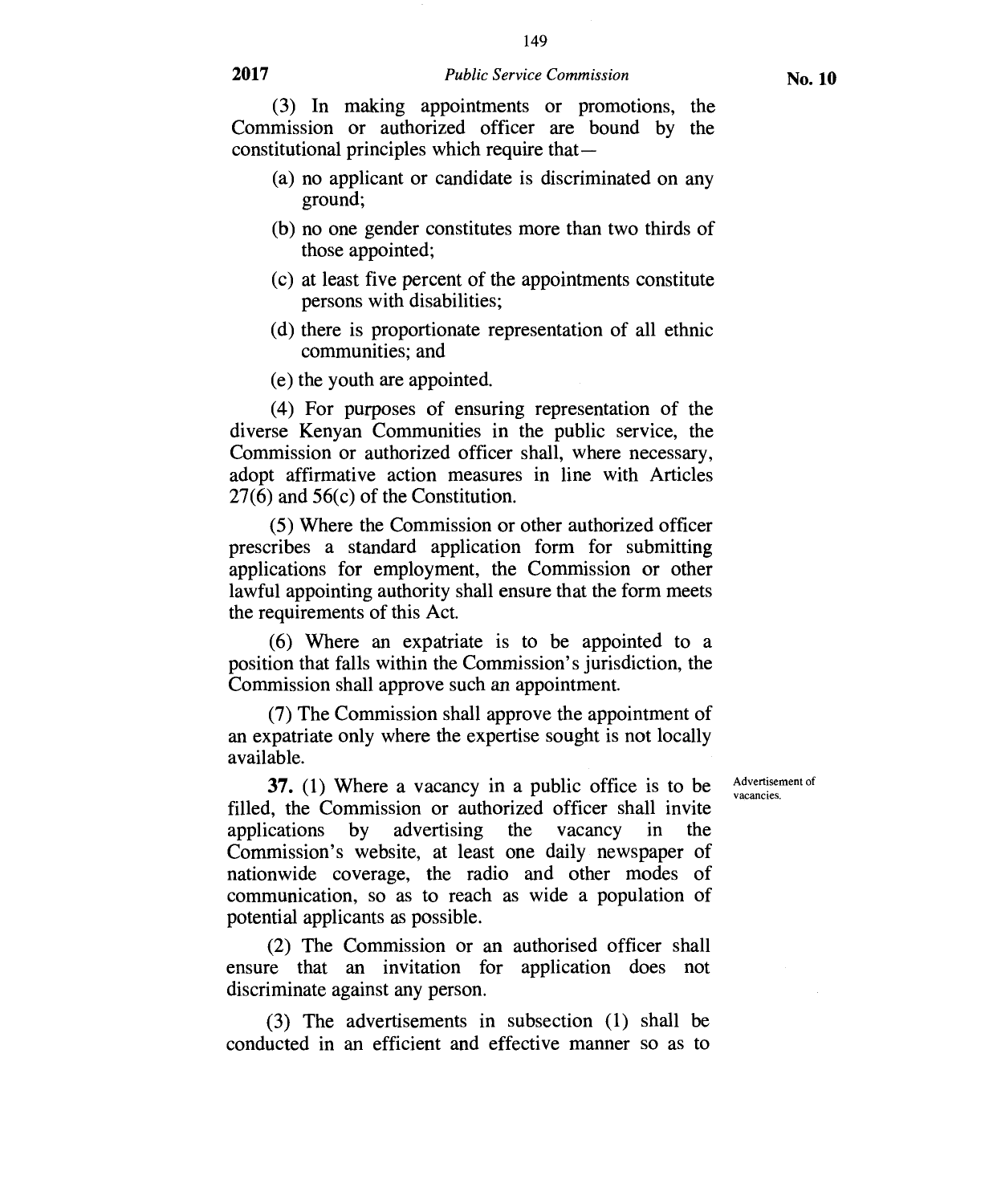(3) In making appointments or promotions, the Commission or authorized officer are bound by the constitutional principles which require that—

(a) no applicant or candidate is discriminated on any ground;

(b) no one gender constitutes more than two thirds of those appointed;

(c) at least five percent of the appointments constitute persons with disabilities;

(d) there is proportionate representation of all ethnic communities; and

(e) the youth are appointed.

(4) For purposes of ensuring representation of the diverse Kenyan Communities in the public service, the Commission or authorized officer shall, where necessary, adopt affirmative action measures in line with Articles 27(6) and 56(c) of the Constitution.

(5) Where the Commission or other authorized officer prescribes a standard application form for submitting applications for employment, the Commission or other lawful appointing authority shall ensure that the form meets the requirements of this Act.

(6) Where an expatriate is to be appointed to a position that falls within the Commission's jurisdiction, the Commission shall approve such an appointment.

(7) The Commission shall approve the appointment of an expatriate only where the expertise sought is not locally available.

Advertisement of vacancies.

**37.** (1) Where a vacancy in a public office is to be filled, the Commission or authorized officer shall invite applications by advertising the vacancy in the Commission's website, at least one daily newspaper of nationwide coverage, the radio and other modes of communication, so as to reach as wide a population of potential applicants as possible.

(2) The Commission or an authorised officer shall ensure that an invitation for application does not discriminate against any person.

(3) The advertisements in subsection (1) shall be conducted in an efficient and effective manner so as to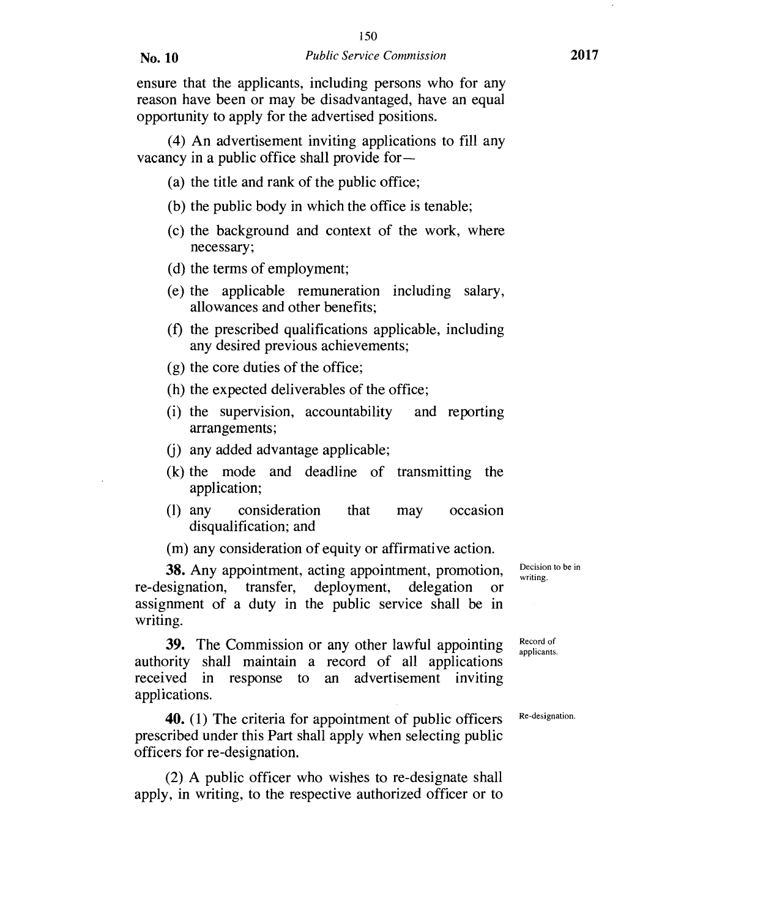ensure that the applicants, including persons who for any reason have been or may be disadvantaged, have an equal opportunity to apply for the advertised positions.

(4) An advertisement inviting applications to fill any vacancy in a public office shall provide for—

(a) the title and rank of the public office;

(b) the public body in which the office is tenable;

(c) the background and context of the work, where necessary;

(d) the terms of employment;

(e) the applicable remuneration including salary, allowances and other benefits;

(f) the prescribed qualifications applicable, including any desired previous achievements;

(g) the core duties of the office;

(h) the expected deliverables of the office;

(i) the supervision, accountability and reporting arrangements;

(j) any added advantage applicable;

(k) the mode and deadline of transmitting the application;

(l) any consideration that may occasion disqualification; and

(m) any consideration of equity or affirmative action.

Decision to be in writing.

**38.** Any appointment, acting appointment, promotion, re-designation, transfer, deployment, delegation or assignment of a duty in the public service shall be in writing.

Record of applicants.

**39.** The Commission or any other lawful appointing authority shall maintain a record of all applications received in response to an advertisement inviting applications.

Re-designation.

**40.** (1) The criteria for appointment of public officers prescribed under this Part shall apply when selecting public officers for re-designation.

(2) A public officer who wishes to re-designate shall apply, in writing, to the respective authorized officer or to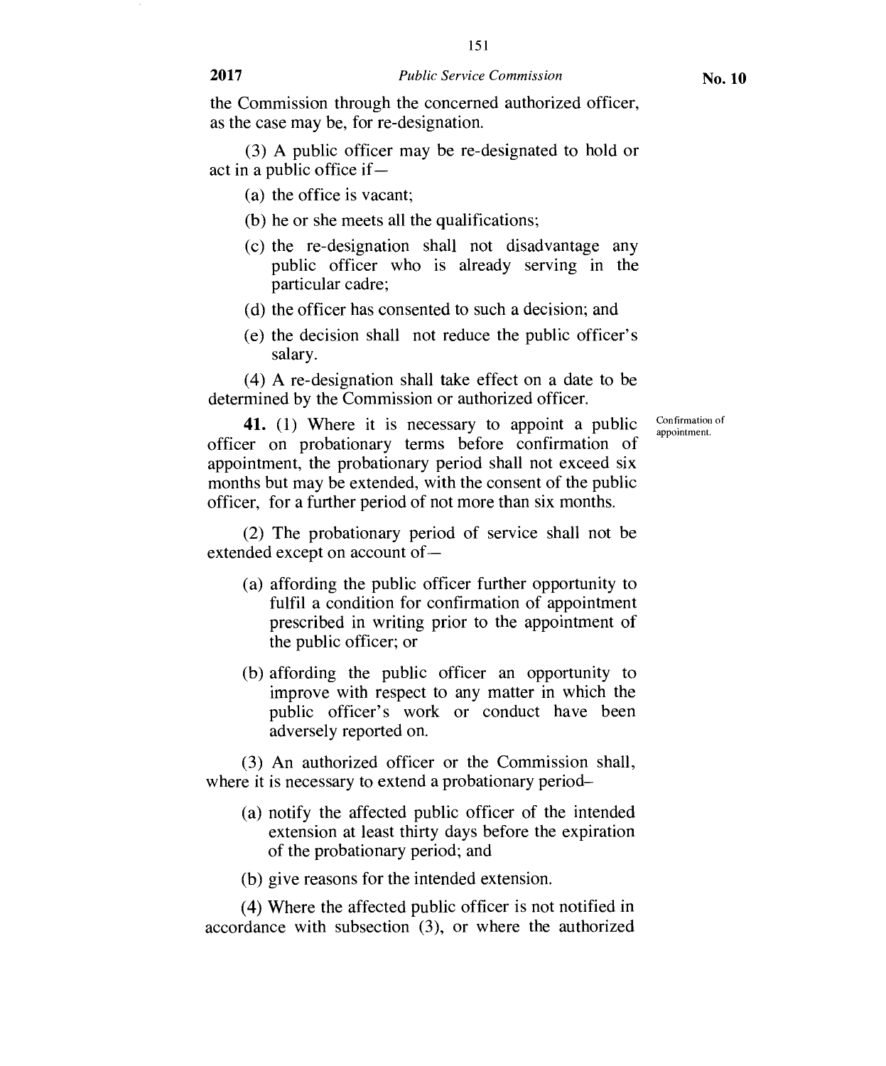the Commission through the concerned authorized officer, as the case may be, for re-designation.

(3) A public officer may be re-designated to hold or act in a public office if—

(a) the office is vacant;

(b) he or she meets all the qualifications;

(c) the re-designation shall not disadvantage any public officer who is already serving in the particular cadre;

(d) the officer has consented to such a decision; and

(e) the decision shall not reduce the public officer's salary.

(4) A re-designation shall take effect on a date to be determined by the Commission or authorized officer.

Confirmation of appointment.

**41.** (1) Where it is necessary to appoint a public officer on probationary terms before confirmation of appointment, the probationary period shall not exceed six months but may be extended, with the consent of the public officer, for a further period of not more than six months.

(2) The probationary period of service shall not be extended except on account of—

(a) affording the public officer further opportunity to fulfil a condition for confirmation of appointment prescribed in writing prior to the appointment of the public officer; or

(b) affording the public officer an opportunity to improve with respect to any matter in which the public officer's work or conduct have been adversely reported on.

(3) An authorized officer or the Commission shall, where it is necessary to extend a probationary period–

(a) notify the affected public officer of the intended extension at least thirty days before the expiration of the probationary period; and

(b) give reasons for the intended extension.

(4) Where the affected public officer is not notified in accordance with subsection (3), or where the authorized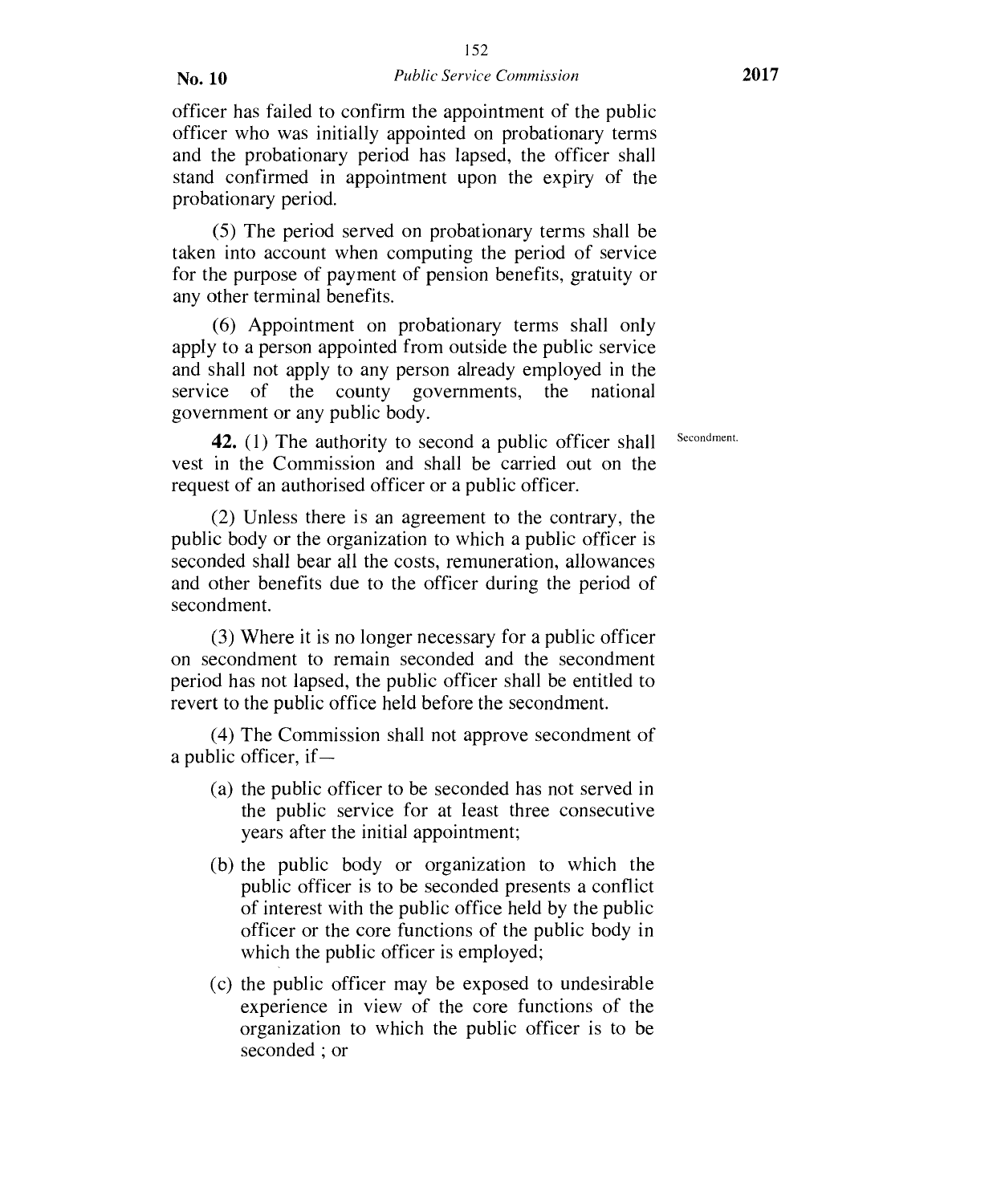officer has failed to confirm the appointment of the public officer who was initially appointed on probationary terms and the probationary period has lapsed, the officer shall stand confirmed in appointment upon the expiry of the probationary period.

(5) The period served on probationary terms shall be taken into account when computing the period of service for the purpose of payment of pension benefits, gratuity or any other terminal benefits.

(6) Appointment on probationary terms shall only apply to a person appointed from outside the public service and shall not apply to any person already employed in the service of the county governments, the national government or any public body.

Secondment.

**42.** (1) The authority to second a public officer shall vest in the Commission and shall be carried out on the request of an authorised officer or a public officer.

(2) Unless there is an agreement to the contrary, the public body or the organization to which a public officer is seconded shall bear all the costs, remuneration, allowances and other benefits due to the officer during the period of secondment.

(3) Where it is no longer necessary for a public officer on secondment to remain seconded and the secondment period has not lapsed, the public officer shall be entitled to revert to the public office held before the secondment.

(4) The Commission shall not approve secondment of a public officer, if—

(a) the public officer to be seconded has not served in the public service for at least three consecutive years after the initial appointment;

(b) the public body or organization to which the public officer is to be seconded presents a conflict of interest with the public office held by the public officer or the core functions of the public body in which the public officer is employed;

(c) the public officer may be exposed to undesirable experience in view of the core functions of the organization to which the public officer is to be seconded ; or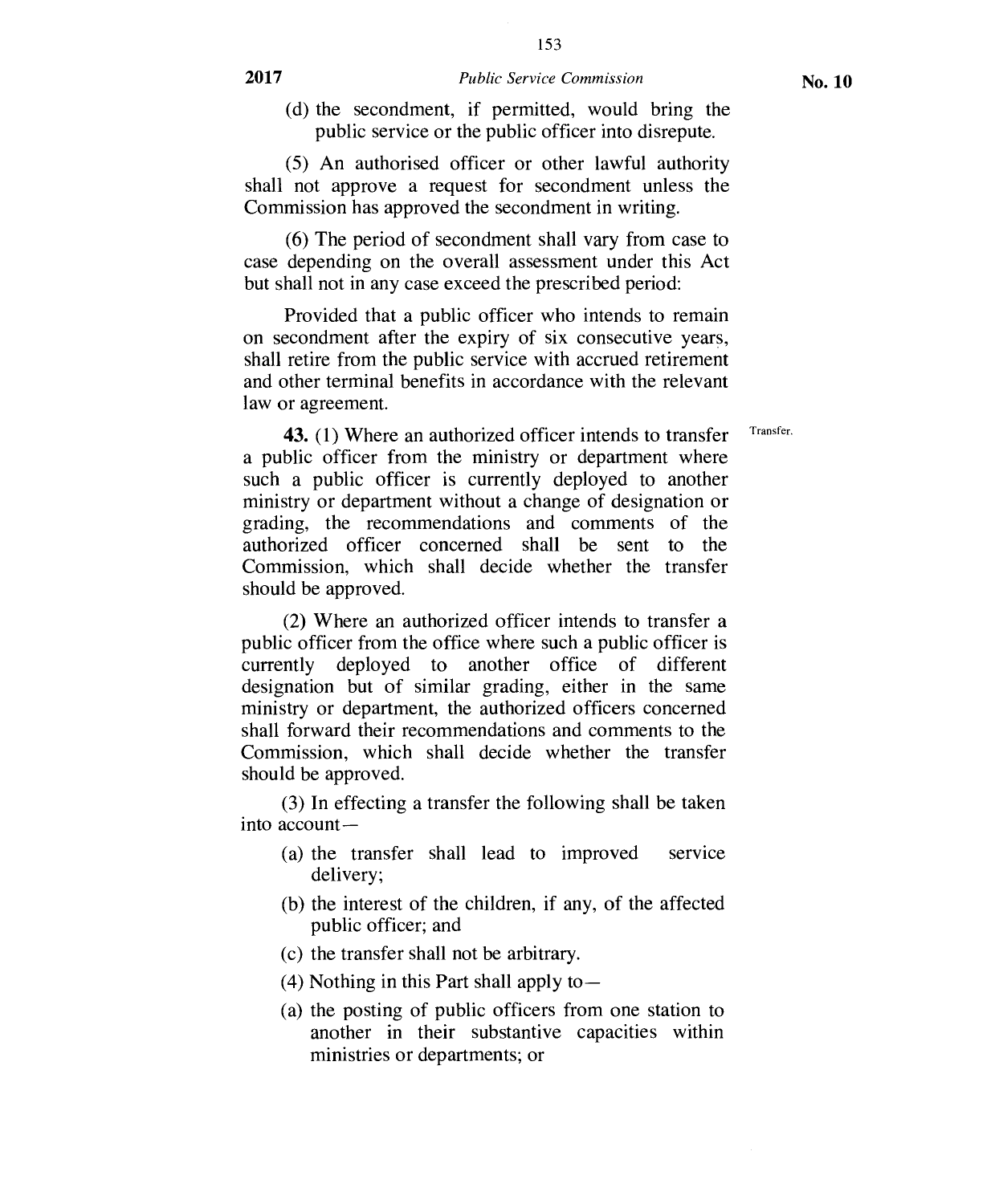(d) the secondment, if permitted, would bring the public service or the public officer into disrepute.

(5) An authorised officer or other lawful authority shall not approve a request for secondment unless the Commission has approved the secondment in writing.

(6) The period of secondment shall vary from case to case depending on the overall assessment under this Act but shall not in any case exceed the prescribed period:

Provided that a public officer who intends to remain on secondment after the expiry of six consecutive years, shall retire from the public service with accrued retirement and other terminal benefits in accordance with the relevant law or agreement.

Transfer.

**43.** (1) Where an authorized officer intends to transfer a public officer from the ministry or department where such a public officer is currently deployed to another ministry or department without a change of designation or grading, the recommendations and comments of the authorized officer concerned shall be sent to the Commission, which shall decide whether the transfer should be approved.

(2) Where an authorized officer intends to transfer a public officer from the office where such a public officer is currently deployed to another office of different designation but of similar grading, either in the same ministry or department, the authorized officers concerned shall forward their recommendations and comments to the Commission, which shall decide whether the transfer should be approved.

(3) In effecting a transfer the following shall be taken into account—

(a) the transfer shall lead to improved service delivery;

(b) the interest of the children, if any, of the affected public officer; and

(c) the transfer shall not be arbitrary.

(4) Nothing in this Part shall apply to—

(a) the posting of public officers from one station to another in their substantive capacities within ministries or departments; or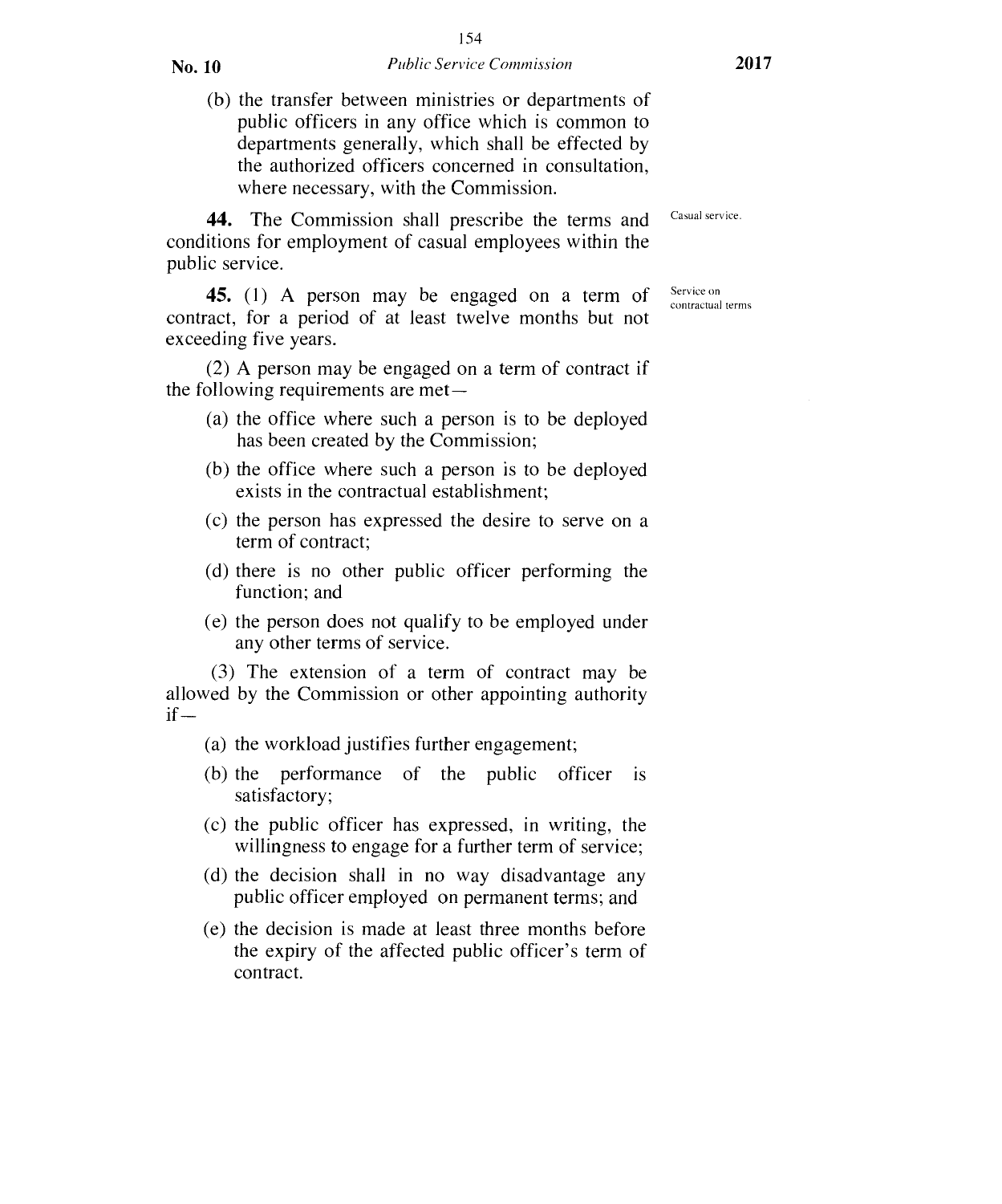(b) the transfer between ministries or departments of public officers in any office which is common to departments generally, which shall be effected by the authorized officers concerned in consultation, where necessary, with the Commission.

Casual service.

**44.** The Commission shall prescribe the terms and conditions for employment of casual employees within the public service.

Service on contractual terms

**45.** (1) A person may be engaged on a term of contract, for a period of at least twelve months but not exceeding five years.

(2) A person may be engaged on a term of contract if the following requirements are met—

(a) the office where such a person is to be deployed has been created by the Commission;

(b) the office where such a person is to be deployed exists in the contractual establishment;

(c) the person has expressed the desire to serve on a term of contract;

(d) there is no other public officer performing the function; and

(e) the person does not qualify to be employed under any other terms of service.

(3) The extension of a term of contract may be allowed by the Commission or other appointing authority if—

(a) the workload justifies further engagement;

(b) the performance of the public officer is satisfactory;

(c) the public officer has expressed, in writing, the willingness to engage for a further term of service;

(d) the decision shall in no way disadvantage any public officer employed on permanent terms; and

(e) the decision is made at least three months before the expiry of the affected public officer's term of contract.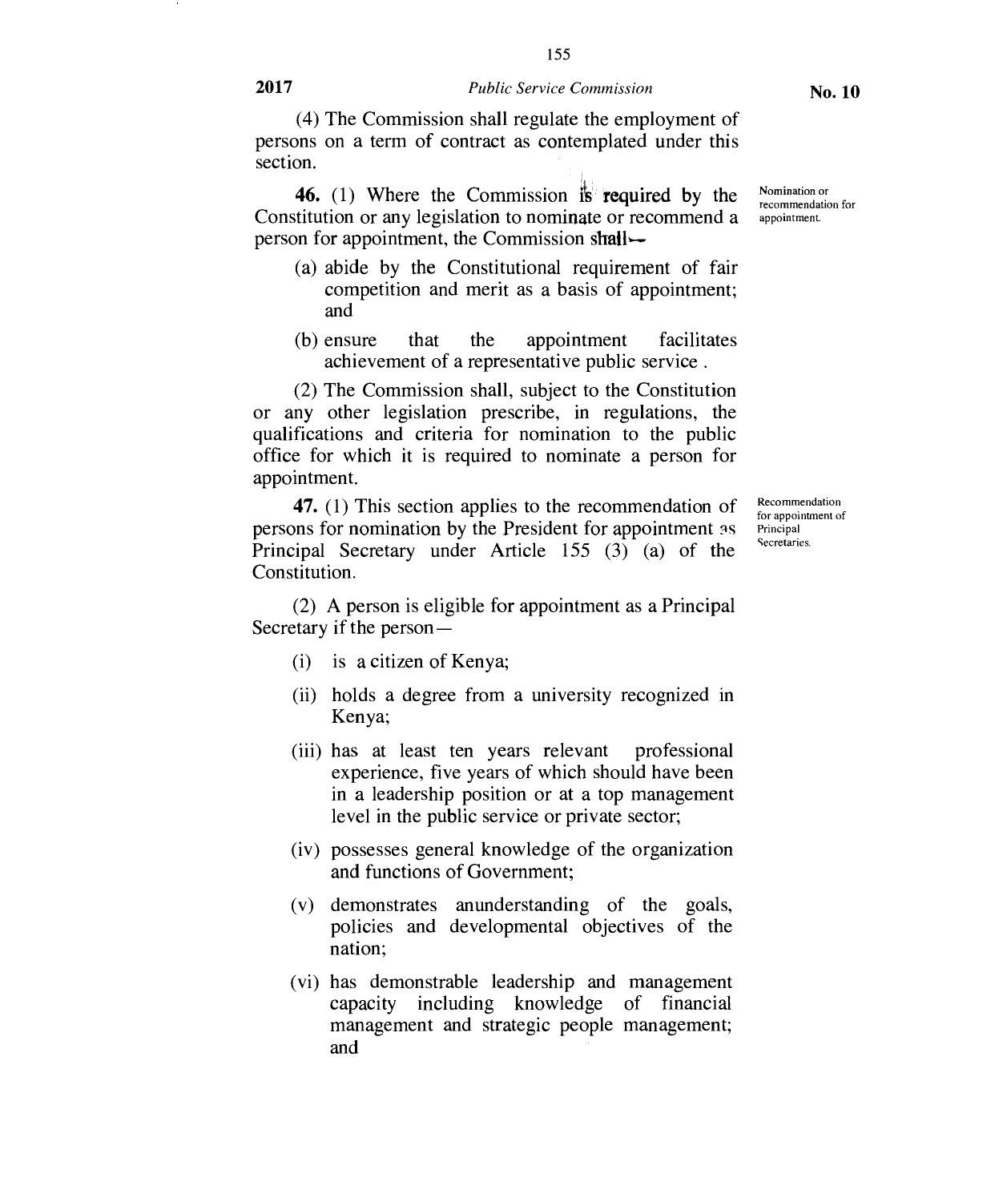(4) The Commission shall regulate the employment of persons on a term of contract as contemplated under this section.

Nomination or recommendation for appointment.

**46.** (1) Where the Commission is required by the Constitution or any legislation to nominate or recommend a person for appointment, the Commission shall—

(a) abide by the Constitutional requirement of fair competition and merit as a basis of appointment; and

(b) ensure that the appointment facilitates achievement of a representative public service .

(2) The Commission shall, subject to the Constitution or any other legislation prescribe, in regulations, the qualifications and criteria for nomination to the public office for which it is required to nominate a person for appointment.

Recommendation for appointment of Principal Secretaries.

**47.** (1) This section applies to the recommendation of persons for nomination by the President for appointment as Principal Secretary under Article 155 (3) (a) of the Constitution.

(2) A person is eligible for appointment as a Principal Secretary if the person—

(i) is a citizen of Kenya;

(ii) holds a degree from a university recognized in Kenya;

(iii) has at least ten years relevant professional experience, five years of which should have been in a leadership position or at a top management level in the public service or private sector;

(iv) possesses general knowledge of the organization and functions of Government;

(v) demonstrates anunderstanding of the goals, policies and developmental objectives of the nation;

(vi) has demonstrable leadership and management capacity including knowledge of financial management and strategic people management; and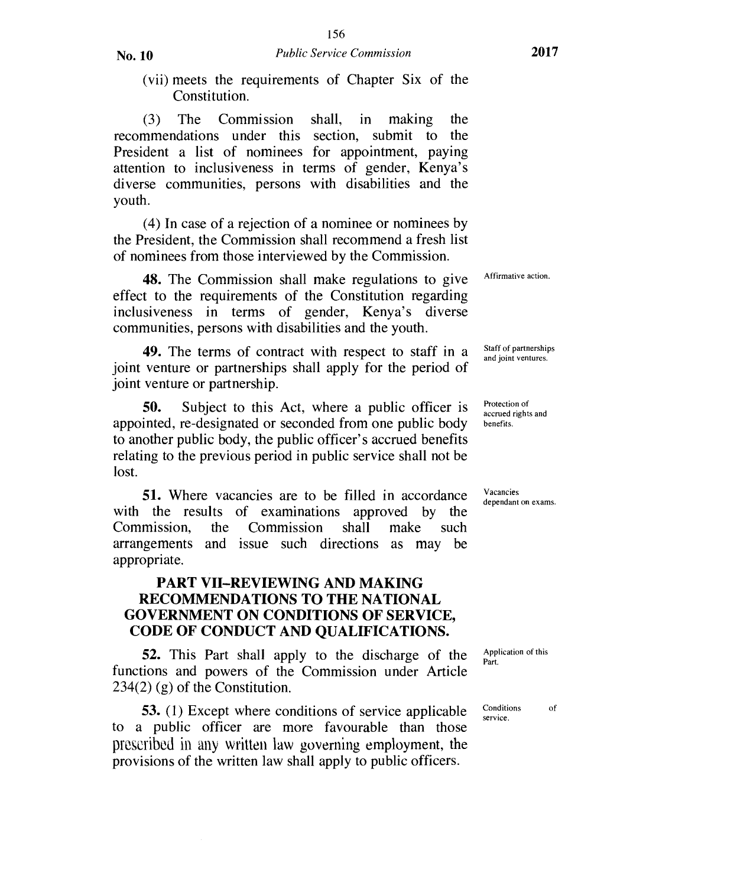(vii) meets the requirements of Chapter Six of the Constitution.

(3) The Commission shall, in making the recommendations under this section, submit to the President a list of nominees for appointment, paying attention to inclusiveness in terms of gender, Kenya's diverse communities, persons with disabilities and the youth.

(4) In case of a rejection of a nominee or nominees by the President, the Commission shall recommend a fresh list of nominees from those interviewed by the Commission.

Affirmative action.

**48.** The Commission shall make regulations to give effect to the requirements of the Constitution regarding inclusiveness in terms of gender, Kenya's diverse communities, persons with disabilities and the youth.

Staff of partnerships and joint ventures.

**49.** The terms of contract with respect to staff in a joint venture or partnerships shall apply for the period of joint venture or partnership.

Protection of accrued rights and benefits.

**50.** Subject to this Act, where a public officer is appointed, re-designated or seconded from one public body to another public body, the public officer's accrued benefits relating to the previous period in public service shall not be lost.

Vacancies dependant on exams.

**51.** Where vacancies are to be filled in accordance with the results of examinations approved by the Commission, the Commission shall make such arrangements and issue such directions as may be appropriate.

## PART VII–REVIEWING AND MAKING RECOMMENDATIONS TO THE NATIONAL GOVERNMENT ON CONDITIONS OF SERVICE, CODE OF CONDUCT AND QUALIFICATIONS.

Application of this Part.

**52.** This Part shall apply to the discharge of the functions and powers of the Commission under Article 234(2) (g) of the Constitution.

Conditions of service.

**53.** (1) Except where conditions of service applicable to a public officer are more favourable than those prescribed in any written law governing employment, the provisions of the written law shall apply to public officers.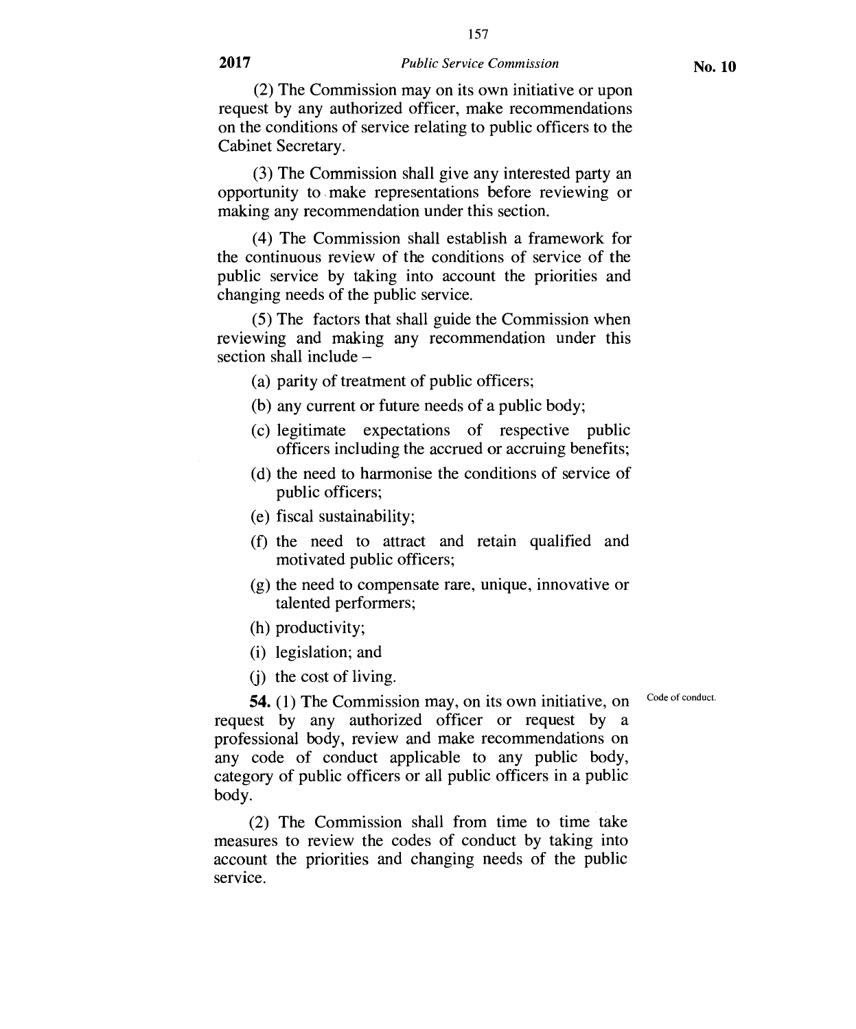(2) The Commission may on its own initiative or upon request by any authorized officer, make recommendations on the conditions of service relating to public officers to the Cabinet Secretary.

(3) The Commission shall give any interested party an opportunity to make representations before reviewing or making any recommendation under this section.

(4) The Commission shall establish a framework for the continuous review of the conditions of service of the public service by taking into account the priorities and changing needs of the public service.

(5) The factors that shall guide the Commission when reviewing and making any recommendation under this section shall include –

(a) parity of treatment of public officers;

(b) any current or future needs of a public body;

(c) legitimate expectations of respective public officers including the accrued or accruing benefits;

(d) the need to harmonise the conditions of service of public officers;

(e) fiscal sustainability;

(f) the need to attract and retain qualified and motivated public officers;

(g) the need to compensate rare, unique, innovative or talented performers;

(h) productivity;

(i) legislation; and

(j) the cost of living.

Code of conduct.

**54.** (1) The Commission may, on its own initiative, on request by any authorized officer or request by a professional body, review and make recommendations on any code of conduct applicable to any public body, category of public officers or all public officers in a public body.

(2) The Commission shall from time to time take measures to review the codes of conduct by taking into account the priorities and changing needs of the public service.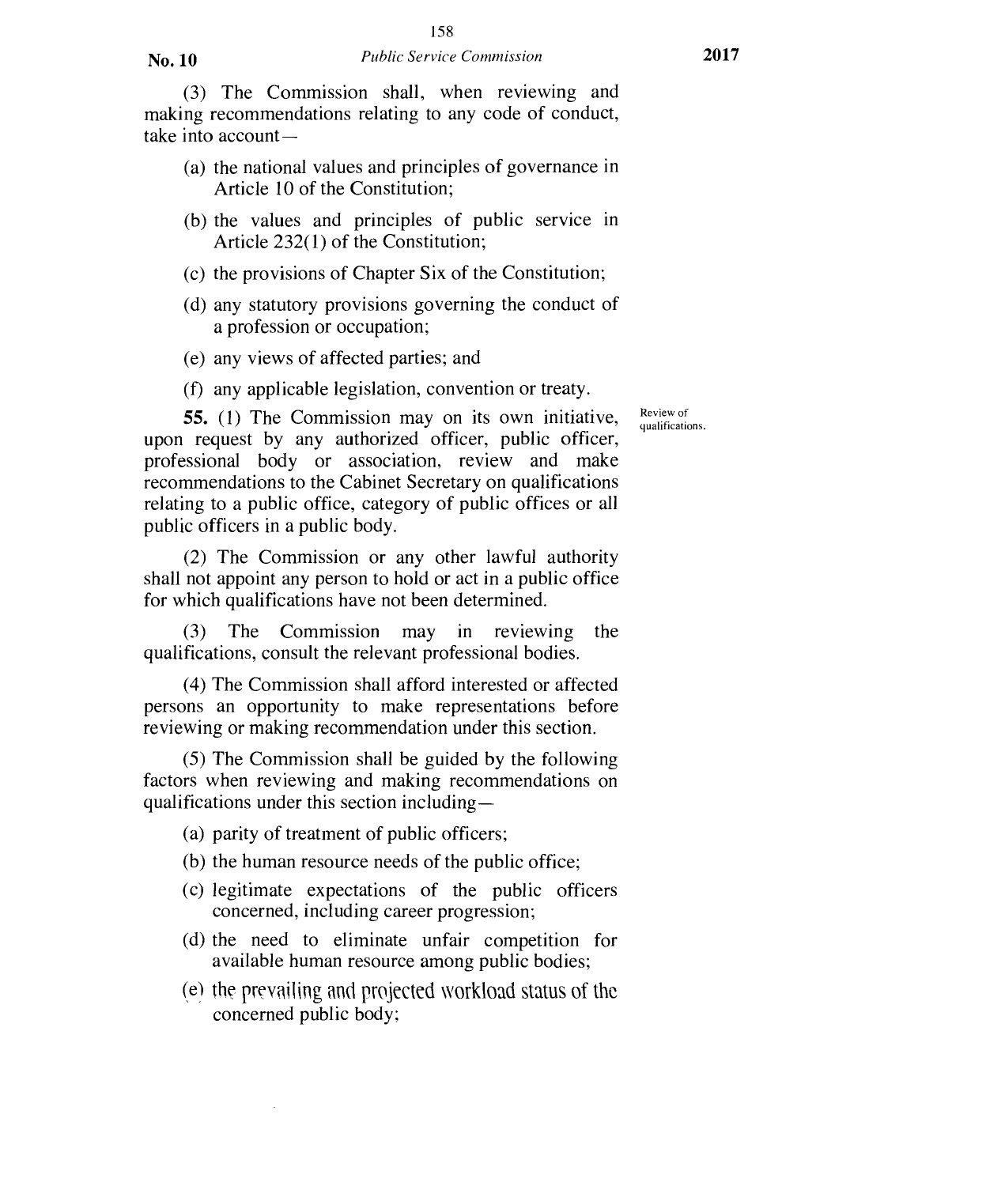(3) The Commission shall, when reviewing and making recommendations relating to any code of conduct, take into account—

- (a) the national values and principles of governance in Article 10 of the Constitution;
- (b) the values and principles of public service in Article 232(1) of the Constitution;
- (c) the provisions of Chapter Six of the Constitution;
- (d) any statutory provisions governing the conduct of a profession or occupation;
- (e) any views of affected parties; and
- (f) any applicable legislation, convention or treaty.

Review of qualifications.

**55.** (1) The Commission may on its own initiative, upon request by any authorized officer, public officer, professional body or association, review and make recommendations to the Cabinet Secretary on qualifications relating to a public office, category of public offices or all public officers in a public body.

(2) The Commission or any other lawful authority shall not appoint any person to hold or act in a public office for which qualifications have not been determined.

(3) The Commission may in reviewing the qualifications, consult the relevant professional bodies.

(4) The Commission shall afford interested or affected persons an opportunity to make representations before reviewing or making recommendation under this section.

(5) The Commission shall be guided by the following factors when reviewing and making recommendations on qualifications under this section including—

- (a) parity of treatment of public officers;
- (b) the human resource needs of the public office;
- (c) legitimate expectations of the public officers concerned, including career progression;
- (d) the need to eliminate unfair competition for available human resource among public bodies;
- (e) the prevailing and projected workload status of the concerned public body;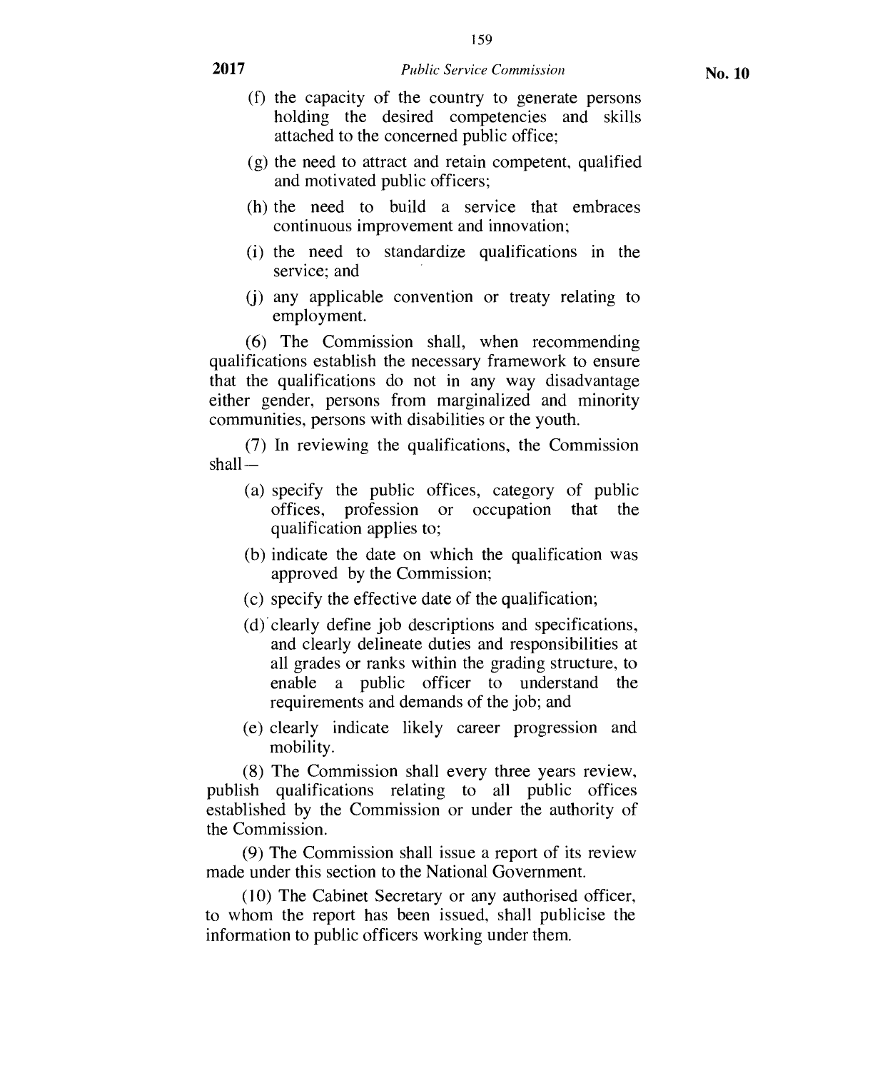(f) the capacity of the country to generate persons holding the desired competencies and skills attached to the concerned public office;

(g) the need to attract and retain competent, qualified and motivated public officers;

(h) the need to build a service that embraces continuous improvement and innovation;

(i) the need to standardize qualifications in the service; and

(j) any applicable convention or treaty relating to employment.

(6) The Commission shall, when recommending qualifications establish the necessary framework to ensure that the qualifications do not in any way disadvantage either gender, persons from marginalized and minority communities, persons with disabilities or the youth.

(7) In reviewing the qualifications, the Commission shall—

(a) specify the public offices, category of public offices, profession or occupation that the qualification applies to;

(b) indicate the date on which the qualification was approved by the Commission;

(c) specify the effective date of the qualification;

(d) clearly define job descriptions and specifications, and clearly delineate duties and responsibilities at all grades or ranks within the grading structure, to enable a public officer to understand the requirements and demands of the job; and

(e) clearly indicate likely career progression and mobility.

(8) The Commission shall every three years review, publish qualifications relating to all public offices established by the Commission or under the authority of the Commission.

(9) The Commission shall issue a report of its review made under this section to the National Government.

(10) The Cabinet Secretary or any authorised officer, to whom the report has been issued, shall publicise the information to public officers working under them.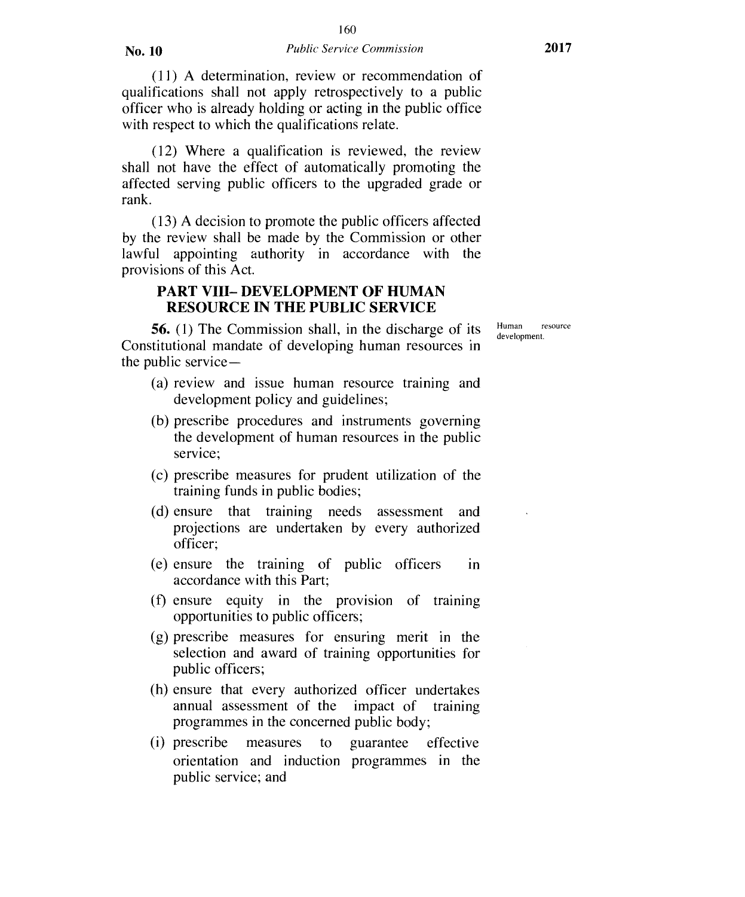(11) A determination, review or recommendation of qualifications shall not apply retrospectively to a public officer who is already holding or acting in the public office with respect to which the qualifications relate.

(12) Where a qualification is reviewed, the review shall not have the effect of automatically promoting the affected serving public officers to the upgraded grade or rank.

(13) A decision to promote the public officers affected by the review shall be made by the Commission or other lawful appointing authority in accordance with the provisions of this Act.

## PART VIII– DEVELOPMENT OF HUMAN RESOURCE IN THE PUBLIC SERVICE

Human resource development.

**56.** (1) The Commission shall, in the discharge of its Constitutional mandate of developing human resources in the public service—

(a) review and issue human resource training and development policy and guidelines;

(b) prescribe procedures and instruments governing the development of human resources in the public service;

(c) prescribe measures for prudent utilization of the training funds in public bodies;

(d) ensure that training needs assessment and projections are undertaken by every authorized officer;

(e) ensure the training of public officers in accordance with this Part;

(f) ensure equity in the provision of training opportunities to public officers;

(g) prescribe measures for ensuring merit in the selection and award of training opportunities for public officers;

(h) ensure that every authorized officer undertakes annual assessment of the impact of training programmes in the concerned public body;

(i) prescribe measures to guarantee effective orientation and induction programmes in the public service; and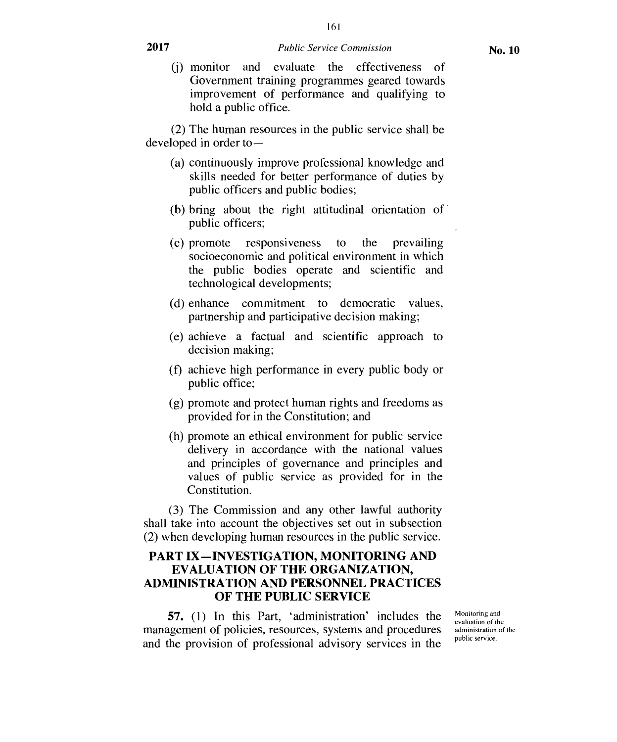(j) monitor and evaluate the effectiveness of Government training programmes geared towards improvement of performance and qualifying to hold a public office.

(2) The human resources in the public service shall be developed in order to—

(a) continuously improve professional knowledge and skills needed for better performance of duties by public officers and public bodies;

(b) bring about the right attitudinal orientation of public officers;

(c) promote responsiveness to the prevailing socioeconomic and political environment in which the public bodies operate and scientific and technological developments;

(d) enhance commitment to democratic values, partnership and participative decision making;

(e) achieve a factual and scientific approach to decision making;

(f) achieve high performance in every public body or public office;

(g) promote and protect human rights and freedoms as provided for in the Constitution; and

(h) promote an ethical environment for public service delivery in accordance with the national values and principles of governance and principles and values of public service as provided for in the Constitution.

(3) The Commission and any other lawful authority shall take into account the objectives set out in subsection (2) when developing human resources in the public service.

## PART IX—INVESTIGATION, MONITORING AND EVALUATION OF THE ORGANIZATION, ADMINISTRATION AND PERSONNEL PRACTICES OF THE PUBLIC SERVICE

*Monitoring and evaluation of the administration of the public service.*

**57.** (1) In this Part, 'administration' includes the management of policies, resources, systems and procedures and the provision of professional advisory services in the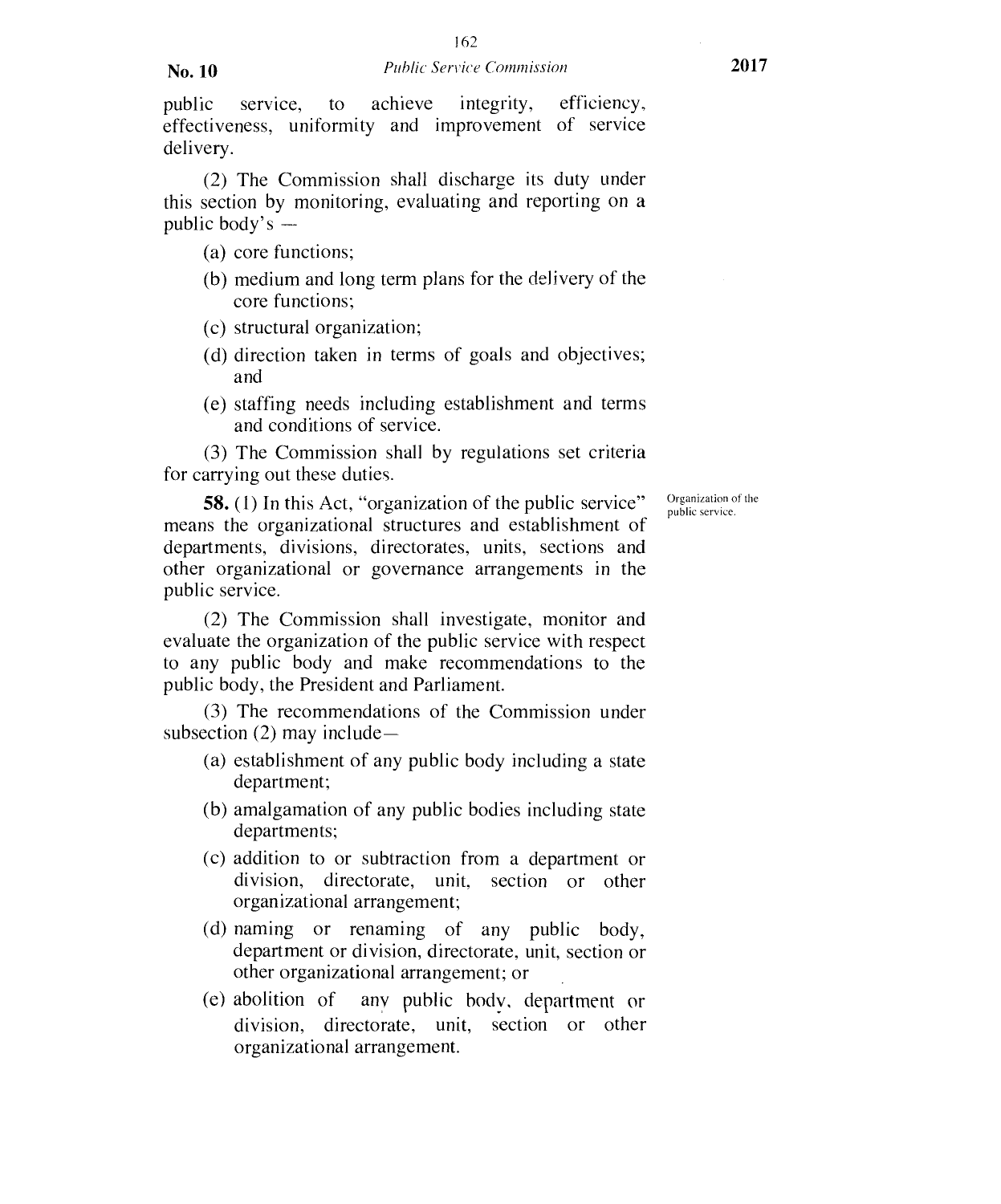public service, to achieve integrity, efficiency, effectiveness, uniformity and improvement of service delivery.

(2) The Commission shall discharge its duty under this section by monitoring, evaluating and reporting on a public body's —

(a) core functions;

(b) medium and long term plans for the delivery of the core functions;

(c) structural organization;

(d) direction taken in terms of goals and objectives; and

(e) staffing needs including establishment and terms and conditions of service.

(3) The Commission shall by regulations set criteria for carrying out these duties.

Organization of the public service.

**58.** (1) In this Act, "organization of the public service" means the organizational structures and establishment of departments, divisions, directorates, units, sections and other organizational or governance arrangements in the public service.

(2) The Commission shall investigate, monitor and evaluate the organization of the public service with respect to any public body and make recommendations to the public body, the President and Parliament.

(3) The recommendations of the Commission under subsection (2) may include—

(a) establishment of any public body including a state department;

(b) amalgamation of any public bodies including state departments;

(c) addition to or subtraction from a department or division, directorate, unit, section or other organizational arrangement;

(d) naming or renaming of any public body, department or division, directorate, unit, section or other organizational arrangement; or

(e) abolition of any public body, department or division, directorate, unit, section or other organizational arrangement.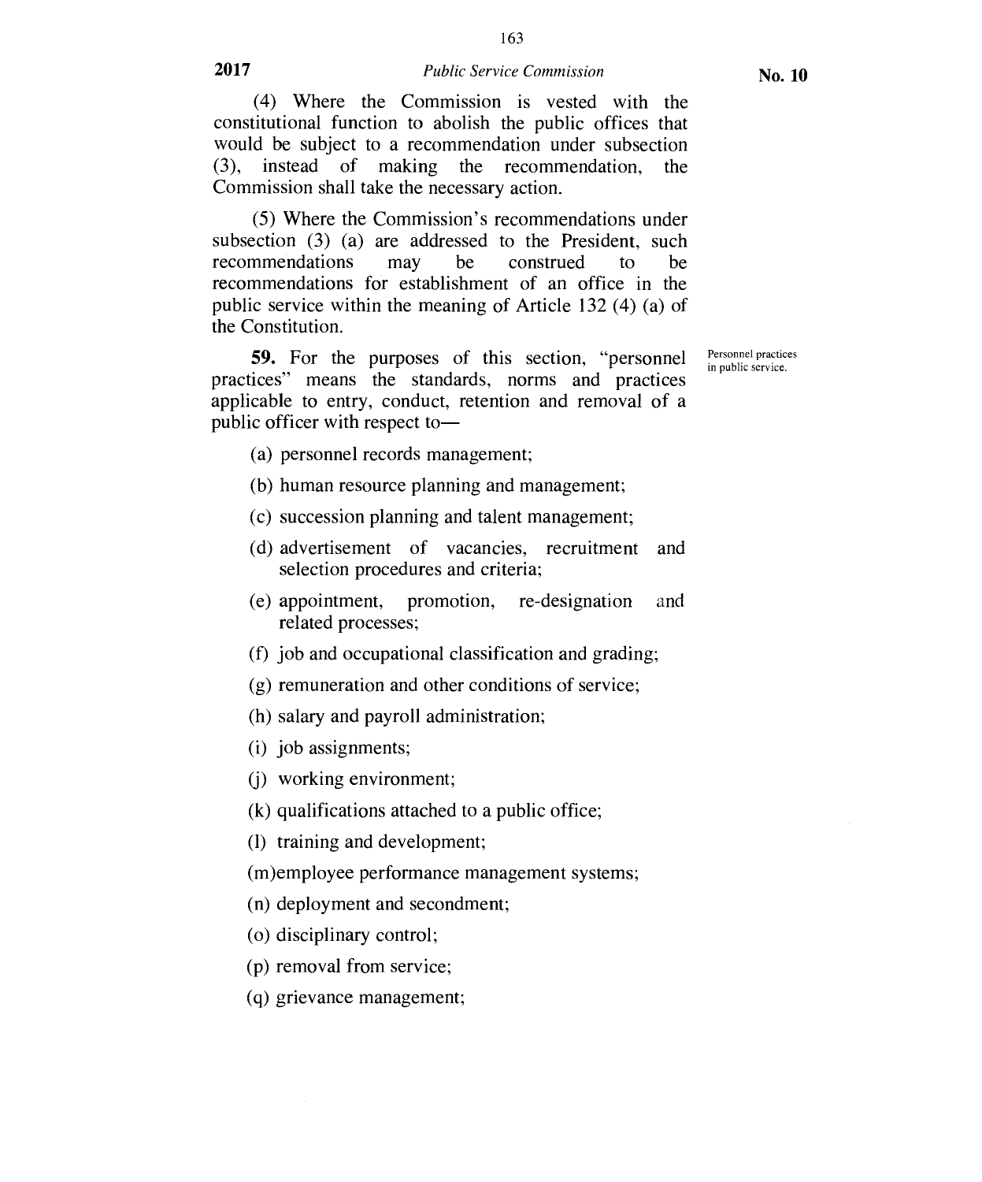(4) Where the Commission is vested with the constitutional function to abolish the public offices that would be subject to a recommendation under subsection (3), instead of making the recommendation, the Commission shall take the necessary action.

(5) Where the Commission's recommendations under subsection (3) (a) are addressed to the President, such recommendations may be construed to be recommendations for establishment of an office in the public service within the meaning of Article 132 (4) (a) of the Constitution.

Personnel practices in public service.

**59.** For the purposes of this section, "personnel practices" means the standards, norms and practices applicable to entry, conduct, retention and removal of a public officer with respect to—

(a) personnel records management;

(b) human resource planning and management;

(c) succession planning and talent management;

(d) advertisement of vacancies, recruitment and selection procedures and criteria;

(e) appointment, promotion, re-designation and related processes;

(f) job and occupational classification and grading;

(g) remuneration and other conditions of service;

(h) salary and payroll administration;

(i) job assignments;

(j) working environment;

(k) qualifications attached to a public office;

(l) training and development;

(m) employee performance management systems;

(n) deployment and secondment;

(o) disciplinary control;

(p) removal from service;

(q) grievance management;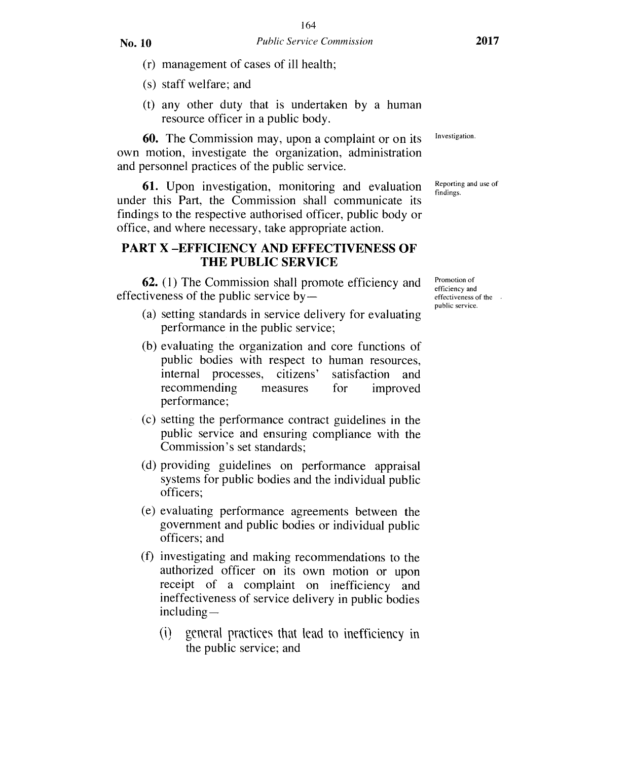(r) management of cases of ill health;

(s) staff welfare; and

(t) any other duty that is undertaken by a human resource officer in a public body.

Investigation.

**60.** The Commission may, upon a complaint or on its own motion, investigate the organization, administration and personnel practices of the public service.

Reporting and use of findings.

**61.** Upon investigation, monitoring and evaluation under this Part, the Commission shall communicate its findings to the respective authorised officer, public body or office, and where necessary, take appropriate action.

## PART X –EFFICIENCY AND EFFECTIVENESS OF THE PUBLIC SERVICE

Promotion of efficiency and effectiveness of the public service.

**62.** (1) The Commission shall promote efficiency and effectiveness of the public service by—

(a) setting standards in service delivery for evaluating performance in the public service;

(b) evaluating the organization and core functions of public bodies with respect to human resources, internal processes, citizens' satisfaction and recommending measures for improved performance;

(c) setting the performance contract guidelines in the public service and ensuring compliance with the Commission's set standards;

(d) providing guidelines on performance appraisal systems for public bodies and the individual public officers;

(e) evaluating performance agreements between the government and public bodies or individual public officers; and

(f) investigating and making recommendations to the authorized officer on its own motion or upon receipt of a complaint on inefficiency and ineffectiveness of service delivery in public bodies including—

(i) general practices that lead to inefficiency in the public service; and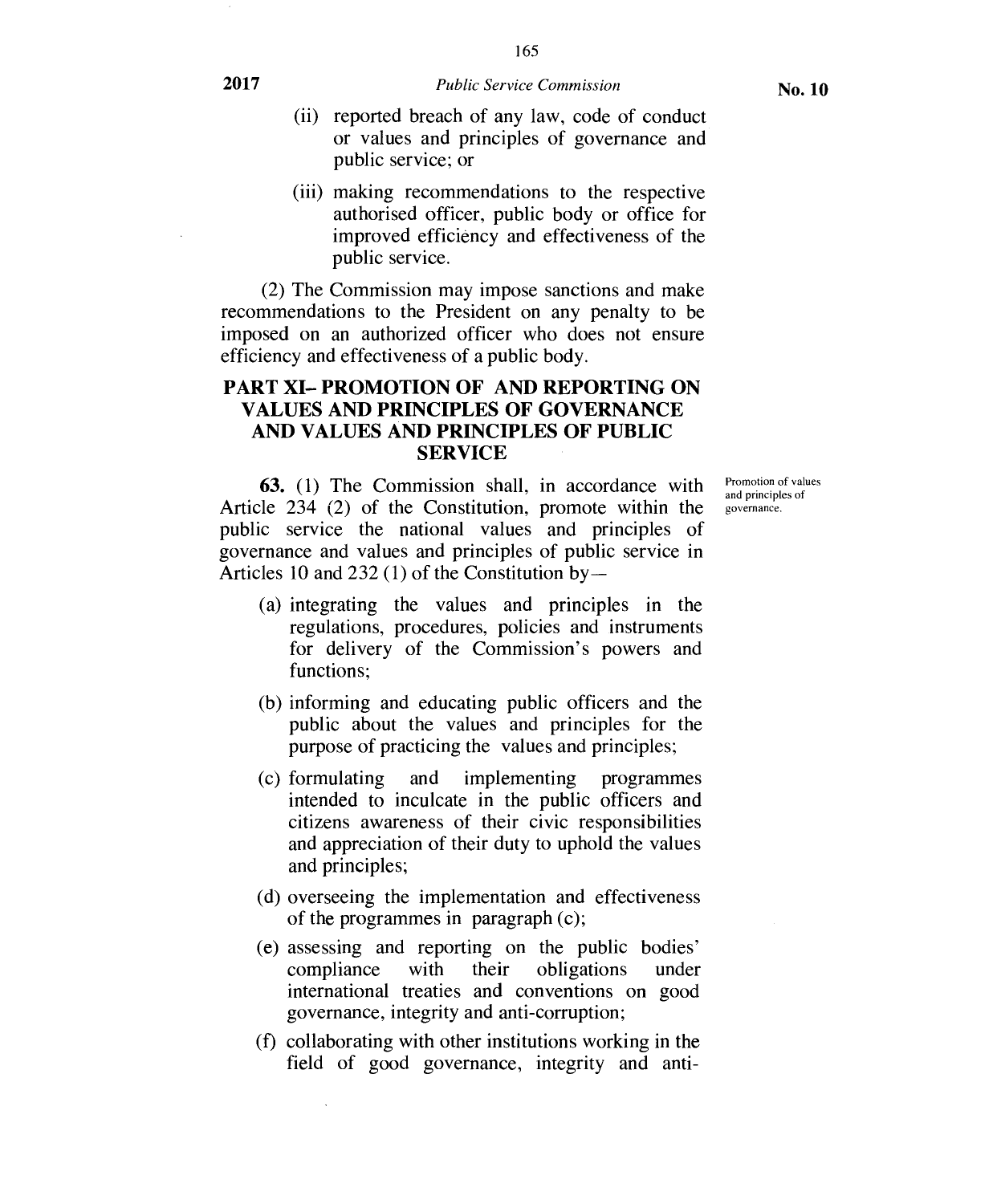(ii) reported breach of any law, code of conduct or values and principles of governance and public service; or

(iii) making recommendations to the respective authorised officer, public body or office for improved efficiency and effectiveness of the public service.

(2) The Commission may impose sanctions and make recommendations to the President on any penalty to be imposed on an authorized officer who does not ensure efficiency and effectiveness of a public body.

## PART XI– PROMOTION OF AND REPORTING ON VALUES AND PRINCIPLES OF GOVERNANCE AND VALUES AND PRINCIPLES OF PUBLIC SERVICE

Promotion of values and principles of governance.

**63.** (1) The Commission shall, in accordance with Article 234 (2) of the Constitution, promote within the public service the national values and principles of governance and values and principles of public service in Articles 10 and 232 (1) of the Constitution by—

(a) integrating the values and principles in the regulations, procedures, policies and instruments for delivery of the Commission's powers and functions;

(b) informing and educating public officers and the public about the values and principles for the purpose of practicing the values and principles;

(c) formulating and implementing programmes intended to inculcate in the public officers and citizens awareness of their civic responsibilities and appreciation of their duty to uphold the values and principles;

(d) overseeing the implementation and effectiveness of the programmes in paragraph (c);

(e) assessing and reporting on the public bodies' compliance with their obligations under international treaties and conventions on good governance, integrity and anti-corruption;

(f) collaborating with other institutions working in the field of good governance, integrity and anti-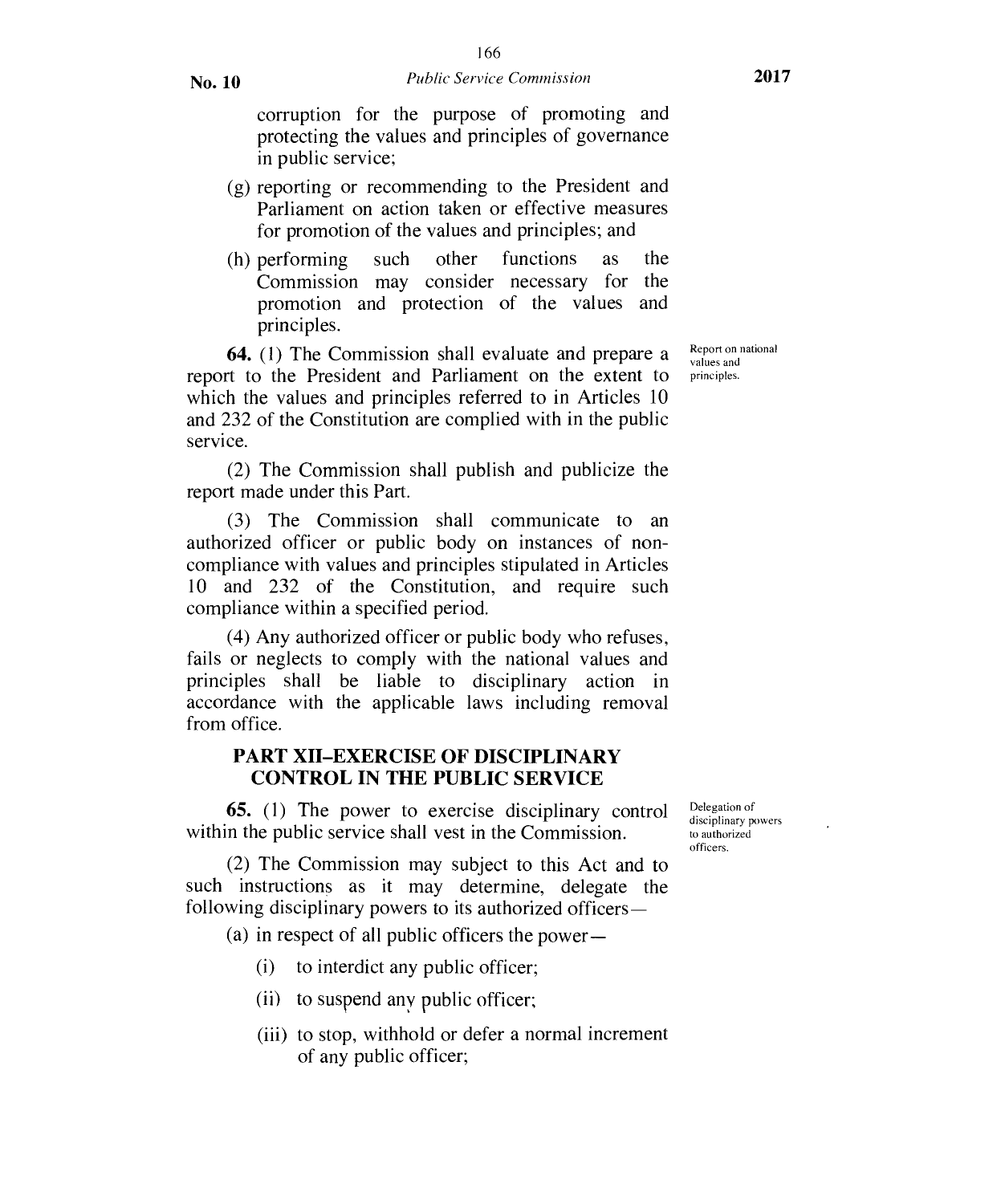corruption for the purpose of promoting and protecting the values and principles of governance in public service;

(g) reporting or recommending to the President and Parliament on action taken or effective measures for promotion of the values and principles; and

(h) performing such other functions as the Commission may consider necessary for the promotion and protection of the values and principles.

Report on national values and principles.

**64.** (1) The Commission shall evaluate and prepare a report to the President and Parliament on the extent to which the values and principles referred to in Articles 10 and 232 of the Constitution are complied with in the public service.

(2) The Commission shall publish and publicize the report made under this Part.

(3) The Commission shall communicate to an authorized officer or public body on instances of non-compliance with values and principles stipulated in Articles 10 and 232 of the Constitution, and require such compliance within a specified period.

(4) Any authorized officer or public body who refuses, fails or neglects to comply with the national values and principles shall be liable to disciplinary action in accordance with the applicable laws including removal from office.

## PART XII–EXERCISE OF DISCIPLINARY CONTROL IN THE PUBLIC SERVICE

Delegation of disciplinary powers to authorized officers.

**65.** (1) The power to exercise disciplinary control within the public service shall vest in the Commission.

(2) The Commission may subject to this Act and to such instructions as it may determine, delegate the following disciplinary powers to its authorized officers—

(a) in respect of all public officers the power—

(i) to interdict any public officer;

(ii) to suspend any public officer;

(iii) to stop, withhold or defer a normal increment of any public officer;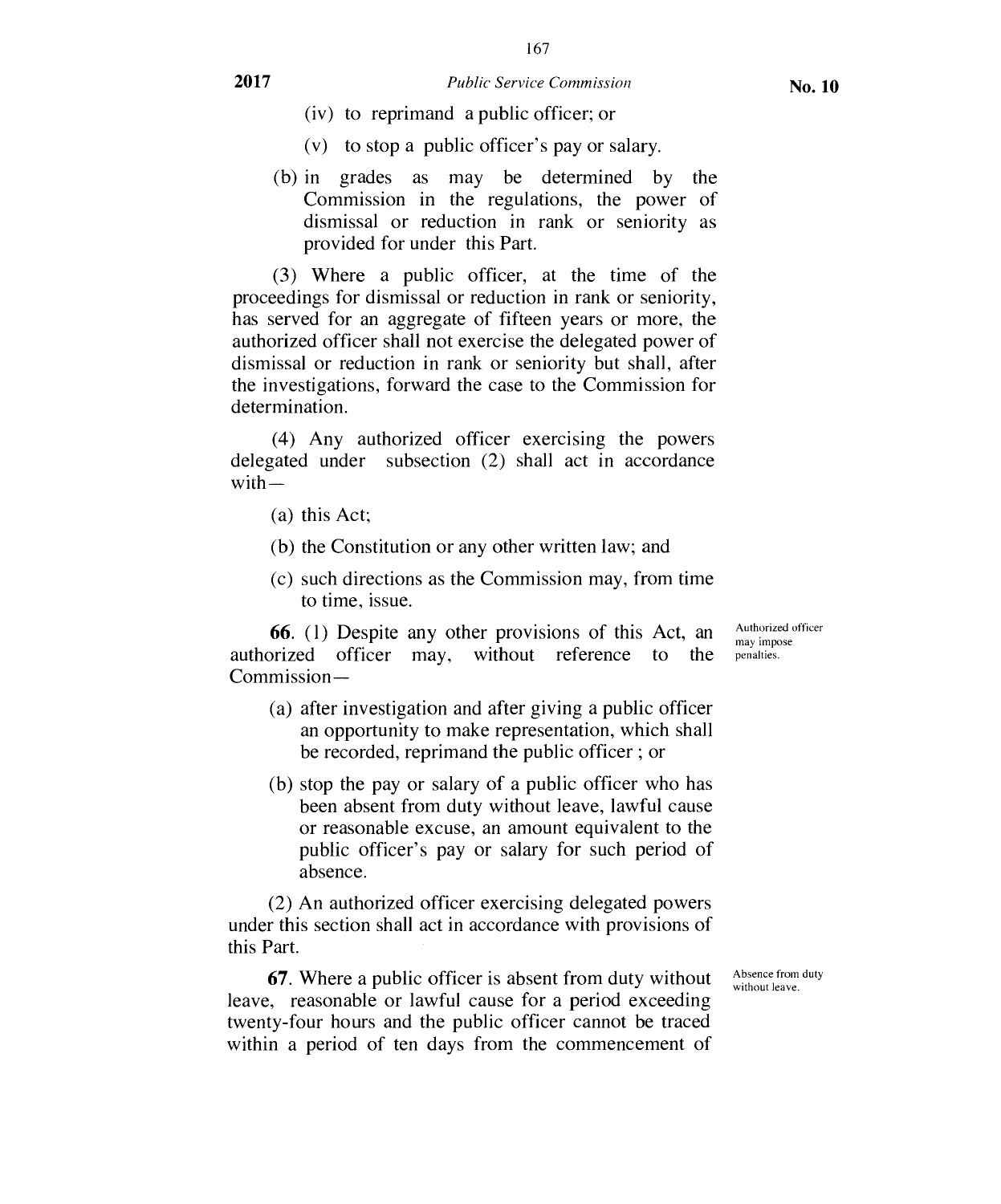(iv) to reprimand a public officer; or

(v) to stop a public officer's pay or salary.

(b) in grades as may be determined by the Commission in the regulations, the power of dismissal or reduction in rank or seniority as provided for under this Part.

(3) Where a public officer, at the time of the proceedings for dismissal or reduction in rank or seniority, has served for an aggregate of fifteen years or more, the authorized officer shall not exercise the delegated power of dismissal or reduction in rank or seniority but shall, after the investigations, forward the case to the Commission for determination.

(4) Any authorized officer exercising the powers delegated under subsection (2) shall act in accordance with—

(a) this Act;

(b) the Constitution or any other written law; and

(c) such directions as the Commission may, from time to time, issue.

*Authorized officer may impose penalties.*

**66.** (1) Despite any other provisions of this Act, an authorized officer may, without reference to the Commission—

(a) after investigation and after giving a public officer an opportunity to make representation, which shall be recorded, reprimand the public officer ; or

(b) stop the pay or salary of a public officer who has been absent from duty without leave, lawful cause or reasonable excuse, an amount equivalent to the public officer's pay or salary for such period of absence.

(2) An authorized officer exercising delegated powers under this section shall act in accordance with provisions of this Part.

*Absence from duty without leave.*

**67.** Where a public officer is absent from duty without leave, reasonable or lawful cause for a period exceeding twenty-four hours and the public officer cannot be traced within a period of ten days from the commencement of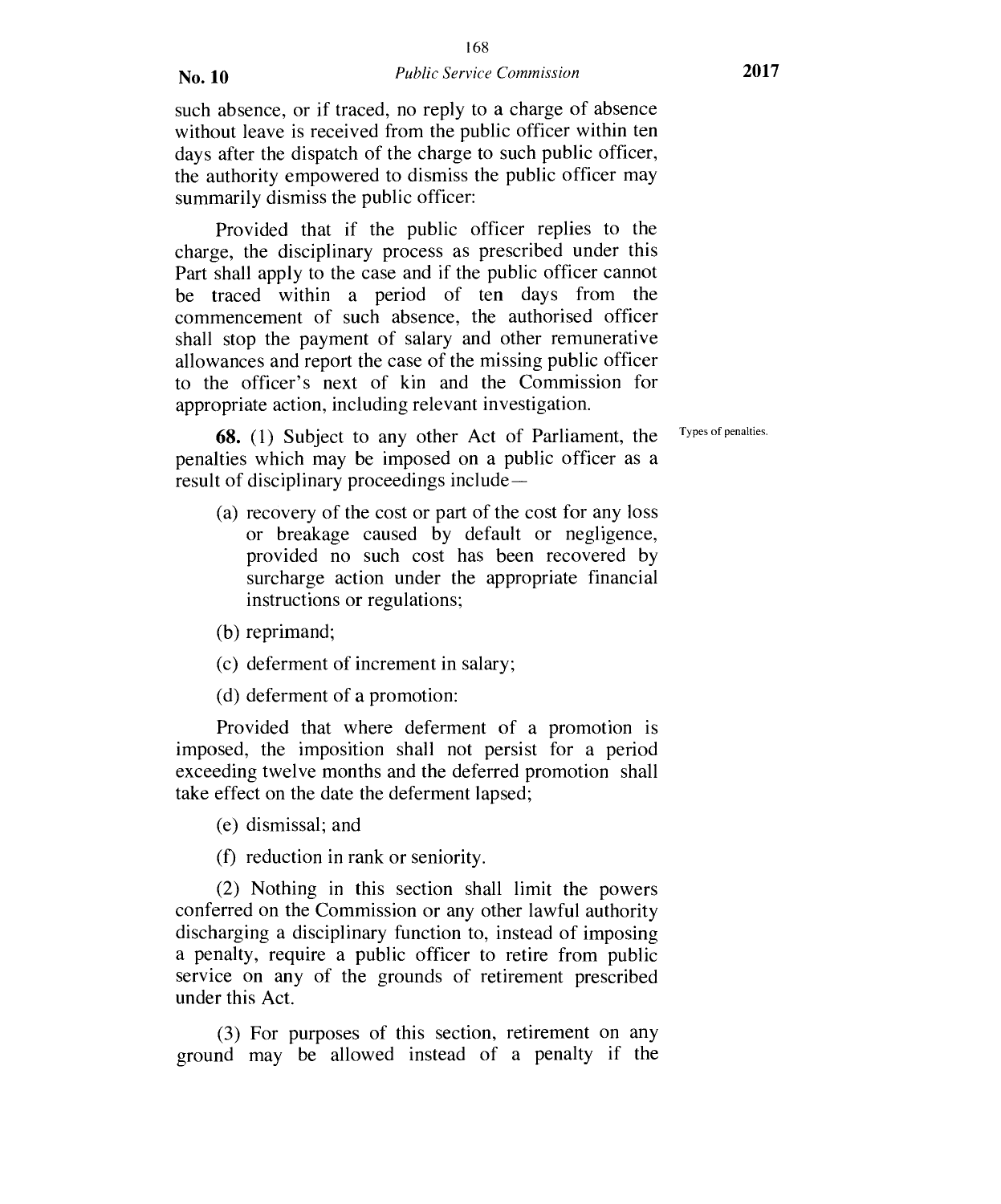such absence, or if traced, no reply to a charge of absence without leave is received from the public officer within ten days after the dispatch of the charge to such public officer, the authority empowered to dismiss the public officer may summarily dismiss the public officer:

Provided that if the public officer replies to the charge, the disciplinary process as prescribed under this Part shall apply to the case and if the public officer cannot be traced within a period of ten days from the commencement of such absence, the authorised officer shall stop the payment of salary and other remunerative allowances and report the case of the missing public officer to the officer's next of kin and the Commission for appropriate action, including relevant investigation.

Types of penalties.

**68.** (1) Subject to any other Act of Parliament, the penalties which may be imposed on a public officer as a result of disciplinary proceedings include—

(a) recovery of the cost or part of the cost for any loss or breakage caused by default or negligence, provided no such cost has been recovered by surcharge action under the appropriate financial instructions or regulations;

(b) reprimand;

(c) deferment of increment in salary;

(d) deferment of a promotion:

Provided that where deferment of a promotion is imposed, the imposition shall not persist for a period exceeding twelve months and the deferred promotion shall take effect on the date the deferment lapsed;

(e) dismissal; and

(f) reduction in rank or seniority.

(2) Nothing in this section shall limit the powers conferred on the Commission or any other lawful authority discharging a disciplinary function to, instead of imposing a penalty, require a public officer to retire from public service on any of the grounds of retirement prescribed under this Act.

(3) For purposes of this section, retirement on any ground may be allowed instead of a penalty if the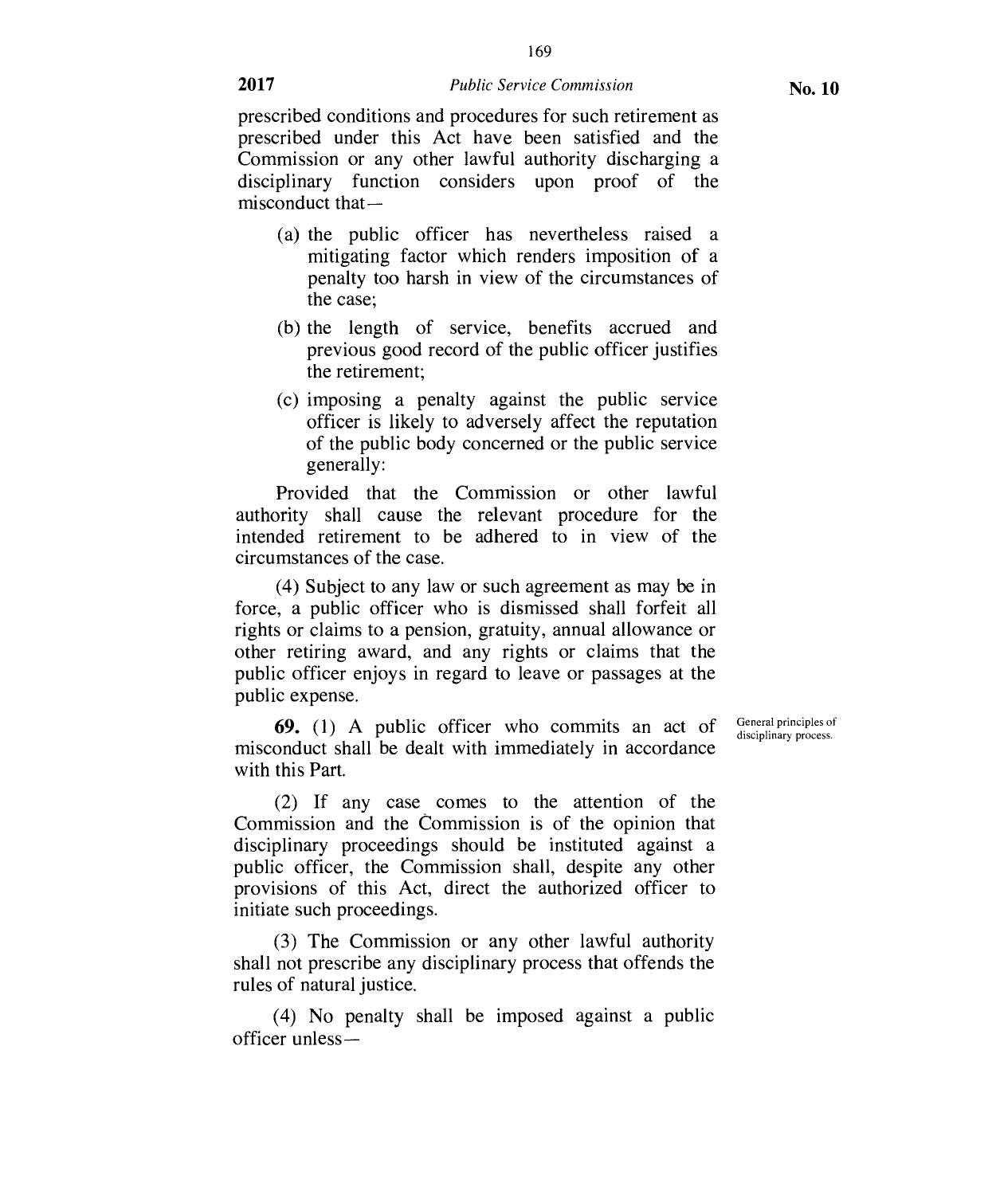prescribed conditions and procedures for such retirement as prescribed under this Act have been satisfied and the Commission or any other lawful authority discharging a disciplinary function considers upon proof of the misconduct that—

(a) the public officer has nevertheless raised a mitigating factor which renders imposition of a penalty too harsh in view of the circumstances of the case;

(b) the length of service, benefits accrued and previous good record of the public officer justifies the retirement;

(c) imposing a penalty against the public service officer is likely to adversely affect the reputation of the public body concerned or the public service generally:

Provided that the Commission or other lawful authority shall cause the relevant procedure for the intended retirement to be adhered to in view of the circumstances of the case.

(4) Subject to any law or such agreement as may be in force, a public officer who is dismissed shall forfeit all rights or claims to a pension, gratuity, annual allowance or other retiring award, and any rights or claims that the public officer enjoys in regard to leave or passages at the public expense.

General principles of disciplinary process.

**69.** (1) A public officer who commits an act of misconduct shall be dealt with immediately in accordance with this Part.

(2) If any case comes to the attention of the Commission and the Commission is of the opinion that disciplinary proceedings should be instituted against a public officer, the Commission shall, despite any other provisions of this Act, direct the authorized officer to initiate such proceedings.

(3) The Commission or any other lawful authority shall not prescribe any disciplinary process that offends the rules of natural justice.

(4) No penalty shall be imposed against a public officer unless—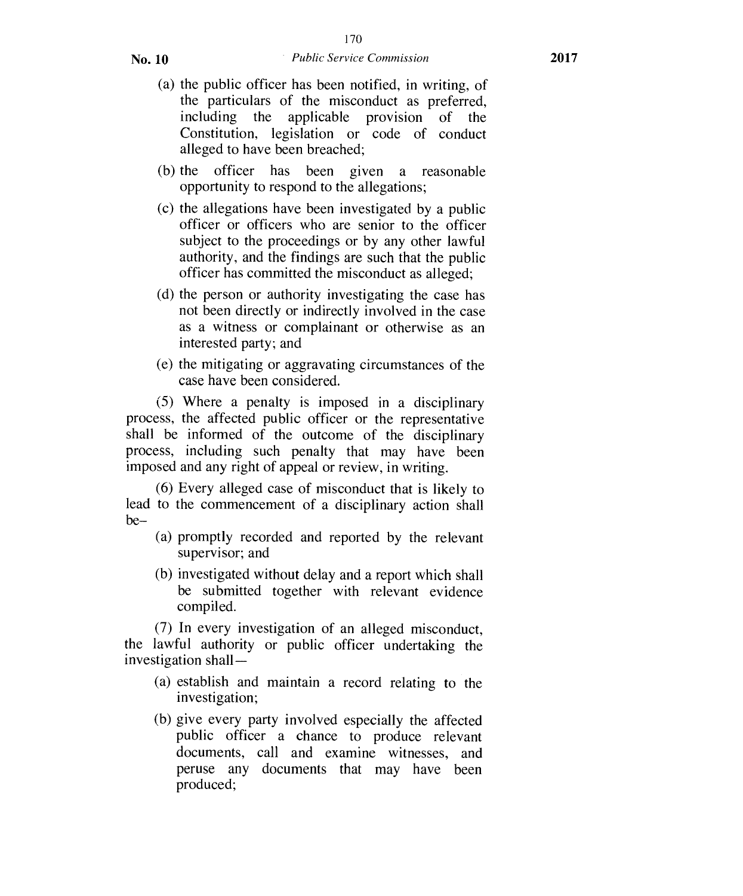(a) the public officer has been notified, in writing, of the particulars of the misconduct as preferred, including the applicable provision of the Constitution, legislation or code of conduct alleged to have been breached;

(b) the officer has been given a reasonable opportunity to respond to the allegations;

(c) the allegations have been investigated by a public officer or officers who are senior to the officer subject to the proceedings or by any other lawful authority, and the findings are such that the public officer has committed the misconduct as alleged;

(d) the person or authority investigating the case has not been directly or indirectly involved in the case as a witness or complainant or otherwise as an interested party; and

(e) the mitigating or aggravating circumstances of the case have been considered.

(5) Where a penalty is imposed in a disciplinary process, the affected public officer or the representative shall be informed of the outcome of the disciplinary process, including such penalty that may have been imposed and any right of appeal or review, in writing.

(6) Every alleged case of misconduct that is likely to lead to the commencement of a disciplinary action shall be–

(a) promptly recorded and reported by the relevant supervisor; and

(b) investigated without delay and a report which shall be submitted together with relevant evidence compiled.

(7) In every investigation of an alleged misconduct, the lawful authority or public officer undertaking the investigation shall—

(a) establish and maintain a record relating to the investigation;

(b) give every party involved especially the affected public officer a chance to produce relevant documents, call and examine witnesses, and peruse any documents that may have been produced;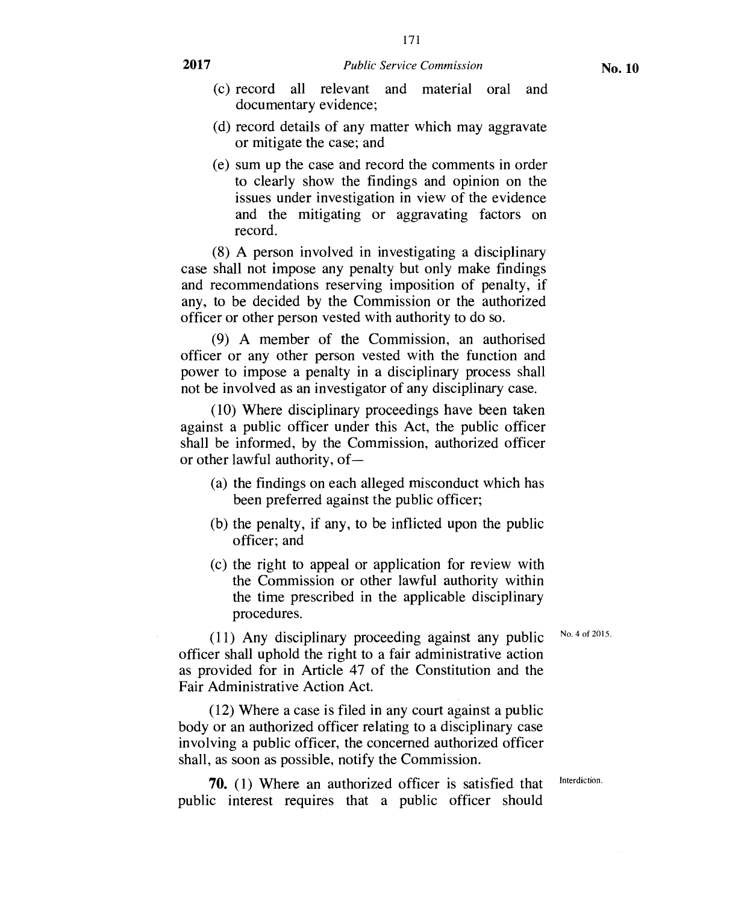(c) record all relevant and material oral and documentary evidence;

(d) record details of any matter which may aggravate or mitigate the case; and

(e) sum up the case and record the comments in order to clearly show the findings and opinion on the issues under investigation in view of the evidence and the mitigating or aggravating factors on record.

(8) A person involved in investigating a disciplinary case shall not impose any penalty but only make findings and recommendations reserving imposition of penalty, if any, to be decided by the Commission or the authorized officer or other person vested with authority to do so.

(9) A member of the Commission, an authorised officer or any other person vested with the function and power to impose a penalty in a disciplinary process shall not be involved as an investigator of any disciplinary case.

(10) Where disciplinary proceedings have been taken against a public officer under this Act, the public officer shall be informed, by the Commission, authorized officer or other lawful authority, of—

(a) the findings on each alleged misconduct which has been preferred against the public officer;

(b) the penalty, if any, to be inflicted upon the public officer; and

(c) the right to appeal or application for review with the Commission or other lawful authority within the time prescribed in the applicable disciplinary procedures.

(11) Any disciplinary proceeding against any public officer shall uphold the right to a fair administrative action as provided for in Article 47 of the Constitution and the Fair Administrative Action Act. No. 4 of 2015.

(12) Where a case is filed in any court against a public body or an authorized officer relating to a disciplinary case involving a public officer, the concerned authorized officer shall, as soon as possible, notify the Commission.

Interdiction.

**70.** (1) Where an authorized officer is satisfied that public interest requires that a public officer should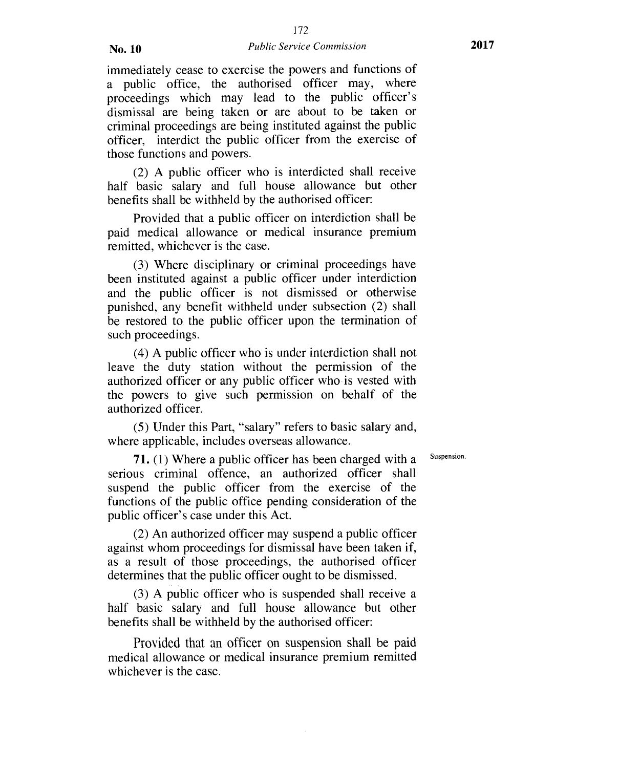immediately cease to exercise the powers and functions of a public office, the authorised officer may, where proceedings which may lead to the public officer's dismissal are being taken or are about to be taken or criminal proceedings are being instituted against the public officer, interdict the public officer from the exercise of those functions and powers.

(2) A public officer who is interdicted shall receive half basic salary and full house allowance but other benefits shall be withheld by the authorised officer:

Provided that a public officer on interdiction shall be paid medical allowance or medical insurance premium remitted, whichever is the case.

(3) Where disciplinary or criminal proceedings have been instituted against a public officer under interdiction and the public officer is not dismissed or otherwise punished, any benefit withheld under subsection (2) shall be restored to the public officer upon the termination of such proceedings.

(4) A public officer who is under interdiction shall not leave the duty station without the permission of the authorized officer or any public officer who is vested with the powers to give such permission on behalf of the authorized officer.

(5) Under this Part, "salary" refers to basic salary and, where applicable, includes overseas allowance.

Suspension.

**71.** (1) Where a public officer has been charged with a serious criminal offence, an authorized officer shall suspend the public officer from the exercise of the functions of the public office pending consideration of the public officer's case under this Act.

(2) An authorized officer may suspend a public officer against whom proceedings for dismissal have been taken if, as a result of those proceedings, the authorised officer determines that the public officer ought to be dismissed.

(3) A public officer who is suspended shall receive a half basic salary and full house allowance but other benefits shall be withheld by the authorised officer:

Provided that an officer on suspension shall be paid medical allowance or medical insurance premium remitted whichever is the case.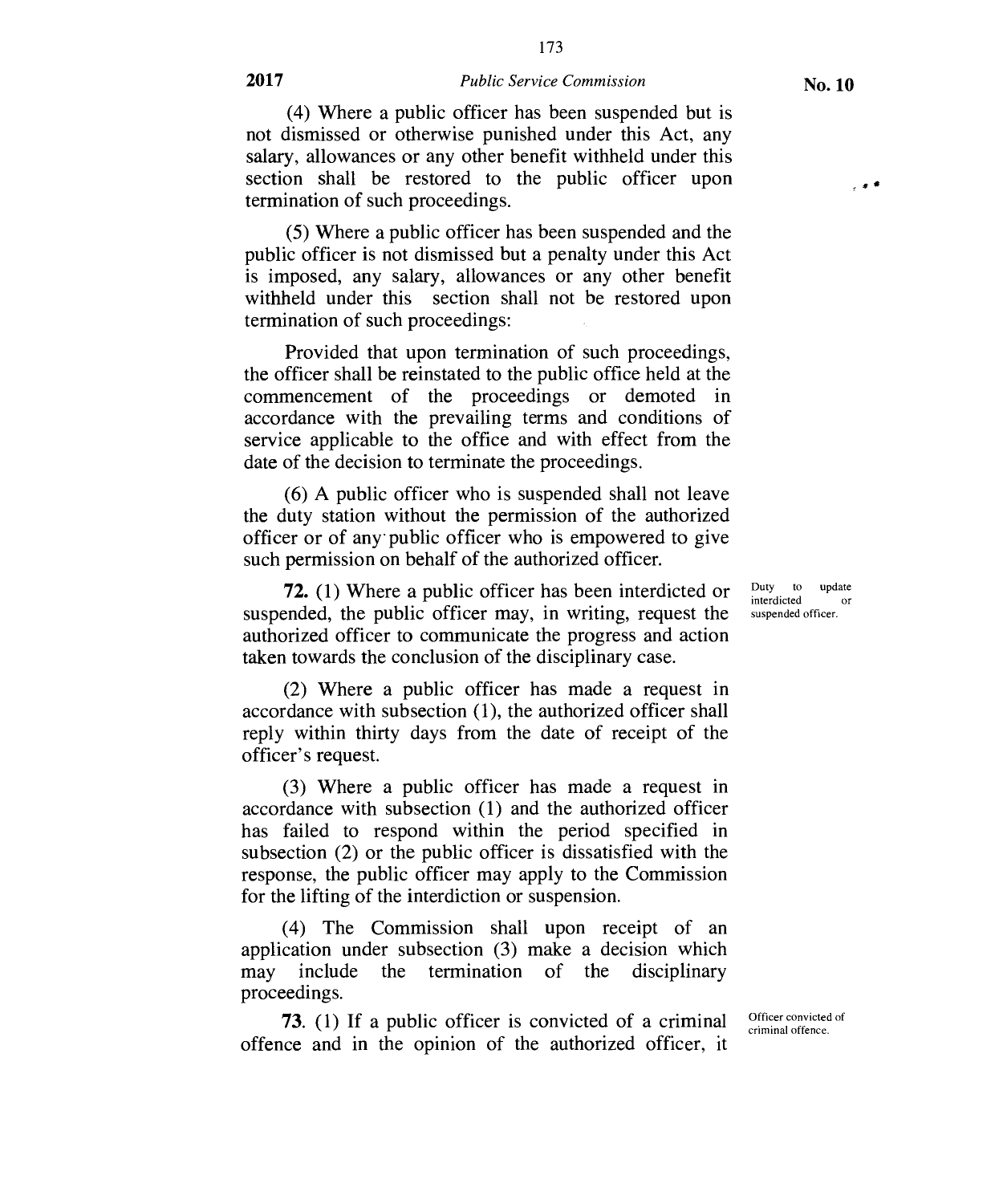(4) Where a public officer has been suspended but is not dismissed or otherwise punished under this Act, any salary, allowances or any other benefit withheld under this section shall be restored to the public officer upon termination of such proceedings.

(5) Where a public officer has been suspended and the public officer is not dismissed but a penalty under this Act is imposed, any salary, allowances or any other benefit withheld under this section shall not be restored upon termination of such proceedings:

Provided that upon termination of such proceedings, the officer shall be reinstated to the public office held at the commencement of the proceedings or demoted in accordance with the prevailing terms and conditions of service applicable to the office and with effect from the date of the decision to terminate the proceedings.

(6) A public officer who is suspended shall not leave the duty station without the permission of the authorized officer or of any public officer who is empowered to give such permission on behalf of the authorized officer.

Duty to update interdicted or suspended officer.

**72.** (1) Where a public officer has been interdicted or suspended, the public officer may, in writing, request the authorized officer to communicate the progress and action taken towards the conclusion of the disciplinary case.

(2) Where a public officer has made a request in accordance with subsection (1), the authorized officer shall reply within thirty days from the date of receipt of the officer's request.

(3) Where a public officer has made a request in accordance with subsection (1) and the authorized officer has failed to respond within the period specified in subsection (2) or the public officer is dissatisfied with the response, the public officer may apply to the Commission for the lifting of the interdiction or suspension.

(4) The Commission shall upon receipt of an application under subsection (3) make a decision which may include the termination of the disciplinary proceedings.

Officer convicted of criminal offence.

**73.** (1) If a public officer is convicted of a criminal offence and in the opinion of the authorized officer, it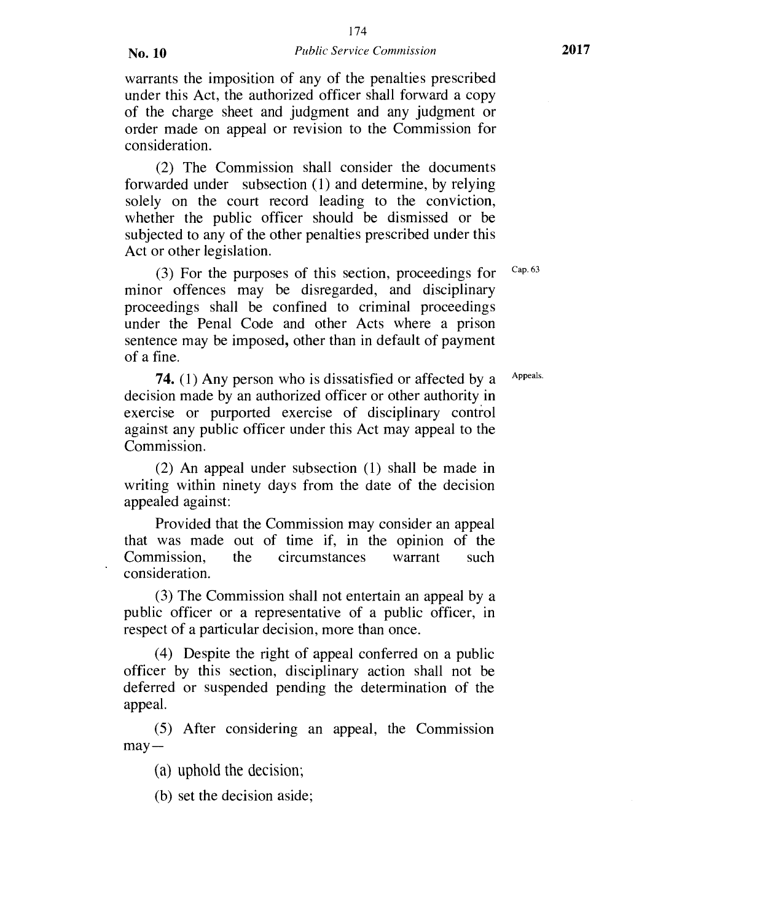warrants the imposition of any of the penalties prescribed under this Act, the authorized officer shall forward a copy of the charge sheet and judgment and any judgment or order made on appeal or revision to the Commission for consideration.

(2) The Commission shall consider the documents forwarded under subsection (1) and determine, by relying solely on the court record leading to the conviction, whether the public officer should be dismissed or be subjected to any of the other penalties prescribed under this Act or other legislation.

(3) For the purposes of this section, proceedings for minor offences may be disregarded, and disciplinary proceedings shall be confined to criminal proceedings under the Penal Code and other Acts where a prison sentence may be imposed, other than in default of payment of a fine.

Cap. 63

Appeals.

**74.** (1) Any person who is dissatisfied or affected by a decision made by an authorized officer or other authority in exercise or purported exercise of disciplinary control against any public officer under this Act may appeal to the Commission.

(2) An appeal under subsection (1) shall be made in writing within ninety days from the date of the decision appealed against:

Provided that the Commission may consider an appeal that was made out of time if, in the opinion of the Commission, the circumstances warrant such consideration.

(3) The Commission shall not entertain an appeal by a public officer or a representative of a public officer, in respect of a particular decision, more than once.

(4) Despite the right of appeal conferred on a public officer by this section, disciplinary action shall not be deferred or suspended pending the determination of the appeal.

(5) After considering an appeal, the Commission may—

(a) uphold the decision;

(b) set the decision aside;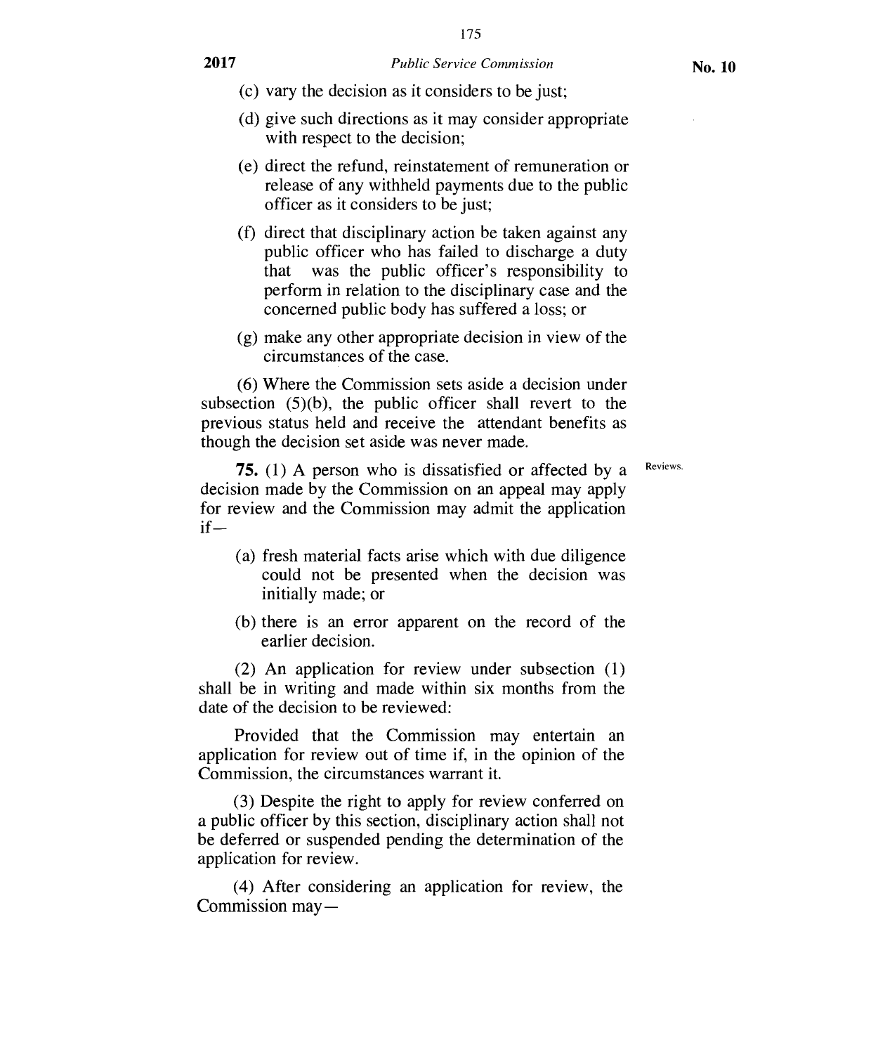(c) vary the decision as it considers to be just;

(d) give such directions as it may consider appropriate with respect to the decision;

(e) direct the refund, reinstatement of remuneration or release of any withheld payments due to the public officer as it considers to be just;

(f) direct that disciplinary action be taken against any public officer who has failed to discharge a duty that was the public officer's responsibility to perform in relation to the disciplinary case and the concerned public body has suffered a loss; or

(g) make any other appropriate decision in view of the circumstances of the case.

(6) Where the Commission sets aside a decision under subsection (5)(b), the public officer shall revert to the previous status held and receive the attendant benefits as though the decision set aside was never made.

Reviews.

**75.** (1) A person who is dissatisfied or affected by a decision made by the Commission on an appeal may apply for review and the Commission may admit the application if—

(a) fresh material facts arise which with due diligence could not be presented when the decision was initially made; or

(b) there is an error apparent on the record of the earlier decision.

(2) An application for review under subsection (1) shall be in writing and made within six months from the date of the decision to be reviewed:

Provided that the Commission may entertain an application for review out of time if, in the opinion of the Commission, the circumstances warrant it.

(3) Despite the right to apply for review conferred on a public officer by this section, disciplinary action shall not be deferred or suspended pending the determination of the application for review.

(4) After considering an application for review, the Commission may—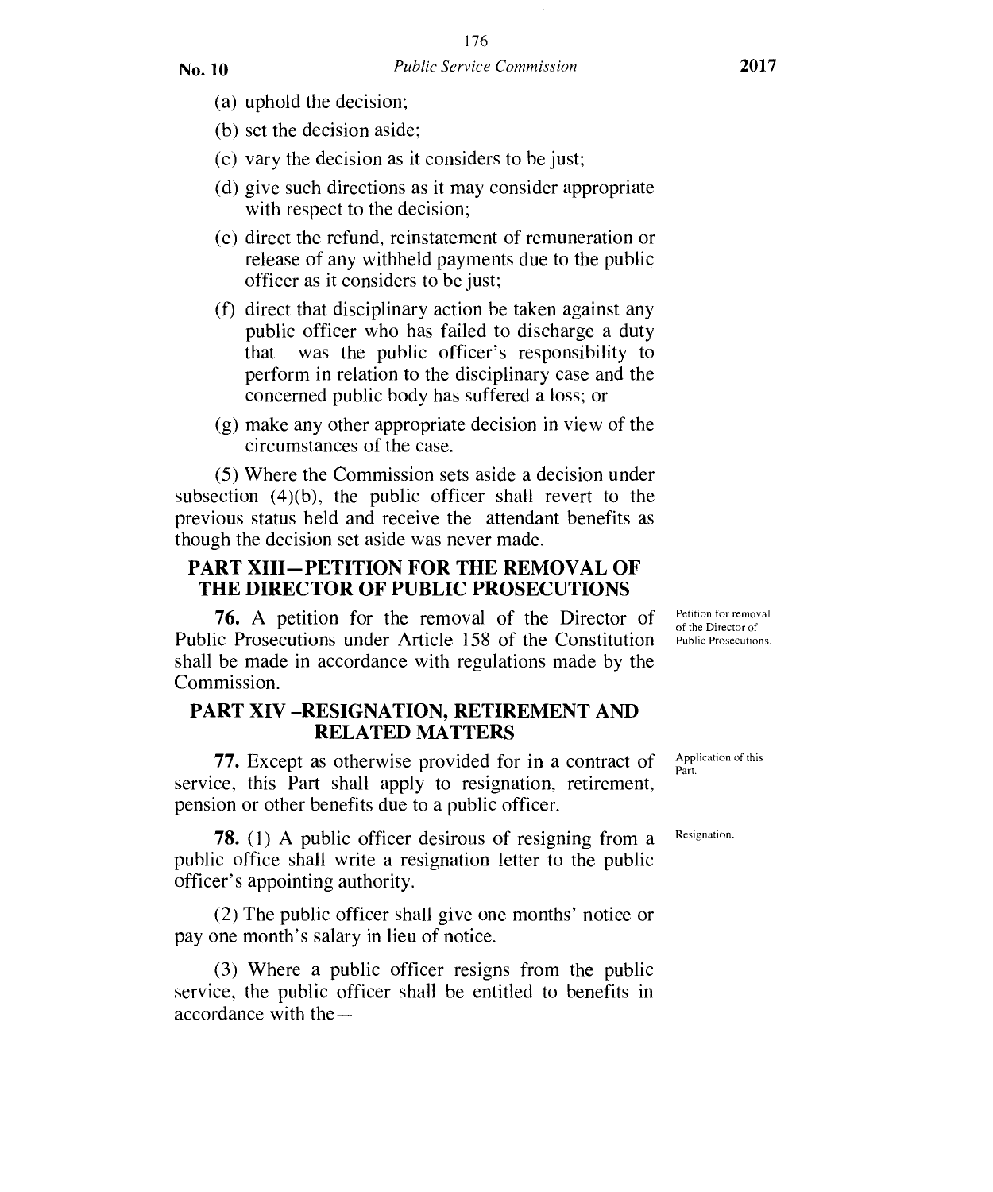(a) uphold the decision;

(b) set the decision aside;

(c) vary the decision as it considers to be just;

(d) give such directions as it may consider appropriate with respect to the decision;

(e) direct the refund, reinstatement of remuneration or release of any withheld payments due to the public officer as it considers to be just;

(f) direct that disciplinary action be taken against any public officer who has failed to discharge a duty that was the public officer's responsibility to perform in relation to the disciplinary case and the concerned public body has suffered a loss; or

(g) make any other appropriate decision in view of the circumstances of the case.

(5) Where the Commission sets aside a decision under subsection (4)(b), the public officer shall revert to the previous status held and receive the attendant benefits as though the decision set aside was never made.

## PART XIII—PETITION FOR THE REMOVAL OF THE DIRECTOR OF PUBLIC PROSECUTIONS

*Petition for removal of the Director of Public Prosecutions.*

**76.** A petition for the removal of the Director of Public Prosecutions under Article 158 of the Constitution shall be made in accordance with regulations made by the Commission.

## PART XIV –RESIGNATION, RETIREMENT AND RELATED MATTERS

*Application of this Part.*

**77.** Except as otherwise provided for in a contract of service, this Part shall apply to resignation, retirement, pension or other benefits due to a public officer.

*Resignation.*

**78.** (1) A public officer desirous of resigning from a public office shall write a resignation letter to the public officer's appointing authority.

(2) The public officer shall give one months' notice or pay one month's salary in lieu of notice.

(3) Where a public officer resigns from the public service, the public officer shall be entitled to benefits in accordance with the—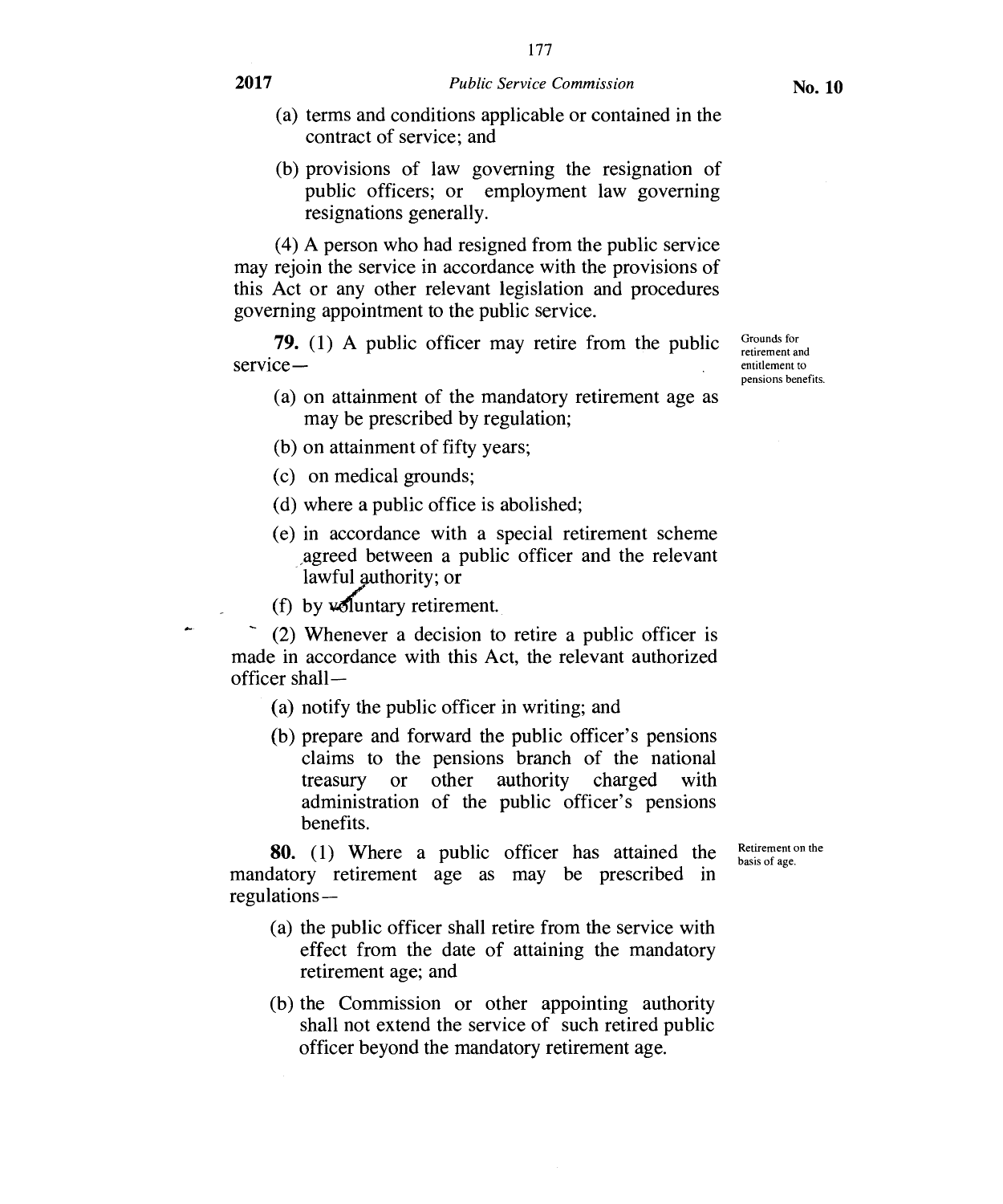(a) terms and conditions applicable or contained in the contract of service; and

(b) provisions of law governing the resignation of public officers; or employment law governing resignations generally.

(4) A person who had resigned from the public service may rejoin the service in accordance with the provisions of this Act or any other relevant legislation and procedures governing appointment to the public service.

*Grounds for retirement and entitlement to pensions benefits.*

**79.** (1) A public officer may retire from the public service—

(a) on attainment of the mandatory retirement age as may be prescribed by regulation;

(b) on attainment of fifty years;

(c) on medical grounds;

(d) where a public office is abolished;

(e) in accordance with a special retirement scheme agreed between a public officer and the relevant lawful authority; or

(f) by voluntary retirement.

(2) Whenever a decision to retire a public officer is made in accordance with this Act, the relevant authorized officer shall—

(a) notify the public officer in writing; and

(b) prepare and forward the public officer's pensions claims to the pensions branch of the national treasury or other authority charged with administration of the public officer's pensions benefits.

*Retirement on the basis of age.*

**80.** (1) Where a public officer has attained the mandatory retirement age as may be prescribed in regulations—

(a) the public officer shall retire from the service with effect from the date of attaining the mandatory retirement age; and

(b) the Commission or other appointing authority shall not extend the service of such retired public officer beyond the mandatory retirement age.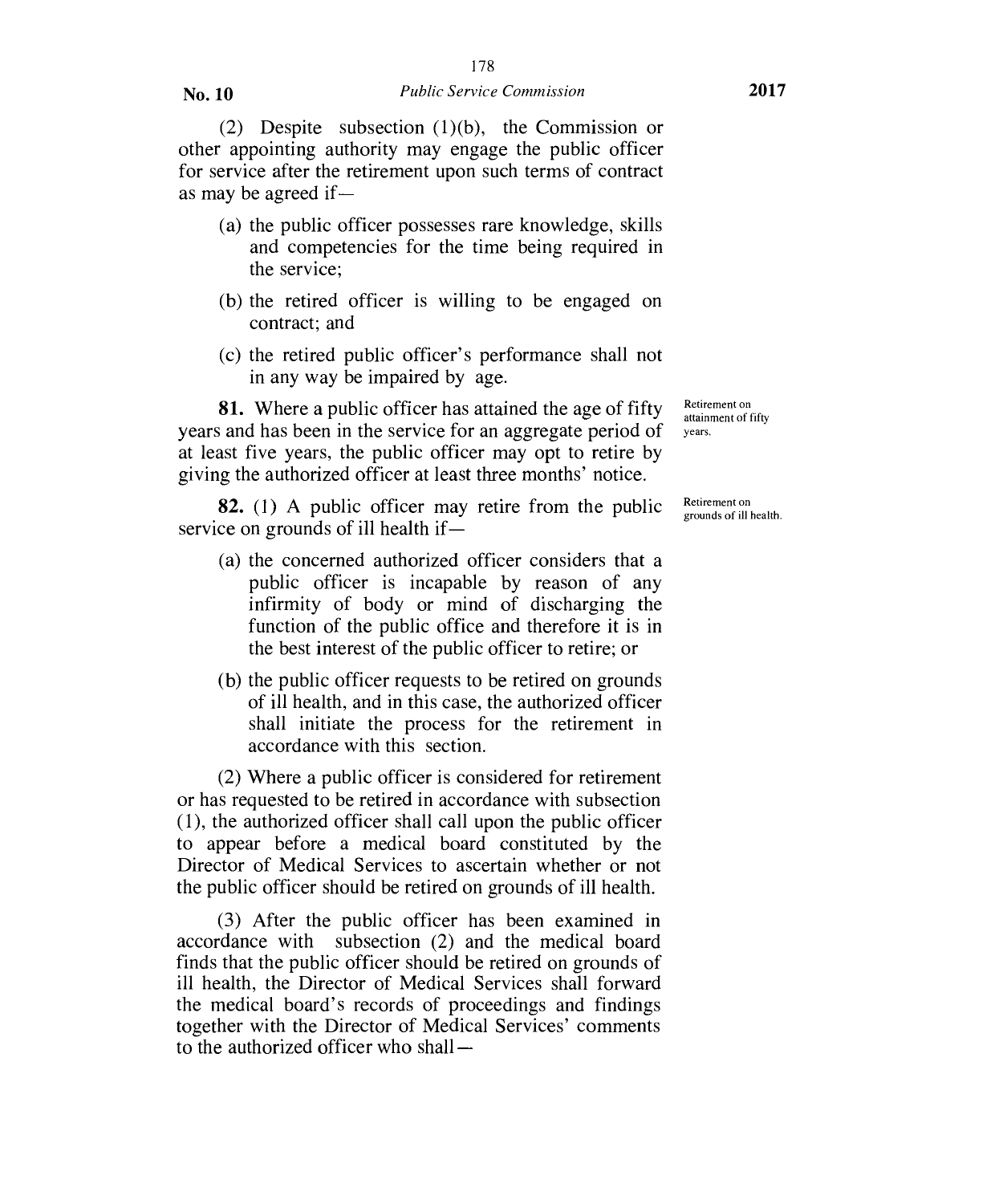(2) Despite subsection (1)(b), the Commission or other appointing authority may engage the public officer for service after the retirement upon such terms of contract as may be agreed if—

(a) the public officer possesses rare knowledge, skills and competencies for the time being required in the service;

(b) the retired officer is willing to be engaged on contract; and

(c) the retired public officer's performance shall not in any way be impaired by age.

*Retirement on attainment of fifty years.*

**81.** Where a public officer has attained the age of fifty years and has been in the service for an aggregate period of at least five years, the public officer may opt to retire by giving the authorized officer at least three months' notice.

*Retirement on grounds of ill health.*

**82.** (1) A public officer may retire from the public service on grounds of ill health if—

(a) the concerned authorized officer considers that a public officer is incapable by reason of any infirmity of body or mind of discharging the function of the public office and therefore it is in the best interest of the public officer to retire; or

(b) the public officer requests to be retired on grounds of ill health, and in this case, the authorized officer shall initiate the process for the retirement in accordance with this section.

(2) Where a public officer is considered for retirement or has requested to be retired in accordance with subsection (1), the authorized officer shall call upon the public officer to appear before a medical board constituted by the Director of Medical Services to ascertain whether or not the public officer should be retired on grounds of ill health.

(3) After the public officer has been examined in accordance with subsection (2) and the medical board finds that the public officer should be retired on grounds of ill health, the Director of Medical Services shall forward the medical board's records of proceedings and findings together with the Director of Medical Services' comments to the authorized officer who shall—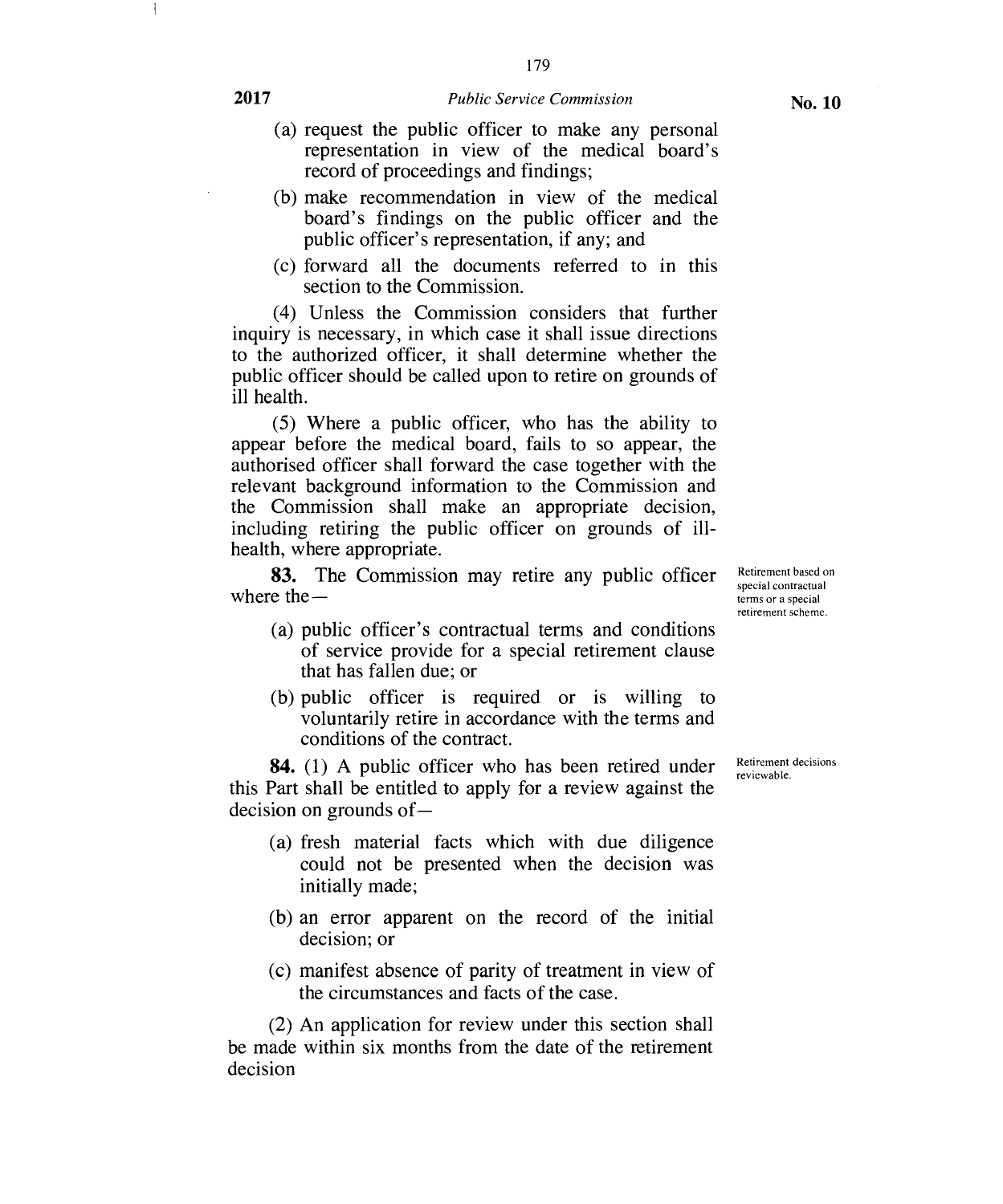(a) request the public officer to make any personal representation in view of the medical board's record of proceedings and findings;

(b) make recommendation in view of the medical board's findings on the public officer and the public officer's representation, if any; and

(c) forward all the documents referred to in this section to the Commission.

(4) Unless the Commission considers that further inquiry is necessary, in which case it shall issue directions to the authorized officer, it shall determine whether the public officer should be called upon to retire on grounds of ill health.

(5) Where a public officer, who has the ability to appear before the medical board, fails to so appear, the authorised officer shall forward the case together with the relevant background information to the Commission and the Commission shall make an appropriate decision, including retiring the public officer on grounds of ill-health, where appropriate.

*Retirement based on special contractual terms or a special retirement scheme.*

**83.** The Commission may retire any public officer where the—

(a) public officer's contractual terms and conditions of service provide for a special retirement clause that has fallen due; or

(b) public officer is required or is willing to voluntarily retire in accordance with the terms and conditions of the contract.

*Retirement decisions reviewable.*

**84.** (1) A public officer who has been retired under this Part shall be entitled to apply for a review against the decision on grounds of—

(a) fresh material facts which with due diligence could not be presented when the decision was initially made;

(b) an error apparent on the record of the initial decision; or

(c) manifest absence of parity of treatment in view of the circumstances and facts of the case.

(2) An application for review under this section shall be made within six months from the date of the retirement decision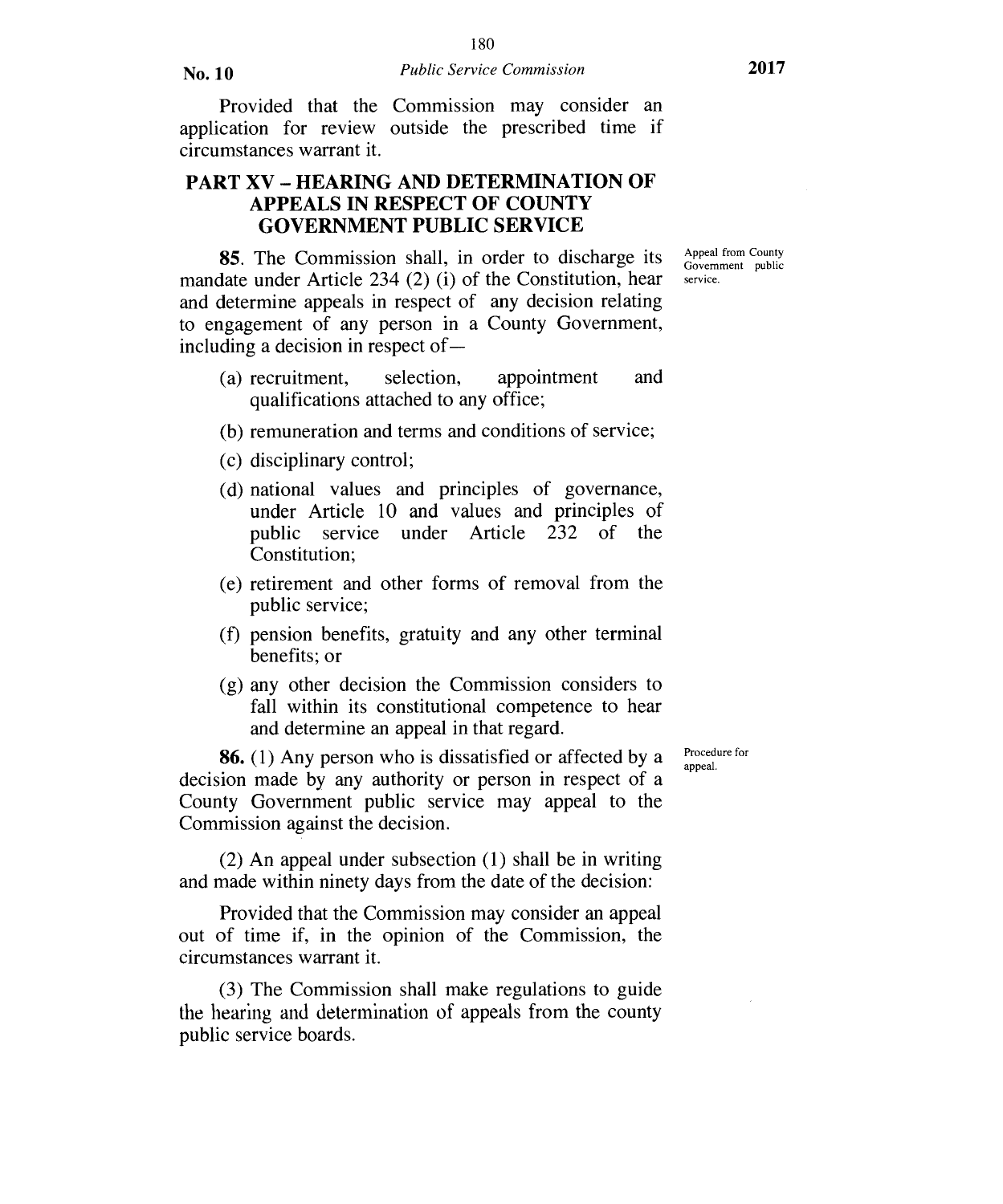Provided that the Commission may consider an application for review outside the prescribed time if circumstances warrant it.

## PART XV – HEARING AND DETERMINATION OF APPEALS IN RESPECT OF COUNTY GOVERNMENT PUBLIC SERVICE

*Appeal from County Government public service.*

**85**. The Commission shall, in order to discharge its mandate under Article 234 (2) (i) of the Constitution, hear and determine appeals in respect of any decision relating to engagement of any person in a County Government, including a decision in respect of—

(a) recruitment, selection, appointment and qualifications attached to any office;

(b) remuneration and terms and conditions of service;

(c) disciplinary control;

(d) national values and principles of governance, under Article 10 and values and principles of public service under Article 232 of the Constitution;

(e) retirement and other forms of removal from the public service;

(f) pension benefits, gratuity and any other terminal benefits; or

(g) any other decision the Commission considers to fall within its constitutional competence to hear and determine an appeal in that regard.

*Procedure for appeal.*

**86.** (1) Any person who is dissatisfied or affected by a decision made by any authority or person in respect of a County Government public service may appeal to the Commission against the decision.

(2) An appeal under subsection (1) shall be in writing and made within ninety days from the date of the decision:

Provided that the Commission may consider an appeal out of time if, in the opinion of the Commission, the circumstances warrant it.

(3) The Commission shall make regulations to guide the hearing and determination of appeals from the county public service boards.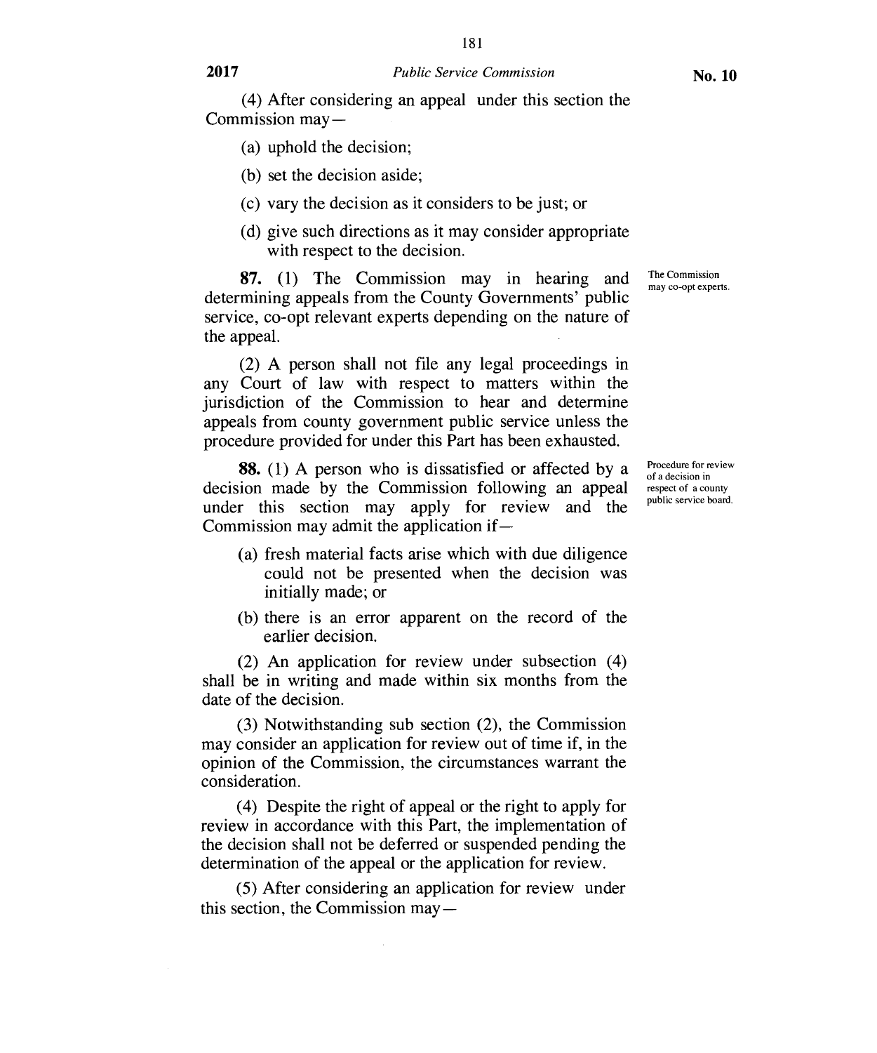(4) After considering an appeal under this section the Commission may—

(a) uphold the decision;

(b) set the decision aside;

(c) vary the decision as it considers to be just; or

(d) give such directions as it may consider appropriate with respect to the decision.

*The Commission may co-opt experts.*

**87.** (1) The Commission may in hearing and determining appeals from the County Governments' public service, co-opt relevant experts depending on the nature of the appeal.

(2) A person shall not file any legal proceedings in any Court of law with respect to matters within the jurisdiction of the Commission to hear and determine appeals from county government public service unless the procedure provided for under this Part has been exhausted.

*Procedure for review of a decision in respect of a county public service board.*

**88.** (1) A person who is dissatisfied or affected by a decision made by the Commission following an appeal under this section may apply for review and the Commission may admit the application if—

(a) fresh material facts arise which with due diligence could not be presented when the decision was initially made; or

(b) there is an error apparent on the record of the earlier decision.

(2) An application for review under subsection (4) shall be in writing and made within six months from the date of the decision.

(3) Notwithstanding sub section (2), the Commission may consider an application for review out of time if, in the opinion of the Commission, the circumstances warrant the consideration.

(4) Despite the right of appeal or the right to apply for review in accordance with this Part, the implementation of the decision shall not be deferred or suspended pending the determination of the appeal or the application for review.

(5) After considering an application for review under this section, the Commission may—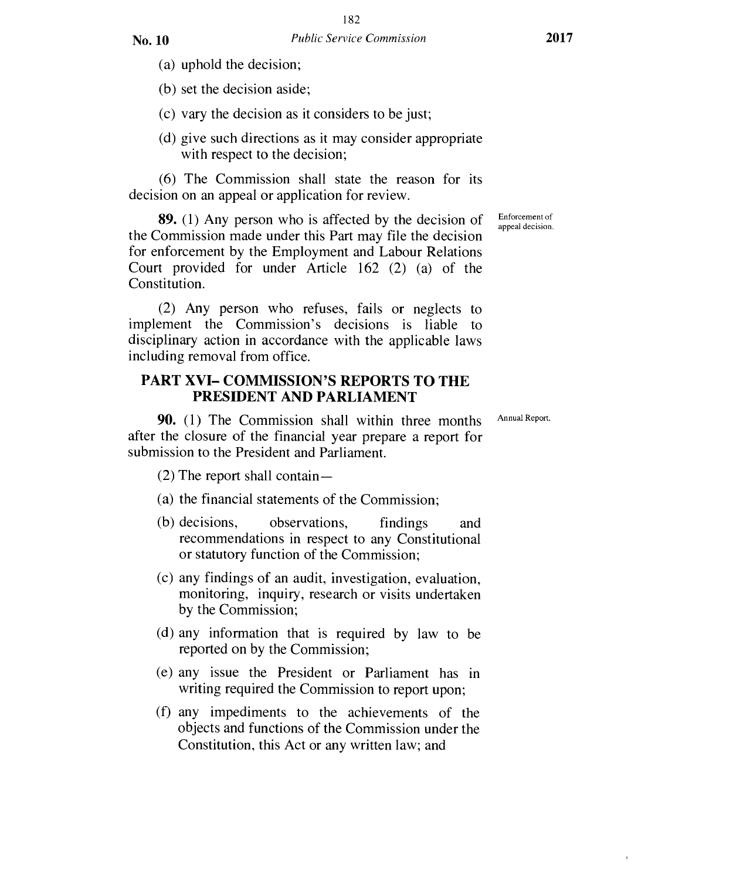(a) uphold the decision;

(b) set the decision aside;

(c) vary the decision as it considers to be just;

(d) give such directions as it may consider appropriate with respect to the decision;

(6) The Commission shall state the reason for its decision on an appeal or application for review.

Enforcement of appeal decision.

**89.** (1) Any person who is affected by the decision of the Commission made under this Part may file the decision for enforcement by the Employment and Labour Relations Court provided for under Article 162 (2) (a) of the Constitution.

(2) Any person who refuses, fails or neglects to implement the Commission's decisions is liable to disciplinary action in accordance with the applicable laws including removal from office.

## PART XVI– COMMISSION'S REPORTS TO THE PRESIDENT AND PARLIAMENT

Annual Report.

**90.** (1) The Commission shall within three months after the closure of the financial year prepare a report for submission to the President and Parliament.

(2) The report shall contain—

(a) the financial statements of the Commission;

(b) decisions, observations, findings and recommendations in respect to any Constitutional or statutory function of the Commission;

(c) any findings of an audit, investigation, evaluation, monitoring, inquiry, research or visits undertaken by the Commission;

(d) any information that is required by law to be reported on by the Commission;

(e) any issue the President or Parliament has in writing required the Commission to report upon;

(f) any impediments to the achievements of the objects and functions of the Commission under the Constitution, this Act or any written law; and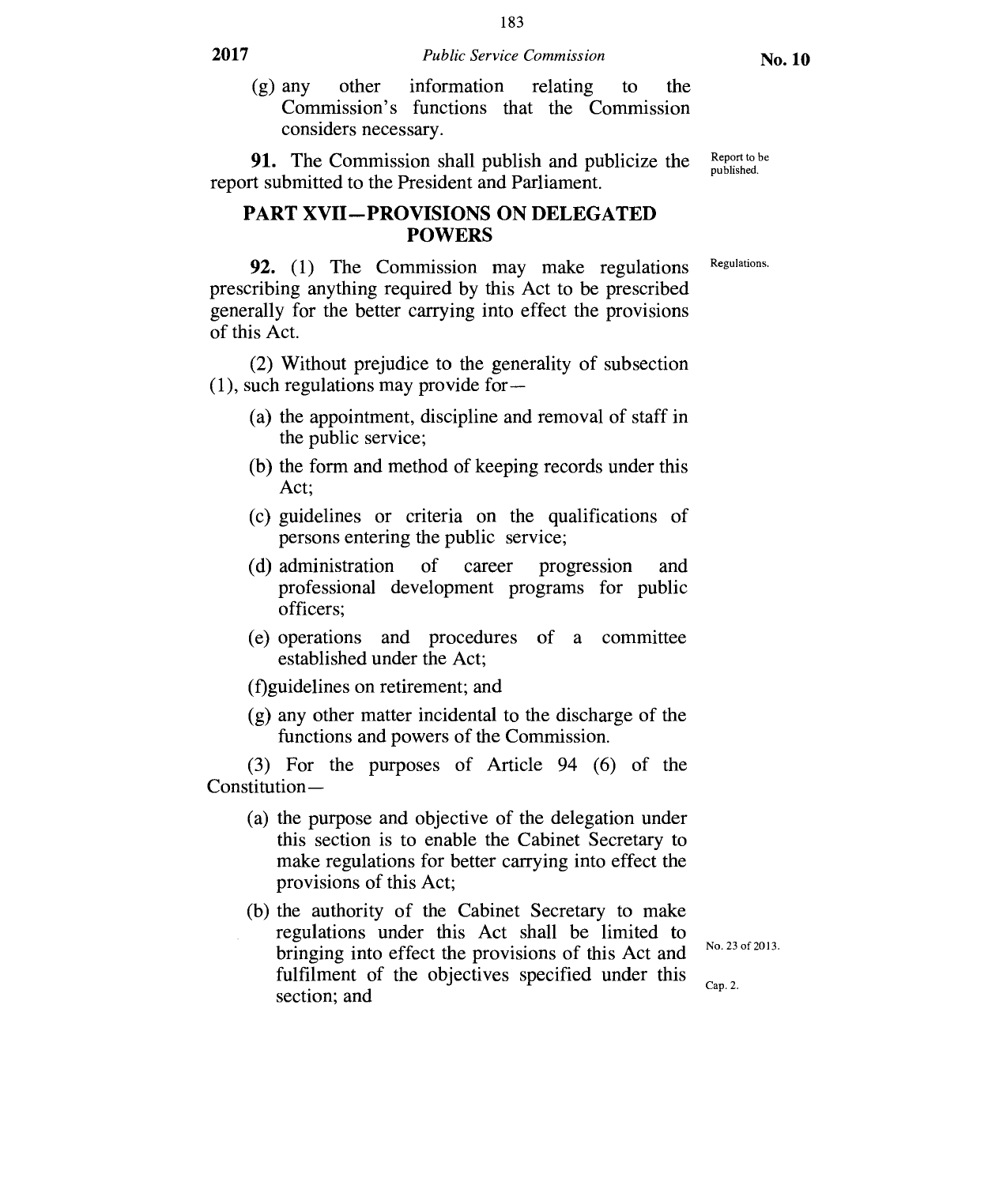(g) any other information relating to the Commission's functions that the Commission considers necessary.

**91.** The Commission shall publish and publicize the report submitted to the President and Parliament.

Report to be published.

## PART XVII—PROVISIONS ON DELEGATED POWERS

**92.** (1) The Commission may make regulations prescribing anything required by this Act to be prescribed generally for the better carrying into effect the provisions of this Act.

Regulations.

(2) Without prejudice to the generality of subsection (1), such regulations may provide for—

- (a) the appointment, discipline and removal of staff in the public service;
- (b) the form and method of keeping records under this Act;
- (c) guidelines or criteria on the qualifications of persons entering the public service;
- (d) administration of career progression and professional development programs for public officers;
- (e) operations and procedures of a committee established under the Act;
- (f)guidelines on retirement; and
- (g) any other matter incidental to the discharge of the functions and powers of the Commission.

(3) For the purposes of Article 94 (6) of the Constitution—

- (a) the purpose and objective of the delegation under this section is to enable the Cabinet Secretary to make regulations for better carrying into effect the provisions of this Act;
- (b) the authority of the Cabinet Secretary to make regulations under this Act shall be limited to bringing into effect the provisions of this Act and fulfilment of the objectives specified under this section; and

No. 23 of 2013.

Cap. 2.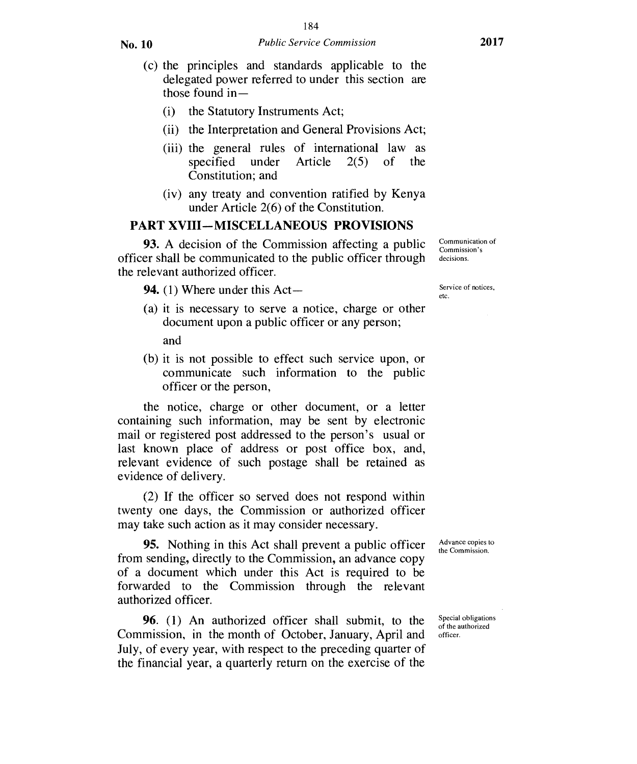(c) the principles and standards applicable to the delegated power referred to under this section are those found in—

   (i) the Statutory Instruments Act;

   (ii) the Interpretation and General Provisions Act;

   (iii) the general rules of international law as specified under Article 2(5) of the Constitution; and

   (iv) any treaty and convention ratified by Kenya under Article 2(6) of the Constitution.

## PART XVIII—MISCELLANEOUS PROVISIONS

*Communication of Commission's decisions.*

**93.** A decision of the Commission affecting a public officer shall be communicated to the public officer through the relevant authorized officer.

*Service of notices, etc.*

**94.** (1) Where under this Act—

(a) it is necessary to serve a notice, charge or other document upon a public officer or any person;

and

(b) it is not possible to effect such service upon, or communicate such information to the public officer or the person,

the notice, charge or other document, or a letter containing such information, may be sent by electronic mail or registered post addressed to the person's usual or last known place of address or post office box, and, relevant evidence of such postage shall be retained as evidence of delivery.

(2) If the officer so served does not respond within twenty one days, the Commission or authorized officer may take such action as it may consider necessary.

*Advance copies to the Commission.*

**95.** Nothing in this Act shall prevent a public officer from sending, directly to the Commission, an advance copy of a document which under this Act is required to be forwarded to the Commission through the relevant authorized officer.

*Special obligations of the authorized officer.*

**96.** (1) An authorized officer shall submit, to the Commission, in the month of October, January, April and July, of every year, with respect to the preceding quarter of the financial year, a quarterly return on the exercise of the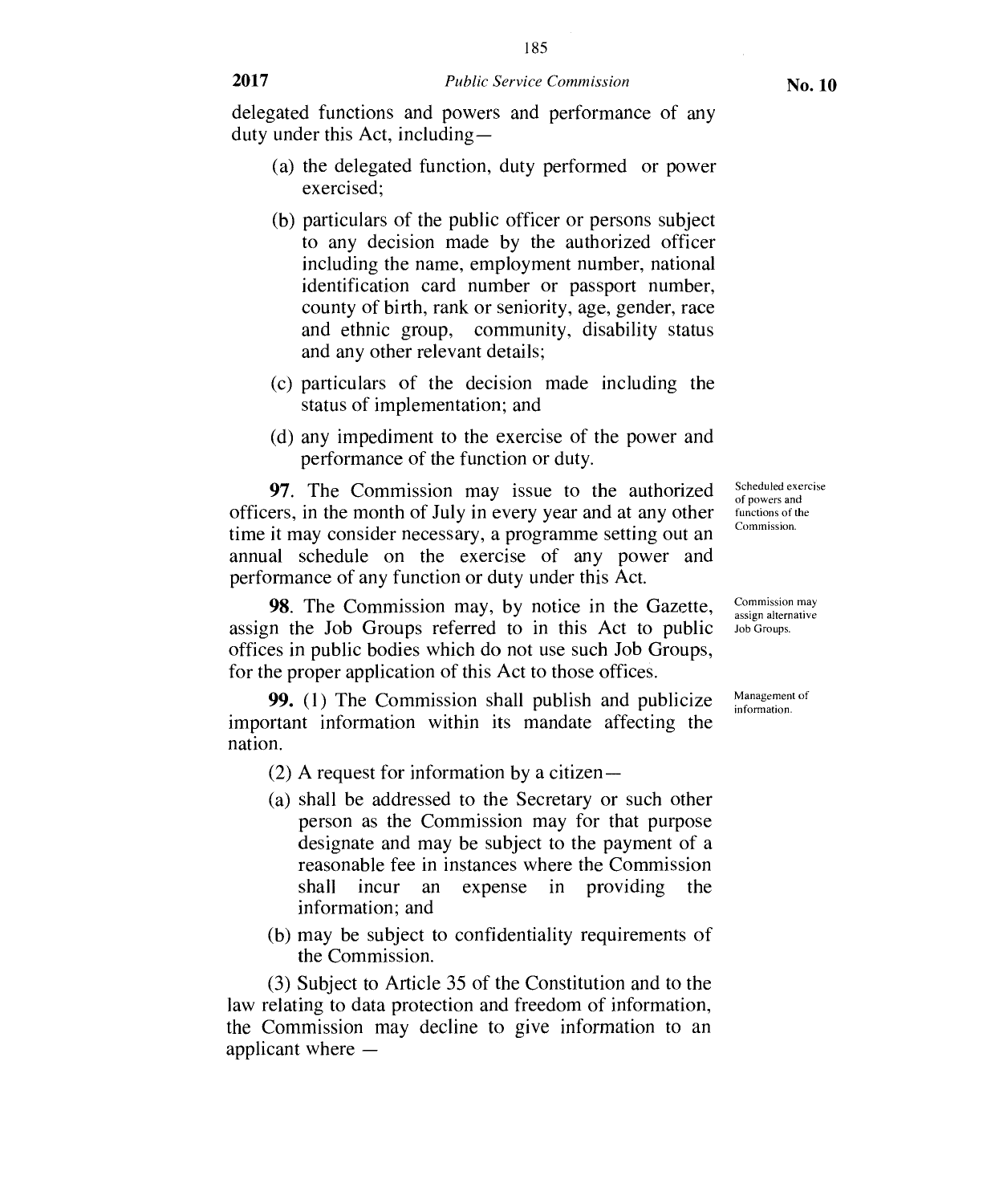delegated functions and powers and performance of any duty under this Act, including—

(a) the delegated function, duty performed or power exercised;

(b) particulars of the public officer or persons subject to any decision made by the authorized officer including the name, employment number, national identification card number or passport number, county of birth, rank or seniority, age, gender, race and ethnic group, community, disability status and any other relevant details;

(c) particulars of the decision made including the status of implementation; and

(d) any impediment to the exercise of the power and performance of the function or duty.

*Scheduled exercise of powers and functions of the Commission.*

**97**. The Commission may issue to the authorized officers, in the month of July in every year and at any other time it may consider necessary, a programme setting out an annual schedule on the exercise of any power and performance of any function or duty under this Act.

*Commission may assign alternative Job Groups.*

**98**. The Commission may, by notice in the Gazette, assign the Job Groups referred to in this Act to public offices in public bodies which do not use such Job Groups, for the proper application of this Act to those offices.

*Management of information.*

**99.** (1) The Commission shall publish and publicize important information within its mandate affecting the nation.

(2) A request for information by a citizen—

(a) shall be addressed to the Secretary or such other person as the Commission may for that purpose designate and may be subject to the payment of a reasonable fee in instances where the Commission shall incur an expense in providing the information; and

(b) may be subject to confidentiality requirements of the Commission.

(3) Subject to Article 35 of the Constitution and to the law relating to data protection and freedom of information, the Commission may decline to give information to an applicant where —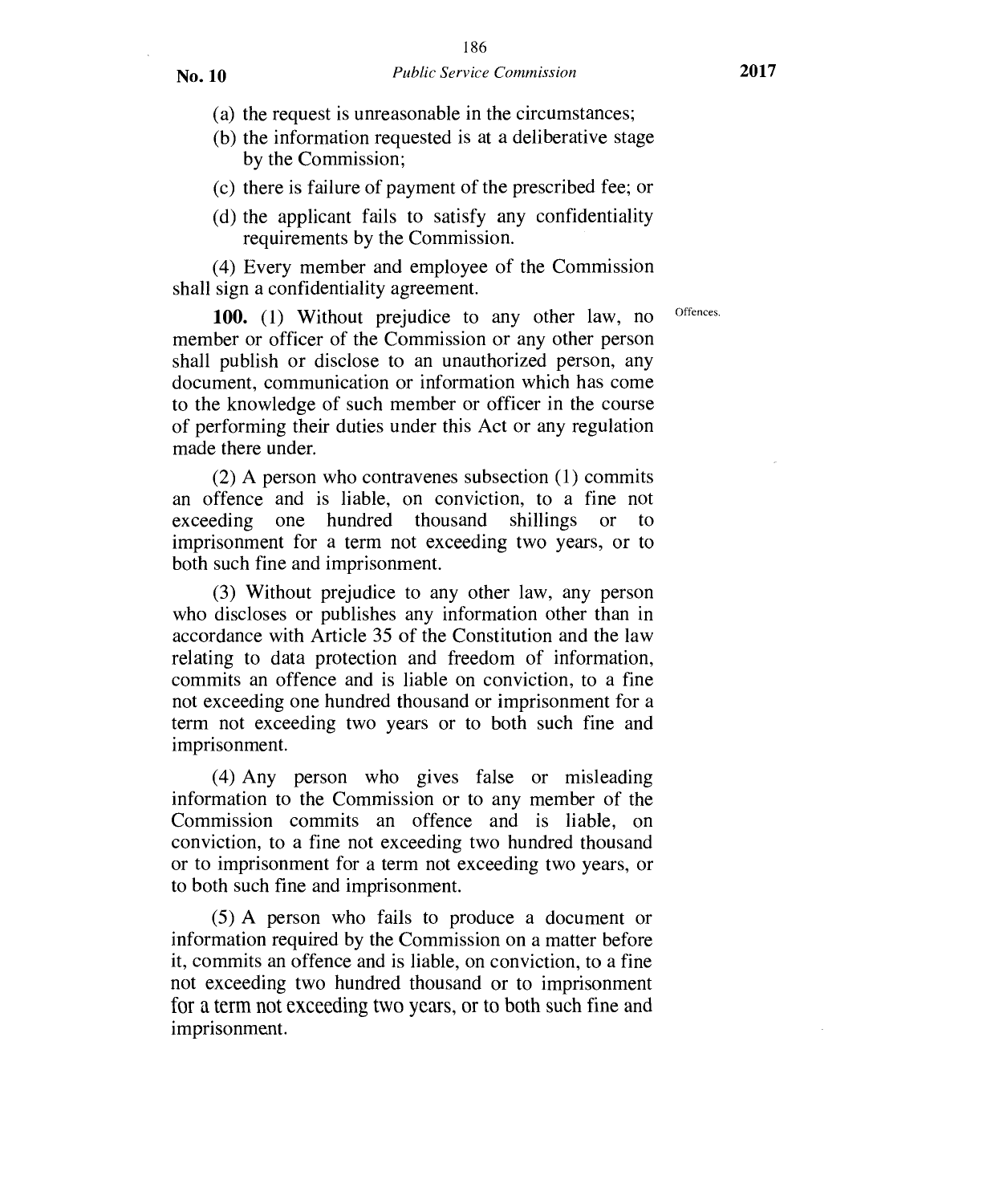(a) the request is unreasonable in the circumstances;

(b) the information requested is at a deliberative stage by the Commission;

(c) there is failure of payment of the prescribed fee; or

(d) the applicant fails to satisfy any confidentiality requirements by the Commission.

(4) Every member and employee of the Commission shall sign a confidentiality agreement.

Offences.

**100.** (1) Without prejudice to any other law, no member or officer of the Commission or any other person shall publish or disclose to an unauthorized person, any document, communication or information which has come to the knowledge of such member or officer in the course of performing their duties under this Act or any regulation made there under.

(2) A person who contravenes subsection (1) commits an offence and is liable, on conviction, to a fine not exceeding one hundred thousand shillings or to imprisonment for a term not exceeding two years, or to both such fine and imprisonment.

(3) Without prejudice to any other law, any person who discloses or publishes any information other than in accordance with Article 35 of the Constitution and the law relating to data protection and freedom of information, commits an offence and is liable on conviction, to a fine not exceeding one hundred thousand or imprisonment for a term not exceeding two years or to both such fine and imprisonment.

(4) Any person who gives false or misleading information to the Commission or to any member of the Commission commits an offence and is liable, on conviction, to a fine not exceeding two hundred thousand or to imprisonment for a term not exceeding two years, or to both such fine and imprisonment.

(5) A person who fails to produce a document or information required by the Commission on a matter before it, commits an offence and is liable, on conviction, to a fine not exceeding two hundred thousand or to imprisonment for a term not exceeding two years, or to both such fine and imprisonment.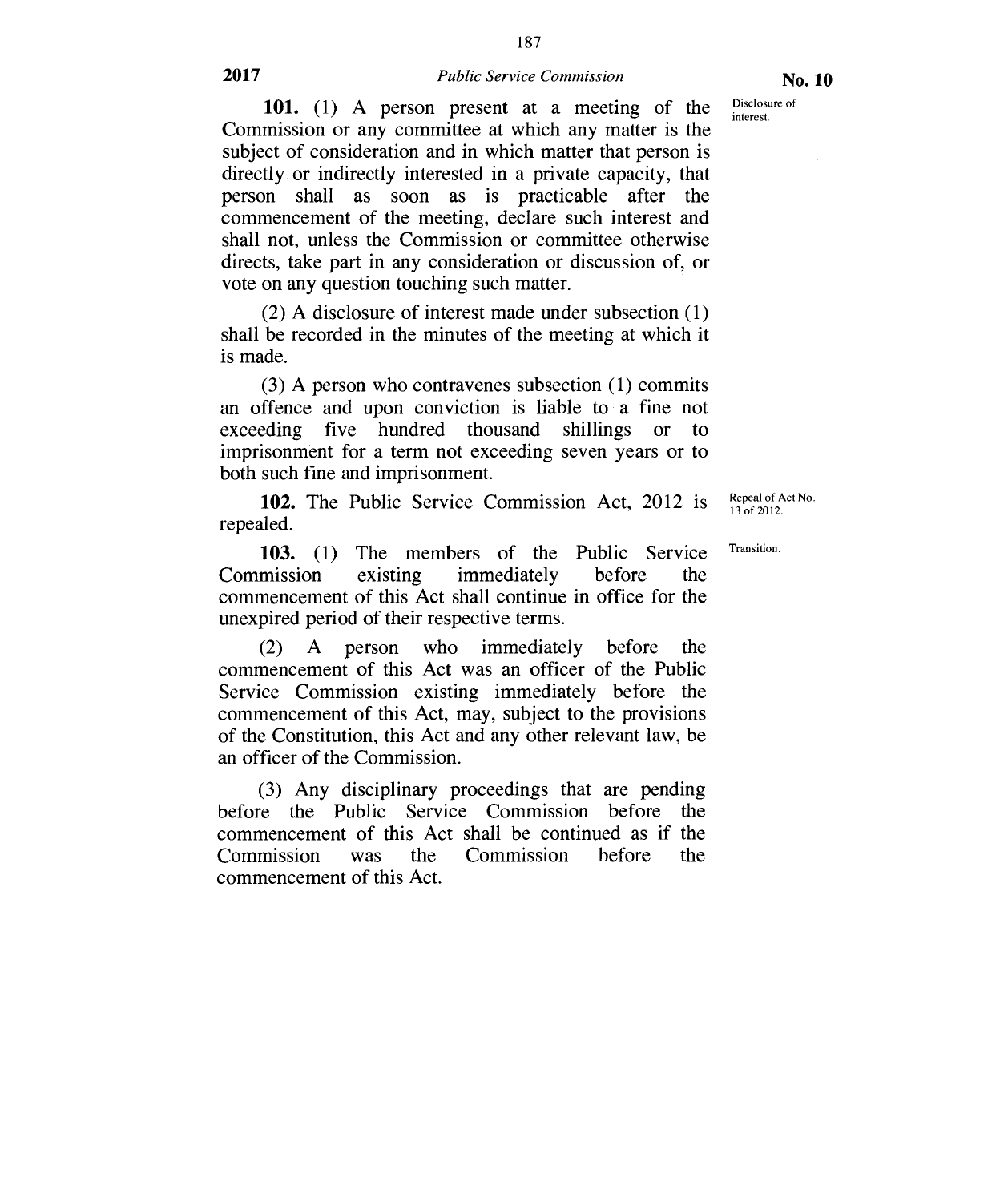**101.** (1) A person present at a meeting of the Commission or any committee at which any matter is the subject of consideration and in which matter that person is directly or indirectly interested in a private capacity, that person shall as soon as is practicable after the commencement of the meeting, declare such interest and shall not, unless the Commission or committee otherwise directs, take part in any consideration or discussion of, or vote on any question touching such matter.

Disclosure of interest.

(2) A disclosure of interest made under subsection (1) shall be recorded in the minutes of the meeting at which it is made.

(3) A person who contravenes subsection (1) commits an offence and upon conviction is liable to a fine not exceeding five hundred thousand shillings or to imprisonment for a term not exceeding seven years or to both such fine and imprisonment.

**102.** The Public Service Commission Act, 2012 is repealed.

Repeal of Act No. 13 of 2012.

**103.** (1) The members of the Public Service Commission existing immediately before the commencement of this Act shall continue in office for the unexpired period of their respective terms.

Transition.

(2) A person who immediately before the commencement of this Act was an officer of the Public Service Commission existing immediately before the commencement of this Act, may, subject to the provisions of the Constitution, this Act and any other relevant law, be an officer of the Commission.

(3) Any disciplinary proceedings that are pending before the Public Service Commission before the commencement of this Act shall be continued as if the Commission was the Commission before the commencement of this Act.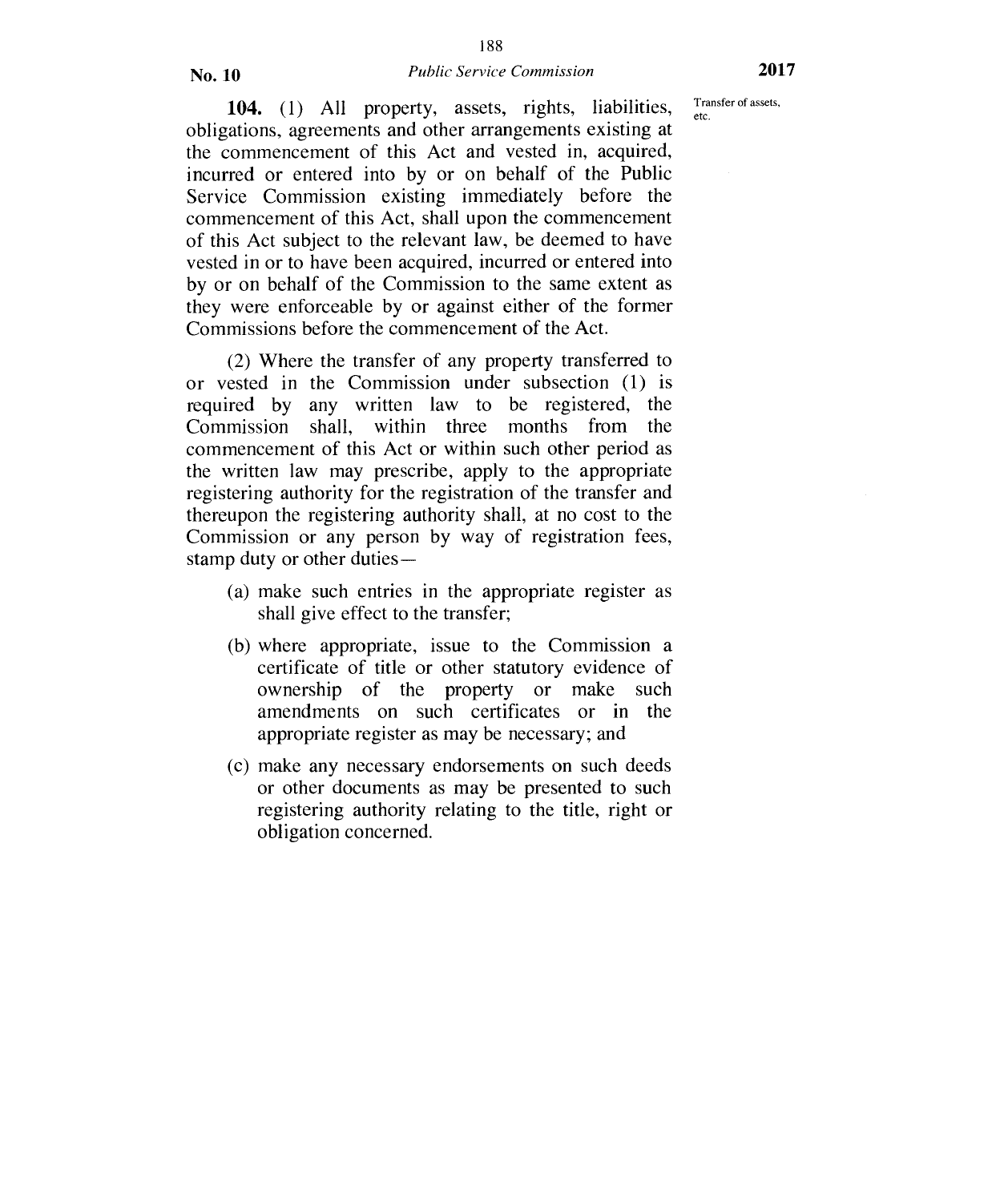**104.** (1) All property, assets, rights, liabilities, obligations, agreements and other arrangements existing at the commencement of this Act and vested in, acquired, incurred or entered into by or on behalf of the Public Service Commission existing immediately before the commencement of this Act, shall upon the commencement of this Act subject to the relevant law, be deemed to have vested in or to have been acquired, incurred or entered into by or on behalf of the Commission to the same extent as they were enforceable by or against either of the former Commissions before the commencement of the Act.

Transfer of assets, etc.

(2) Where the transfer of any property transferred to or vested in the Commission under subsection (1) is required by any written law to be registered, the Commission shall, within three months from the commencement of this Act or within such other period as the written law may prescribe, apply to the appropriate registering authority for the registration of the transfer and thereupon the registering authority shall, at no cost to the Commission or any person by way of registration fees, stamp duty or other duties—

(a) make such entries in the appropriate register as shall give effect to the transfer;

(b) where appropriate, issue to the Commission a certificate of title or other statutory evidence of ownership of the property or make such amendments on such certificates or in the appropriate register as may be necessary; and

(c) make any necessary endorsements on such deeds or other documents as may be presented to such registering authority relating to the title, right or obligation concerned.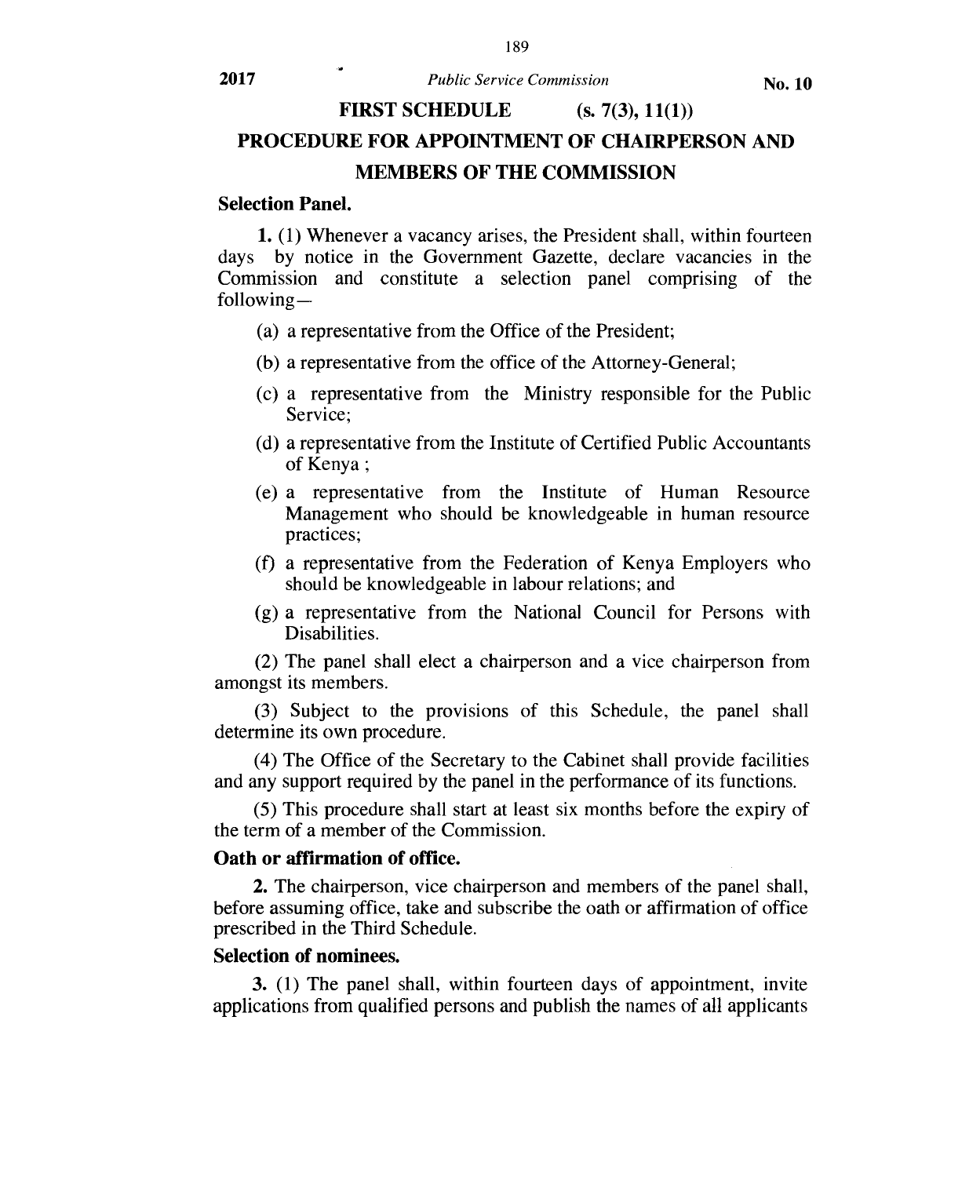## FIRST SCHEDULE (s. 7(3), 11(1))

## PROCEDURE FOR APPOINTMENT OF CHAIRPERSON AND MEMBERS OF THE COMMISSION

**Selection Panel.**

**1.** (1) Whenever a vacancy arises, the President shall, within fourteen days by notice in the Government Gazette, declare vacancies in the Commission and constitute a selection panel comprising of the following—

(a) a representative from the Office of the President;

(b) a representative from the office of the Attorney-General;

(c) a representative from the Ministry responsible for the Public Service;

(d) a representative from the Institute of Certified Public Accountants of Kenya ;

(e) a representative from the Institute of Human Resource Management who should be knowledgeable in human resource practices;

(f) a representative from the Federation of Kenya Employers who should be knowledgeable in labour relations; and

(g) a representative from the National Council for Persons with Disabilities.

(2) The panel shall elect a chairperson and a vice chairperson from amongst its members.

(3) Subject to the provisions of this Schedule, the panel shall determine its own procedure.

(4) The Office of the Secretary to the Cabinet shall provide facilities and any support required by the panel in the performance of its functions.

(5) This procedure shall start at least six months before the expiry of the term of a member of the Commission.

**Oath or affirmation of office.**

**2.** The chairperson, vice chairperson and members of the panel shall, before assuming office, take and subscribe the oath or affirmation of office prescribed in the Third Schedule.

**Selection of nominees.**

**3.** (1) The panel shall, within fourteen days of appointment, invite applications from qualified persons and publish the names of all applicants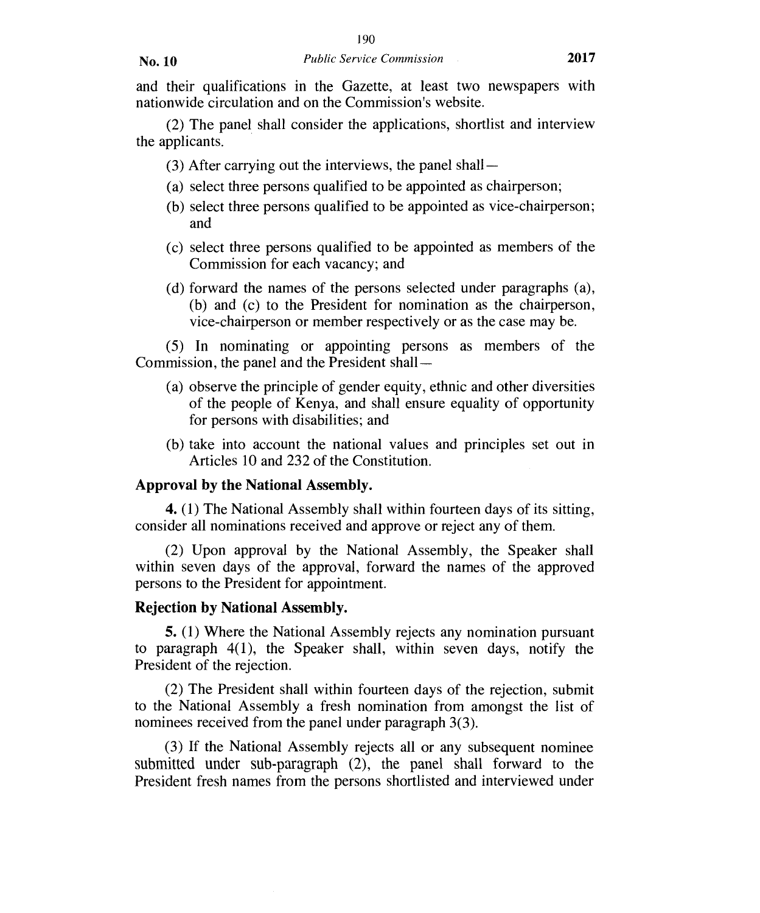and their qualifications in the Gazette, at least two newspapers with nationwide circulation and on the Commission's website.

(2) The panel shall consider the applications, shortlist and interview the applicants.

(3) After carrying out the interviews, the panel shall—

(a) select three persons qualified to be appointed as chairperson;

(b) select three persons qualified to be appointed as vice-chairperson; and

(c) select three persons qualified to be appointed as members of the Commission for each vacancy; and

(d) forward the names of the persons selected under paragraphs (a), (b) and (c) to the President for nomination as the chairperson, vice-chairperson or member respectively or as the case may be.

(5) In nominating or appointing persons as members of the Commission, the panel and the President shall—

(a) observe the principle of gender equity, ethnic and other diversities of the people of Kenya, and shall ensure equality of opportunity for persons with disabilities; and

(b) take into account the national values and principles set out in Articles 10 and 232 of the Constitution.

**Approval by the National Assembly.**

**4.** (1) The National Assembly shall within fourteen days of its sitting, consider all nominations received and approve or reject any of them.

(2) Upon approval by the National Assembly, the Speaker shall within seven days of the approval, forward the names of the approved persons to the President for appointment.

**Rejection by National Assembly.**

**5.** (1) Where the National Assembly rejects any nomination pursuant to paragraph 4(1), the Speaker shall, within seven days, notify the President of the rejection.

(2) The President shall within fourteen days of the rejection, submit to the National Assembly a fresh nomination from amongst the list of nominees received from the panel under paragraph 3(3).

(3) If the National Assembly rejects all or any subsequent nominee submitted under sub-paragraph (2), the panel shall forward to the President fresh names from the persons shortlisted and interviewed under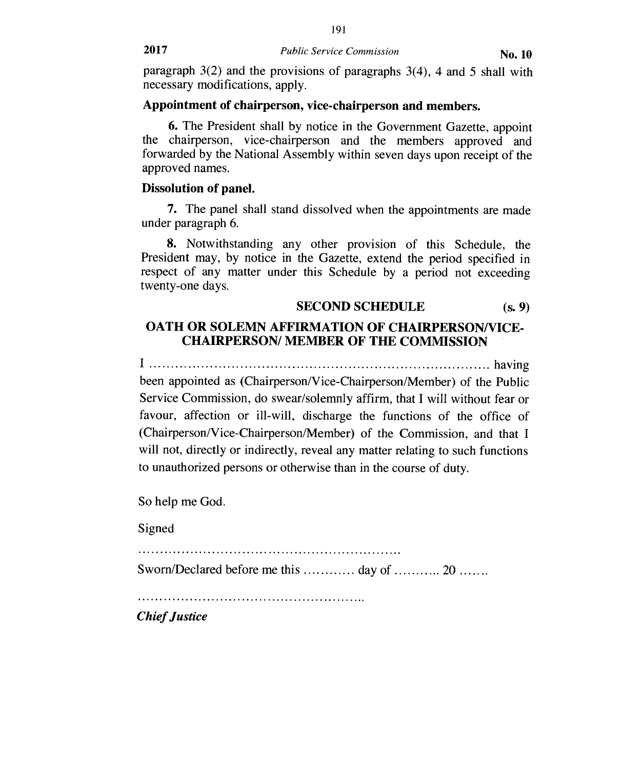paragraph 3(2) and the provisions of paragraphs 3(4), 4 and 5 shall with necessary modifications, apply.

**Appointment of chairperson, vice-chairperson and members.**

**6.** The President shall by notice in the Government Gazette, appoint the chairperson, vice-chairperson and the members approved and forwarded by the National Assembly within seven days upon receipt of the approved names.

**Dissolution of panel.**

**7.** The panel shall stand dissolved when the appointments are made under paragraph 6.

**8.** Notwithstanding any other provision of this Schedule, the President may, by notice in the Gazette, extend the period specified in respect of any matter under this Schedule by a period not exceeding twenty-one days.

## SECOND SCHEDULE (s. 9)

## OATH OR SOLEMN AFFIRMATION OF CHAIRPERSON/VICE-CHAIRPERSON/ MEMBER OF THE COMMISSION

I .............................................................................. having been appointed as (Chairperson/Vice-Chairperson/Member) of the Public Service Commission, do swear/solemnly affirm, that I will without fear or favour, affection or ill-will, discharge the functions of the office of (Chairperson/Vice-Chairperson/Member) of the Commission, and that I will not, directly or indirectly, reveal any matter relating to such functions to unauthorized persons or otherwise than in the course of duty.

So help me God.

Signed

...............................................................

Sworn/Declared before me this ............ day of ........... 20 .......

.....................................................

***Chief Justice***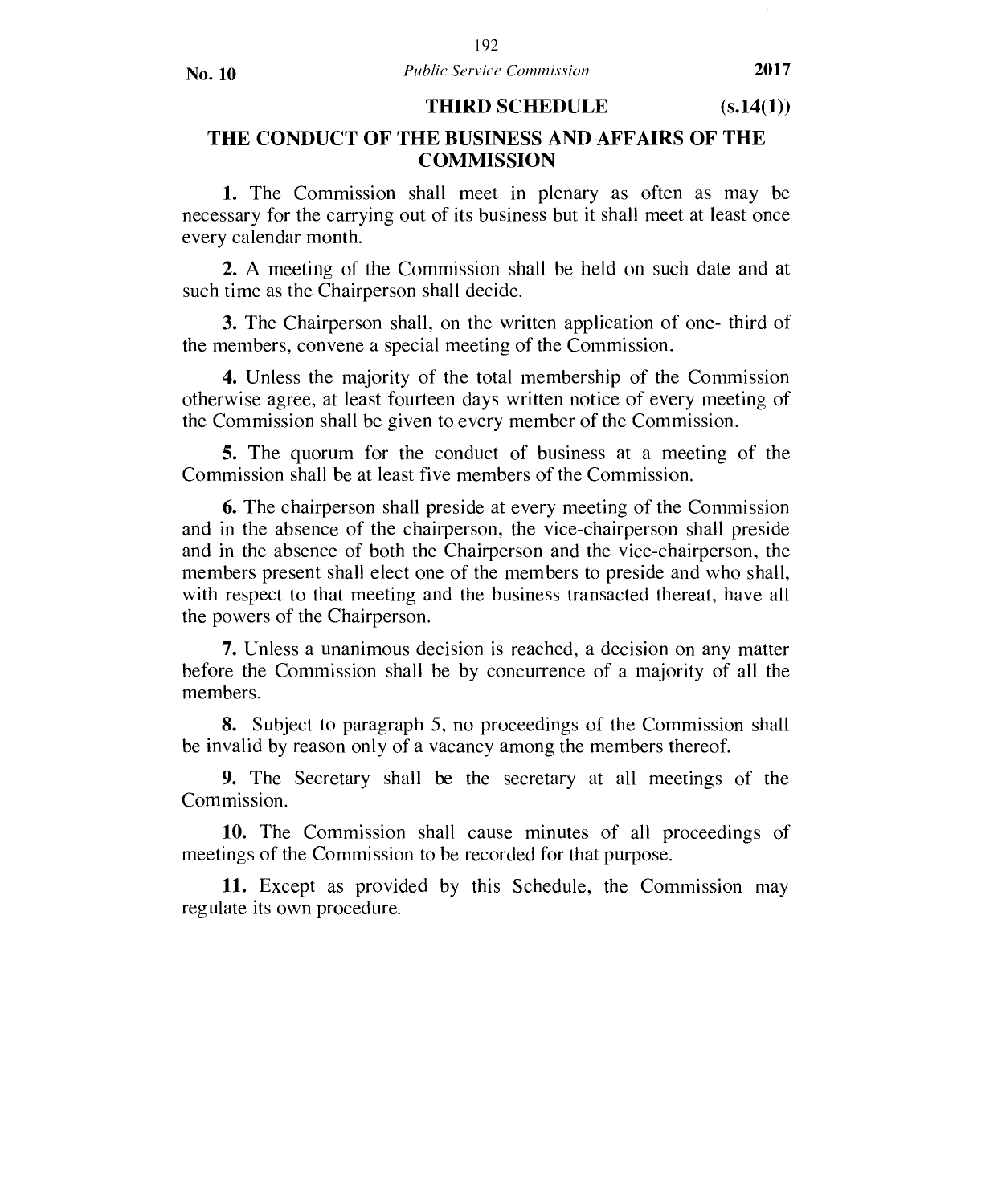## THIRD SCHEDULE (s.14(1))

## THE CONDUCT OF THE BUSINESS AND AFFAIRS OF THE COMMISSION

**1.** The Commission shall meet in plenary as often as may be necessary for the carrying out of its business but it shall meet at least once every calendar month.

**2.** A meeting of the Commission shall be held on such date and at such time as the Chairperson shall decide.

**3.** The Chairperson shall, on the written application of one- third of the members, convene a special meeting of the Commission.

**4.** Unless the majority of the total membership of the Commission otherwise agree, at least fourteen days written notice of every meeting of the Commission shall be given to every member of the Commission.

**5.** The quorum for the conduct of business at a meeting of the Commission shall be at least five members of the Commission.

**6.** The chairperson shall preside at every meeting of the Commission and in the absence of the chairperson, the vice-chairperson shall preside and in the absence of both the Chairperson and the vice-chairperson, the members present shall elect one of the members to preside and who shall, with respect to that meeting and the business transacted thereat, have all the powers of the Chairperson.

**7.** Unless a unanimous decision is reached, a decision on any matter before the Commission shall be by concurrence of a majority of all the members.

**8.** Subject to paragraph 5, no proceedings of the Commission shall be invalid by reason only of a vacancy among the members thereof.

**9.** The Secretary shall be the secretary at all meetings of the Commission.

**10.** The Commission shall cause minutes of all proceedings of meetings of the Commission to be recorded for that purpose.

**11.** Except as provided by this Schedule, the Commission may regulate its own procedure.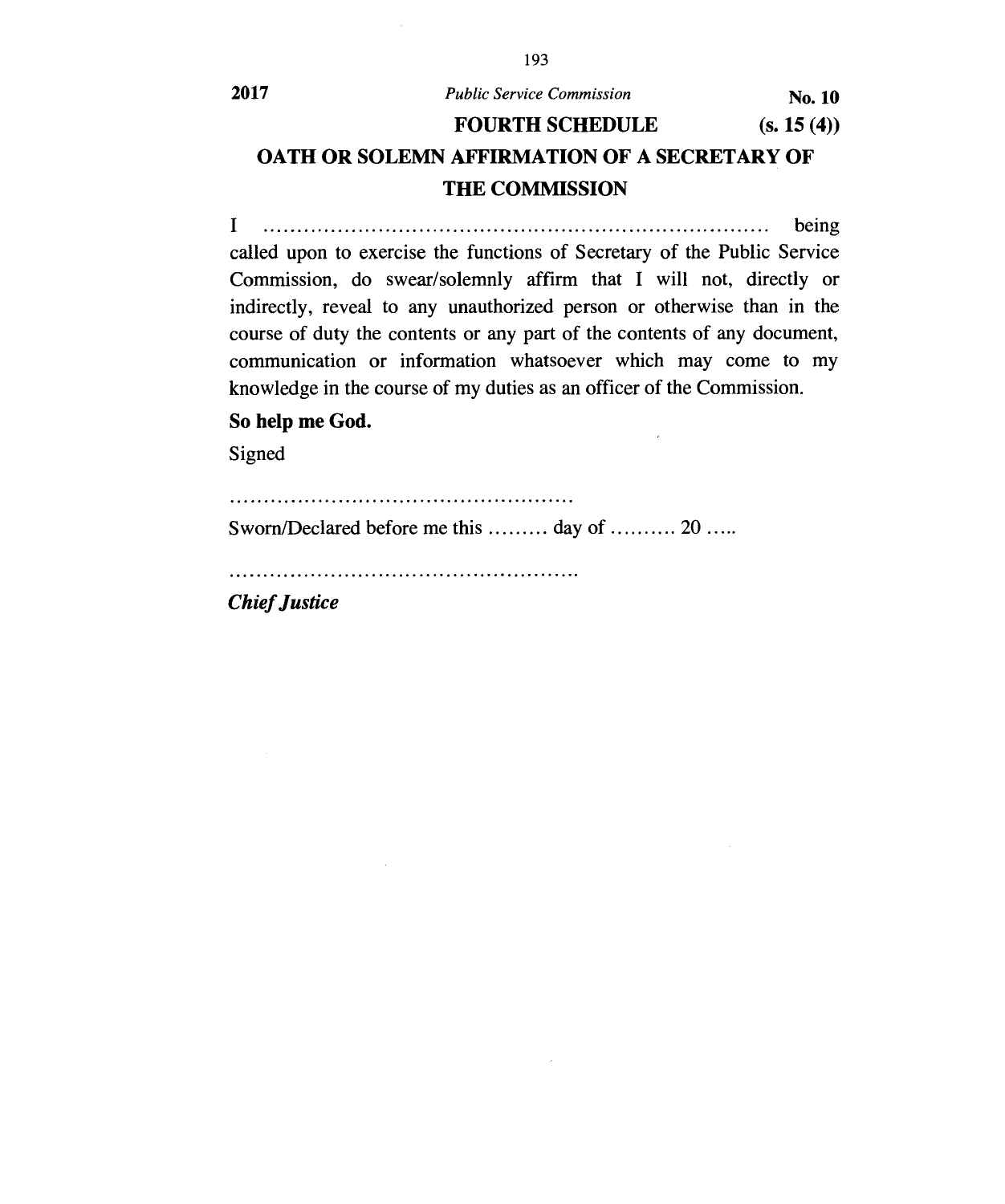## FOURTH SCHEDULE (s. 15 (4))

## OATH OR SOLEMN AFFIRMATION OF A SECRETARY OF THE COMMISSION

I ........................................................................ being called upon to exercise the functions of Secretary of the Public Service Commission, do swear/solemnly affirm that I will not, directly or indirectly, reveal to any unauthorized person or otherwise than in the course of duty the contents or any part of the contents of any document, communication or information whatsoever which may come to my knowledge in the course of my duties as an officer of the Commission.

**So help me God.**

Signed

..................................................

Sworn/Declared before me this ......... day of .......... 20 .....

..................................................

***Chief Justice***